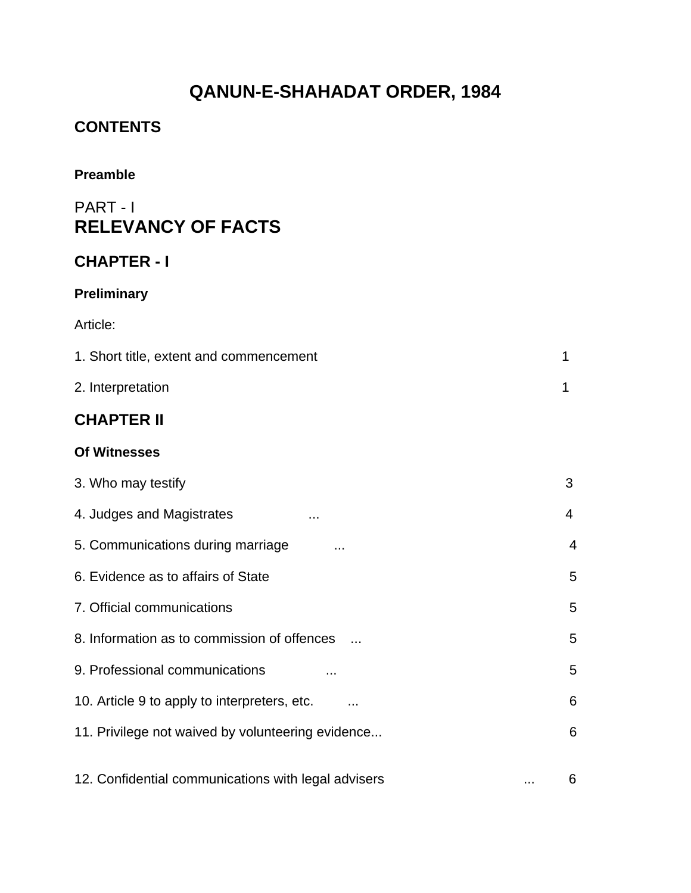# QANUN-E-SHAHADAT ORDER, 1984

## CONTENTS

**Preamble**

PART - I

## RELEVANCY OF FACTS

## CHAPTER - I

**Preliminary**

Article:

| | |
|---|---|
| 1. Short title, extent and commencement | 1 |
| 2. Interpretation | 1 |

## CHAPTER II

**Of Witnesses**

| | |
|---|---|
| 3. Who may testify | 3 |
| 4. Judges and Magistrates ... | 4 |
| 5. Communications during marriage ... | 4 |
| 6. Evidence as to affairs of State | 5 |
| 7. Official communications | 5 |
| 8. Information as to commission of offences ... | 5 |
| 9. Professional communications ... | 5 |
| 10. Article 9 to apply to interpreters, etc. ... | 6 |
| 11. Privilege not waived by volunteering evidence... | 6 |
| 12. Confidential communications with legal advisers ... | 6 |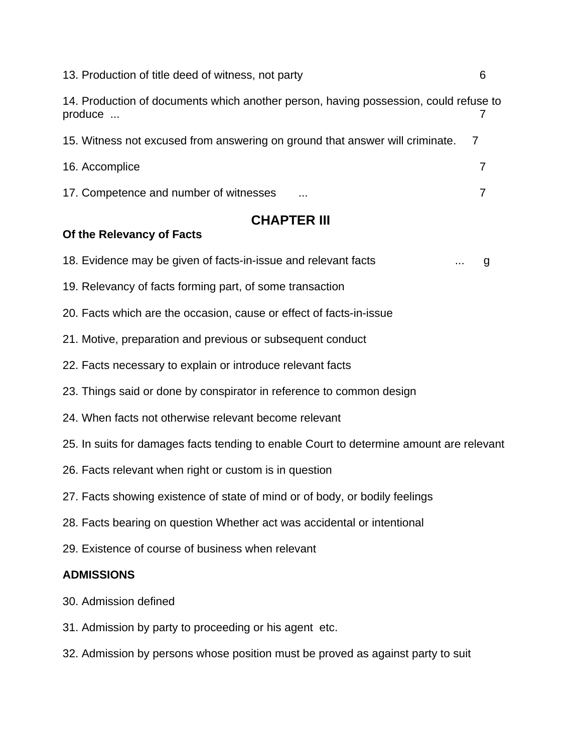13. Production of title deed of witness, not party 6

14. Production of documents which another person, having possession, could refuse to produce ... 7

15. Witness not excused from answering on ground that answer will criminate. 7

16. Accomplice 7

17. Competence and number of witnesses ... 7

## CHAPTER III

**Of the Relevancy of Facts**

18. Evidence may be given of facts-in-issue and relevant facts ... g

19. Relevancy of facts forming part, of some transaction

20. Facts which are the occasion, cause or effect of facts-in-issue

21. Motive, preparation and previous or subsequent conduct

22. Facts necessary to explain or introduce relevant facts

23. Things said or done by conspirator in reference to common design

24. When facts not otherwise relevant become relevant

25. In suits for damages facts tending to enable Court to determine amount are relevant

26. Facts relevant when right or custom is in question

27. Facts showing existence of state of mind or of body, or bodily feelings

28. Facts bearing on question Whether act was accidental or intentional

29. Existence of course of business when relevant

**ADMISSIONS**

30. Admission defined

31. Admission by party to proceeding or his agent etc.

32. Admission by persons whose position must be proved as against party to suit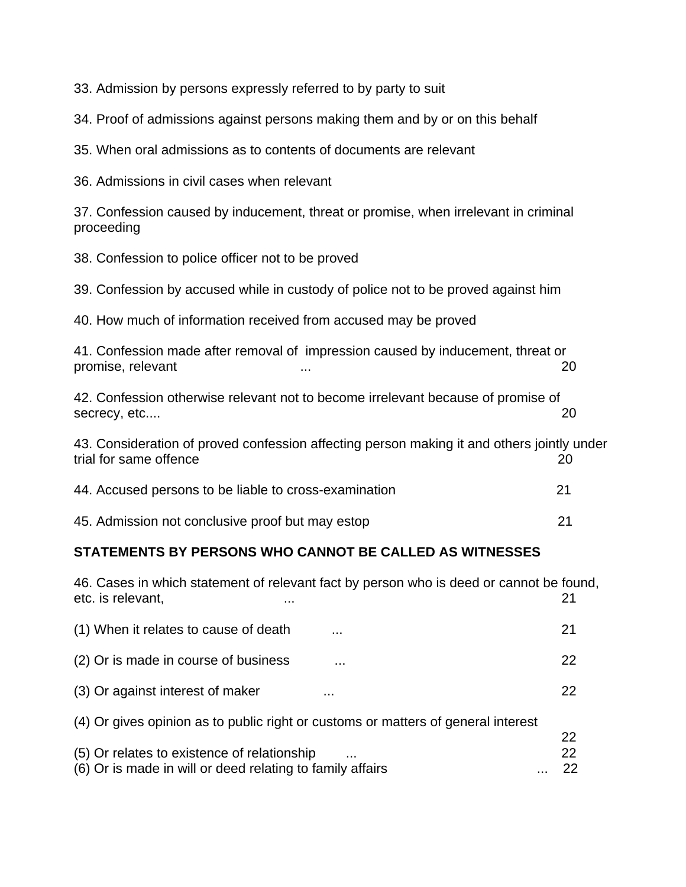33. Admission by persons expressly referred to by party to suit

34. Proof of admissions against persons making them and by or on this behalf

35. When oral admissions as to contents of documents are relevant

36. Admissions in civil cases when relevant

37. Confession caused by inducement, threat or promise, when irrelevant in criminal proceeding

38. Confession to police officer not to be proved

39. Confession by accused while in custody of police not to be proved against him

40. How much of information received from accused may be proved

41. Confession made after removal of impression caused by inducement, threat or promise, relevant ... 20

42. Confession otherwise relevant not to become irrelevant because of promise of secrecy, etc.... 20

43. Consideration of proved confession affecting person making it and others jointly under trial for same offence 20

44. Accused persons to be liable to cross-examination 21

45. Admission not conclusive proof but may estop 21

**STATEMENTS BY PERSONS WHO CANNOT BE CALLED AS WITNESSES**

46. Cases in which statement of relevant fact by person who is deed or cannot be found, etc. is relevant, ... 21

(1) When it relates to cause of death ... 21

(2) Or is made in course of business ... 22

(3) Or against interest of maker ... 22

(4) Or gives opinion as to public right or customs or matters of general interest 22

(5) Or relates to existence of relationship ... 22

(6) Or is made in will or deed relating to family affairs ... 22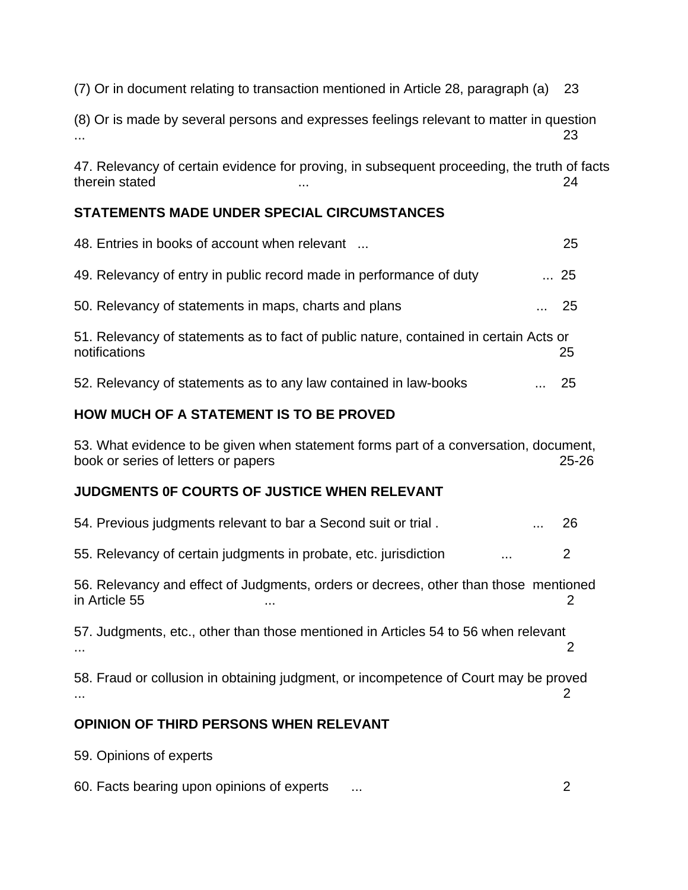(7) Or in document relating to transaction mentioned in Article 28, paragraph (a) 23

(8) Or is made by several persons and expresses feelings relevant to matter in question ... 23

47. Relevancy of certain evidence for proving, in subsequent proceeding, the truth of facts therein stated ... 24

**STATEMENTS MADE UNDER SPECIAL CIRCUMSTANCES**

48. Entries in books of account when relevant ... 25

49. Relevancy of entry in public record made in performance of duty ... 25

50. Relevancy of statements in maps, charts and plans ... 25

51. Relevancy of statements as to fact of public nature, contained in certain Acts or notifications 25

52. Relevancy of statements as to any law contained in law-books ... 25

**HOW MUCH OF A STATEMENT IS TO BE PROVED**

53. What evidence to be given when statement forms part of a conversation, document, book or series of letters or papers 25-26

**JUDGMENTS 0F COURTS OF JUSTICE WHEN RELEVANT**

54. Previous judgments relevant to bar a Second suit or trial . ... 26

55. Relevancy of certain judgments in probate, etc. jurisdiction ... 2

56. Relevancy and effect of Judgments, orders or decrees, other than those mentioned in Article 55 ... 2

57. Judgments, etc., other than those mentioned in Articles 54 to 56 when relevant ... 2

58. Fraud or collusion in obtaining judgment, or incompetence of Court may be proved ... 2

**OPINION OF THIRD PERSONS WHEN RELEVANT**

59. Opinions of experts

60. Facts bearing upon opinions of experts ... 2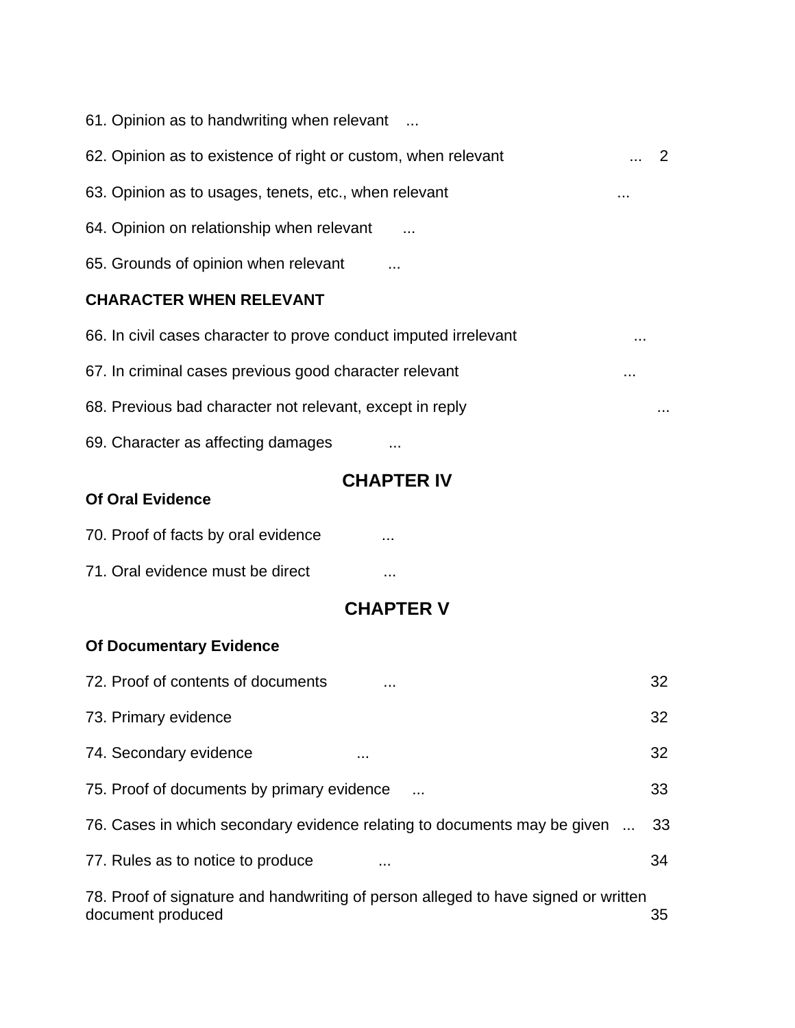61. Opinion as to handwriting when relevant ...

62. Opinion as to existence of right or custom, when relevant ... 2

63. Opinion as to usages, tenets, etc., when relevant ...

64. Opinion on relationship when relevant ...

65. Grounds of opinion when relevant ...

**CHARACTER WHEN RELEVANT**

66. In civil cases character to prove conduct imputed irrelevant ...

67. In criminal cases previous good character relevant ...

68. Previous bad character not relevant, except in reply ...

69. Character as affecting damages ...

## CHAPTER IV

**Of Oral Evidence**

70. Proof of facts by oral evidence ...

71. Oral evidence must be direct ...

## CHAPTER V

**Of Documentary Evidence**

72. Proof of contents of documents ... 32

73. Primary evidence 32

74. Secondary evidence ... 32

75. Proof of documents by primary evidence ... 33

76. Cases in which secondary evidence relating to documents may be given ... 33

77. Rules as to notice to produce ... 34

78. Proof of signature and handwriting of person alleged to have signed or written document produced 35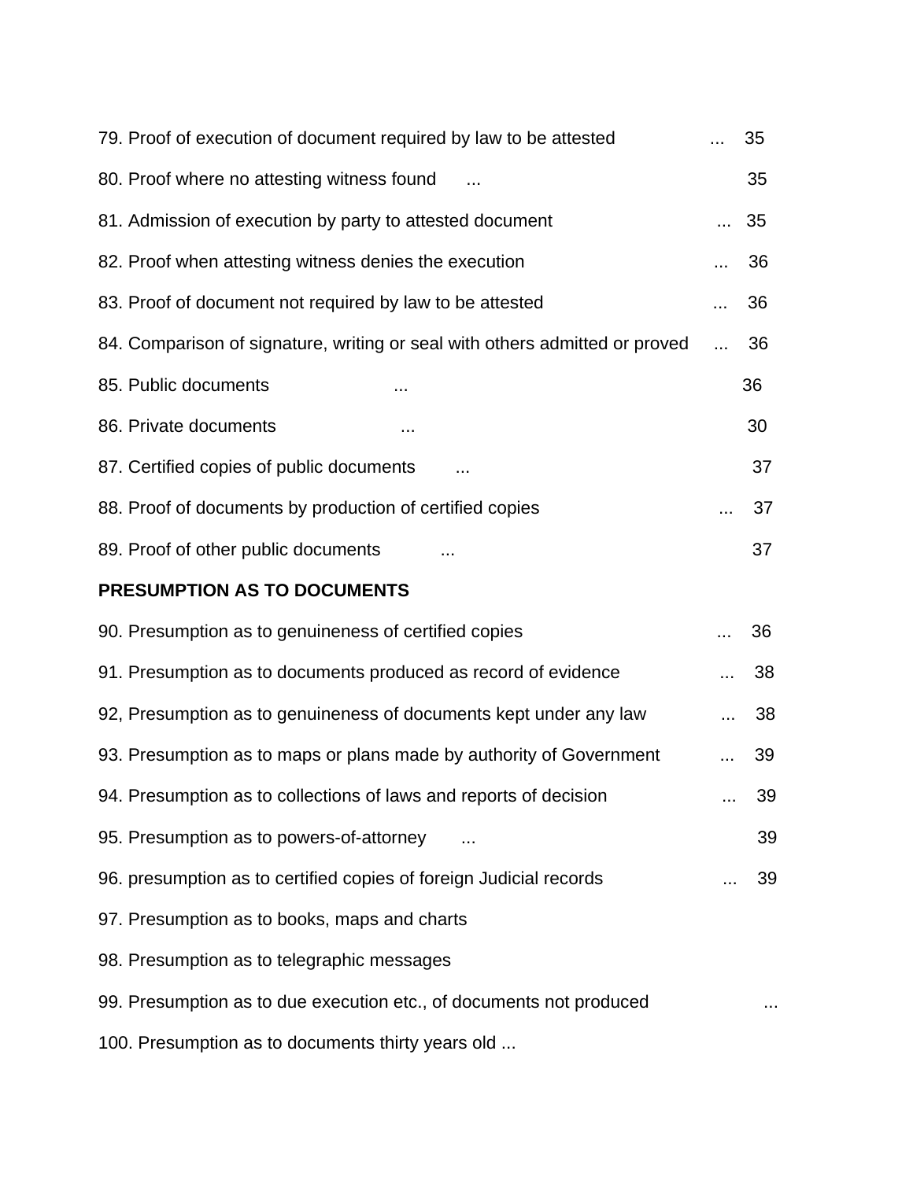79. Proof of execution of document required by law to be attested ... 35

80. Proof where no attesting witness found ... 35

81. Admission of execution by party to attested document ... 35

82. Proof when attesting witness denies the execution ... 36

83. Proof of document not required by law to be attested ... 36

84. Comparison of signature, writing or seal with others admitted or proved ... 36

85. Public documents ... 36

86. Private documents ... 30

87. Certified copies of public documents ... 37

88. Proof of documents by production of certified copies ... 37

89. Proof of other public documents ... 37

**PRESUMPTION AS TO DOCUMENTS**

90. Presumption as to genuineness of certified copies ... 36

91. Presumption as to documents produced as record of evidence ... 38

92, Presumption as to genuineness of documents kept under any law ... 38

93. Presumption as to maps or plans made by authority of Government ... 39

94. Presumption as to collections of laws and reports of decision ... 39

95. Presumption as to powers-of-attorney ... 39

96. presumption as to certified copies of foreign Judicial records ... 39

97. Presumption as to books, maps and charts

98. Presumption as to telegraphic messages

99. Presumption as to due execution etc., of documents not produced ...

100. Presumption as to documents thirty years old ...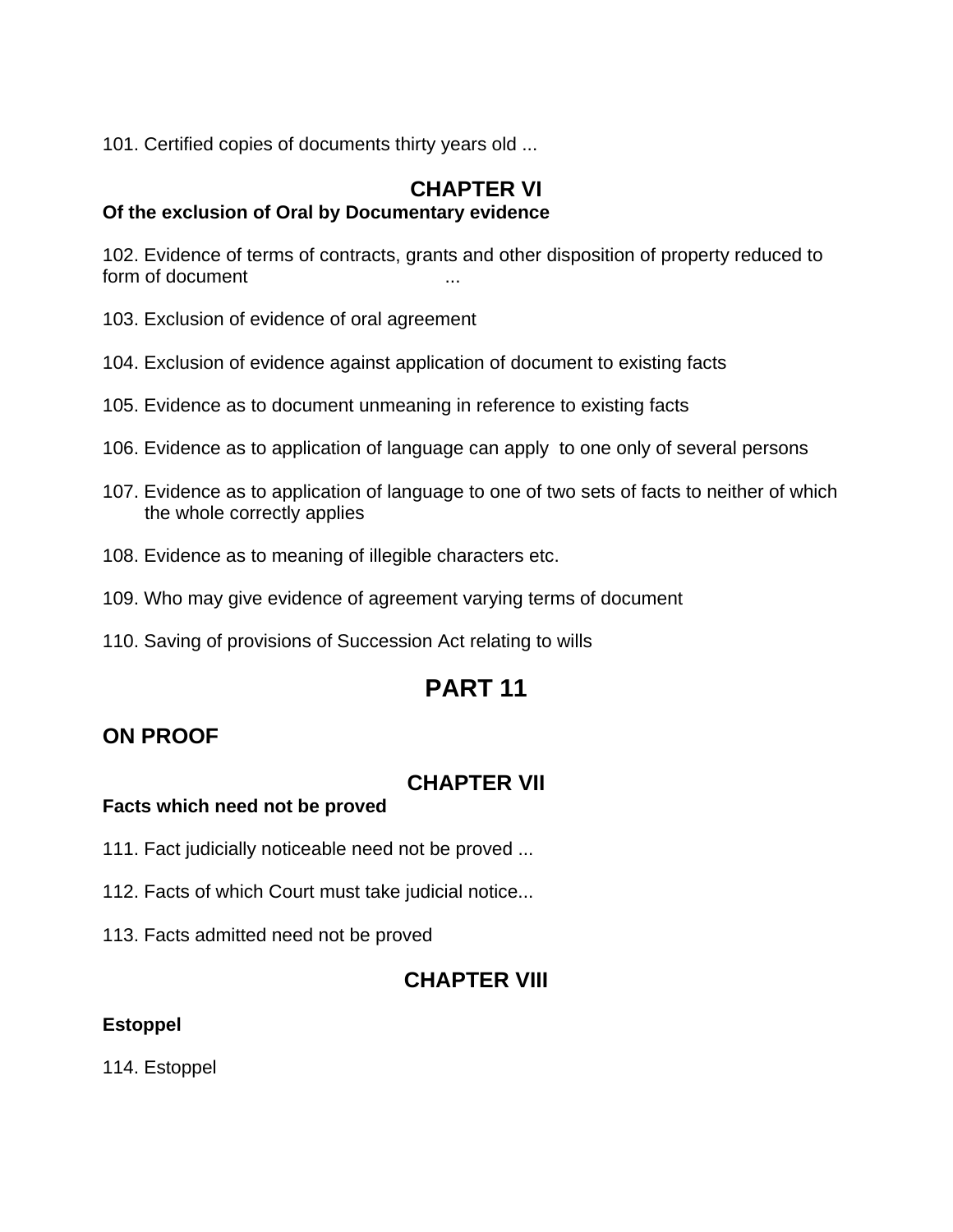101. Certified copies of documents thirty years old ...

## CHAPTER VI

**Of the exclusion of Oral by Documentary evidence**

102. Evidence of terms of contracts, grants and other disposition of property reduced to form of document ...

103. Exclusion of evidence of oral agreement

104. Exclusion of evidence against application of document to existing facts

105. Evidence as to document unmeaning in reference to existing facts

106. Evidence as to application of language can apply to one only of several persons

107. Evidence as to application of language to one of two sets of facts to neither of which the whole correctly applies

108. Evidence as to meaning of illegible characters etc.

109. Who may give evidence of agreement varying terms of document

110. Saving of provisions of Succession Act relating to wills

# PART 11

## ON PROOF

## CHAPTER VII

**Facts which need not be proved**

111. Fact judicially noticeable need not be proved ...

112. Facts of which Court must take judicial notice...

113. Facts admitted need not be proved

## CHAPTER VIII

**Estoppel**

114. Estoppel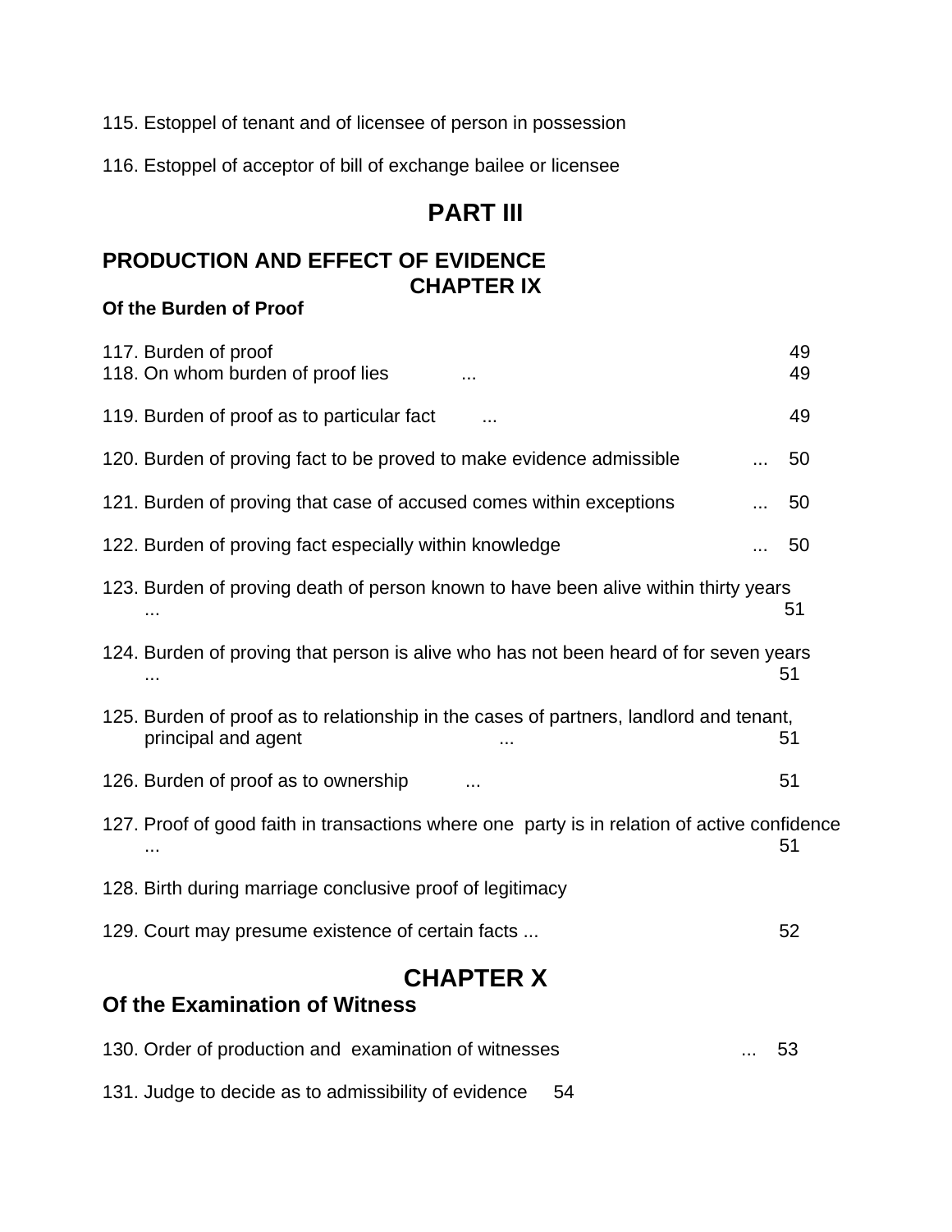115. Estoppel of tenant and of licensee of person in possession

116. Estoppel of acceptor of bill of exchange bailee or licensee

# PART III

## PRODUCTION AND EFFECT OF EVIDENCE

## CHAPTER IX

### Of the Burden of Proof

117. Burden of proof 49
118. On whom burden of proof lies ... 49

119. Burden of proof as to particular fact ... 49

120. Burden of proving fact to be proved to make evidence admissible ... 50

121. Burden of proving that case of accused comes within exceptions ... 50

122. Burden of proving fact especially within knowledge ... 50

123. Burden of proving death of person known to have been alive within thirty years ... 51

124. Burden of proving that person is alive who has not been heard of for seven years ... 51

125. Burden of proof as to relationship in the cases of partners, landlord and tenant, principal and agent ... 51

126. Burden of proof as to ownership ... 51

127. Proof of good faith in transactions where one party is in relation of active confidence ... 51

128. Birth during marriage conclusive proof of legitimacy

129. Court may presume existence of certain facts ... 52

## CHAPTER X

### Of the Examination of Witness

130. Order of production and examination of witnesses ... 53

131. Judge to decide as to admissibility of evidence 54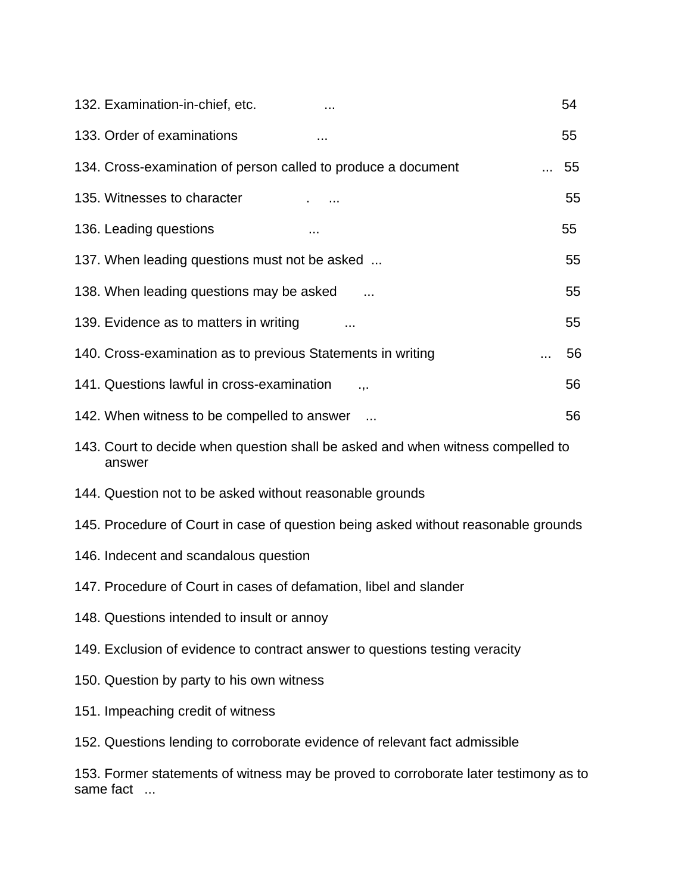132. Examination-in-chief, etc. ... 54

133. Order of examinations ... 55

134. Cross-examination of person called to produce a document ... 55

135. Witnesses to character . ... 55

136. Leading questions ... 55

137. When leading questions must not be asked ... 55

138. When leading questions may be asked ... 55

139. Evidence as to matters in writing ... 55

140. Cross-examination as to previous Statements in writing ... 56

141. Questions lawful in cross-examination .,. 56

142. When witness to be compelled to answer ... 56

143. Court to decide when question shall be asked and when witness compelled to answer

144. Question not to be asked without reasonable grounds

145. Procedure of Court in case of question being asked without reasonable grounds

146. Indecent and scandalous question

147. Procedure of Court in cases of defamation, libel and slander

148. Questions intended to insult or annoy

149. Exclusion of evidence to contract answer to questions testing veracity

150. Question by party to his own witness

151. Impeaching credit of witness

152. Questions lending to corroborate evidence of relevant fact admissible

153. Former statements of witness may be proved to corroborate later testimony as to same fact ...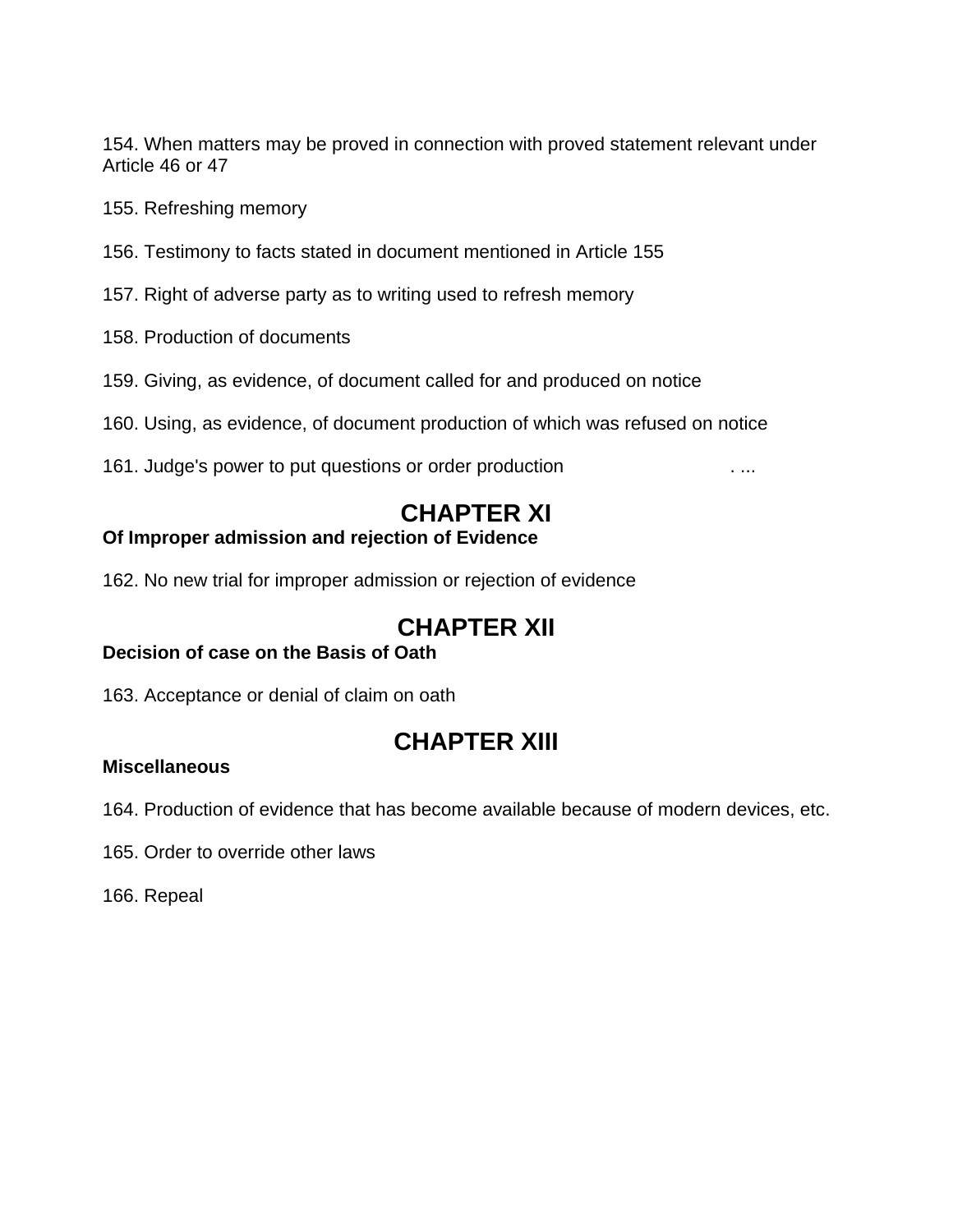154. When matters may be proved in connection with proved statement relevant under Article 46 or 47

155. Refreshing memory

156. Testimony to facts stated in document mentioned in Article 155

157. Right of adverse party as to writing used to refresh memory

158. Production of documents

159. Giving, as evidence, of document called for and produced on notice

160. Using, as evidence, of document production of which was refused on notice

161. Judge's power to put questions or order production . ...

## CHAPTER XI

**Of Improper admission and rejection of Evidence**

162. No new trial for improper admission or rejection of evidence

## CHAPTER XII

**Decision of case on the Basis of Oath**

163. Acceptance or denial of claim on oath

## CHAPTER XIII

**Miscellaneous**

164. Production of evidence that has become available because of modern devices, etc.

165. Order to override other laws

166. Repeal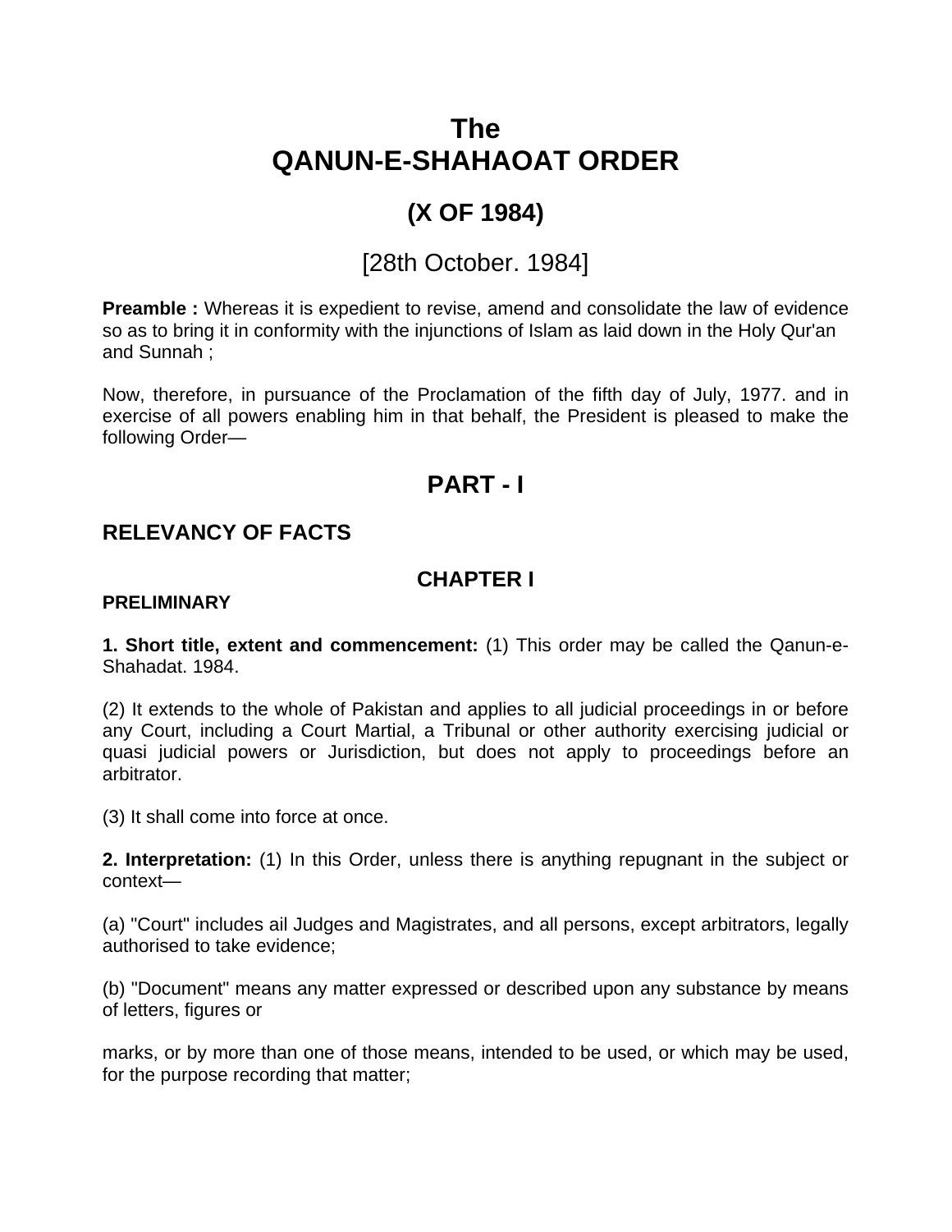# The QANUN-E-SHAHAOAT ORDER

## (X OF 1984)

## [28th October. 1984]

**Preamble :** Whereas it is expedient to revise, amend and consolidate the law of evidence so as to bring it in conformity with the injunctions of Islam as laid down in the Holy Qur'an and Sunnah ;

Now, therefore, in pursuance of the Proclamation of the fifth day of July, 1977. and in exercise of all powers enabling him in that behalf, the President is pleased to make the following Order—

## PART - I

## RELEVANCY OF FACTS

### CHAPTER I

**PRELIMINARY**

**1. Short title, extent and commencement:** (1) This order may be called the Qanun-e-Shahadat. 1984.

(2) It extends to the whole of Pakistan and applies to all judicial proceedings in or before any Court, including a Court Martial, a Tribunal or other authority exercising judicial or quasi judicial powers or Jurisdiction, but does not apply to proceedings before an arbitrator.

(3) It shall come into force at once.

**2. Interpretation:** (1) In this Order, unless there is anything repugnant in the subject or context—

(a) "Court" includes ail Judges and Magistrates, and all persons, except arbitrators, legally authorised to take evidence;

(b) "Document" means any matter expressed or described upon any substance by means of letters, figures or

marks, or by more than one of those means, intended to be used, or which may be used, for the purpose recording that matter;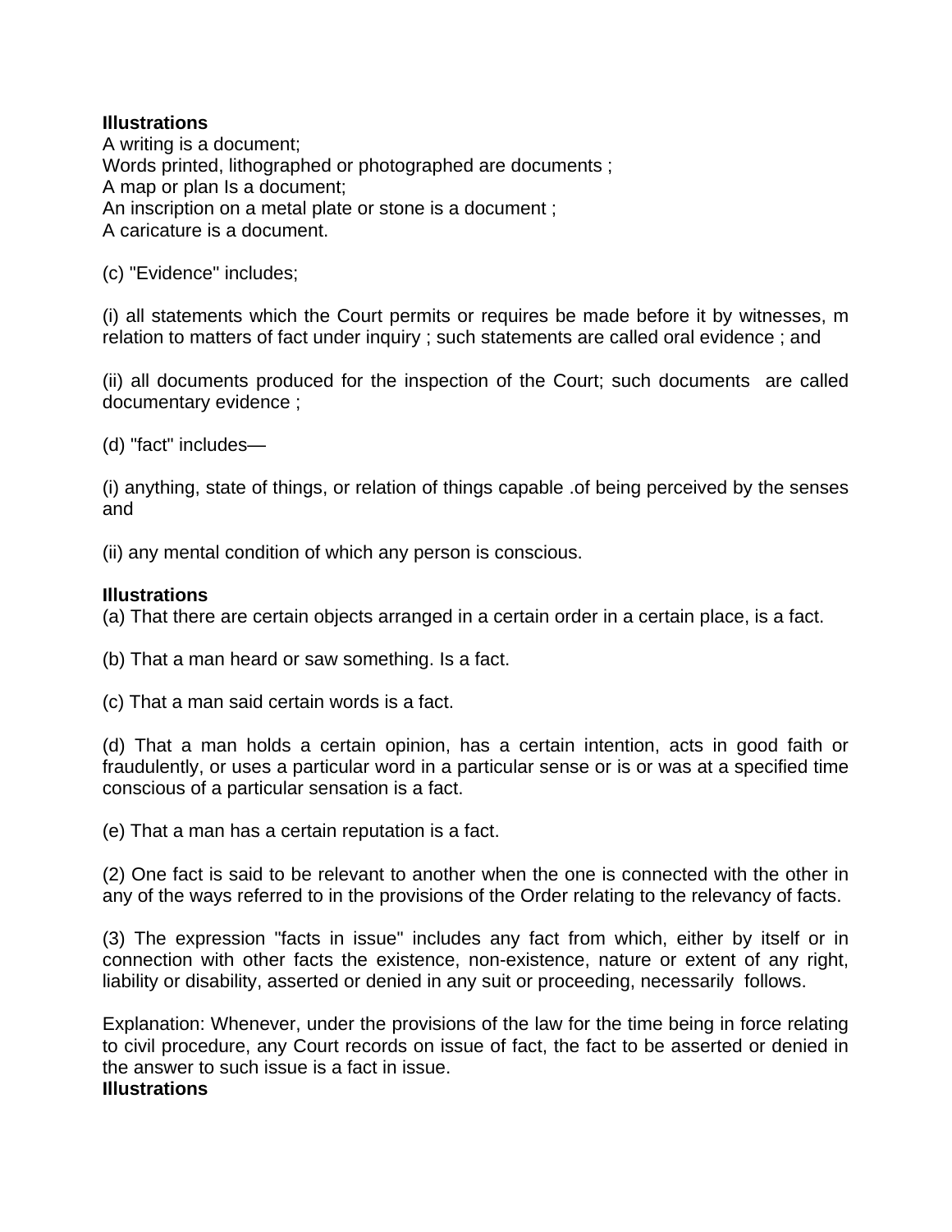**Illustrations**

A writing is a document;
Words printed, lithographed or photographed are documents ;
A map or plan Is a document;
An inscription on a metal plate or stone is a document ;
A caricature is a document.

(c) "Evidence" includes;

(i) all statements which the Court permits or requires be made before it by witnesses, m relation to matters of fact under inquiry ; such statements are called oral evidence ; and

(ii) all documents produced for the inspection of the Court; such documents are called documentary evidence ;

(d) "fact" includes—

(i) anything, state of things, or relation of things capable .of being perceived by the senses and

(ii) any mental condition of which any person is conscious.

**Illustrations**

(a) That there are certain objects arranged in a certain order in a certain place, is a fact.

(b) That a man heard or saw something. Is a fact.

(c) That a man said certain words is a fact.

(d) That a man holds a certain opinion, has a certain intention, acts in good faith or fraudulently, or uses a particular word in a particular sense or is or was at a specified time conscious of a particular sensation is a fact.

(e) That a man has a certain reputation is a fact.

(2) One fact is said to be relevant to another when the one is connected with the other in any of the ways referred to in the provisions of the Order relating to the relevancy of facts.

(3) The expression "facts in issue" includes any fact from which, either by itself or in connection with other facts the existence, non-existence, nature or extent of any right, liability or disability, asserted or denied in any suit or proceeding, necessarily follows.

Explanation: Whenever, under the provisions of the law for the time being in force relating to civil procedure, any Court records on issue of fact, the fact to be asserted or denied in the answer to such issue is a fact in issue.

**Illustrations**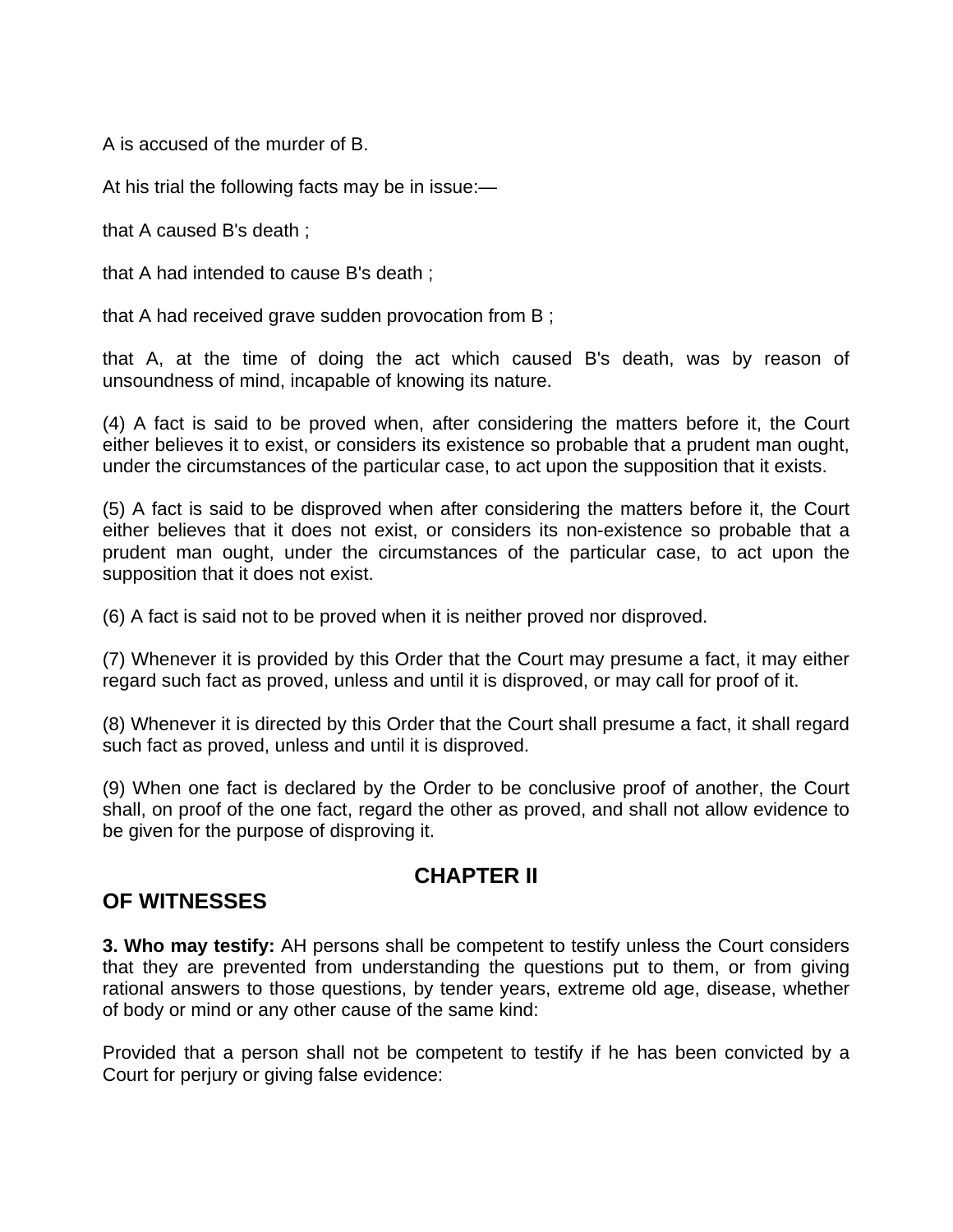A is accused of the murder of B.

At his trial the following facts may be in issue:—

that A caused B's death ;

that A had intended to cause B's death ;

that A had received grave sudden provocation from B ;

that A, at the time of doing the act which caused B's death, was by reason of unsoundness of mind, incapable of knowing its nature.

(4) A fact is said to be proved when, after considering the matters before it, the Court either believes it to exist, or considers its existence so probable that a prudent man ought, under the circumstances of the particular case, to act upon the supposition that it exists.

(5) A fact is said to be disproved when after considering the matters before it, the Court either believes that it does not exist, or considers its non-existence so probable that a prudent man ought, under the circumstances of the particular case, to act upon the supposition that it does not exist.

(6) A fact is said not to be proved when it is neither proved nor disproved.

(7) Whenever it is provided by this Order that the Court may presume a fact, it may either regard such fact as proved, unless and until it is disproved, or may call for proof of it.

(8) Whenever it is directed by this Order that the Court shall presume a fact, it shall regard such fact as proved, unless and until it is disproved.

(9) When one fact is declared by the Order to be conclusive proof of another, the Court shall, on proof of the one fact, regard the other as proved, and shall not allow evidence to be given for the purpose of disproving it.

## CHAPTER II

## OF WITNESSES

**3. Who may testify:** AH persons shall be competent to testify unless the Court considers that they are prevented from understanding the questions put to them, or from giving rational answers to those questions, by tender years, extreme old age, disease, whether of body or mind or any other cause of the same kind:

Provided that a person shall not be competent to testify if he has been convicted by a Court for perjury or giving false evidence: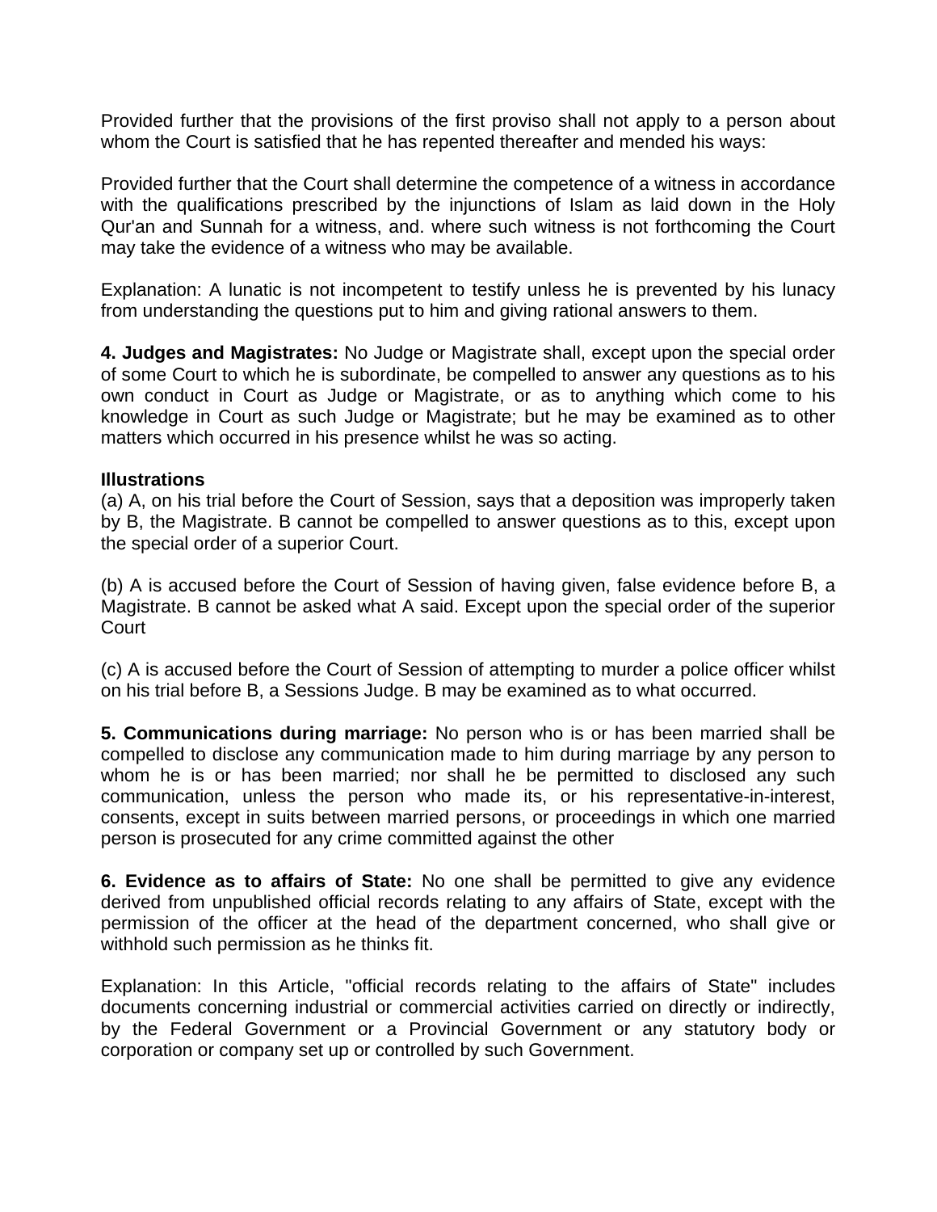Provided further that the provisions of the first proviso shall not apply to a person about whom the Court is satisfied that he has repented thereafter and mended his ways:

Provided further that the Court shall determine the competence of a witness in accordance with the qualifications prescribed by the injunctions of Islam as laid down in the Holy Qur'an and Sunnah for a witness, and. where such witness is not forthcoming the Court may take the evidence of a witness who may be available.

Explanation: A lunatic is not incompetent to testify unless he is prevented by his lunacy from understanding the questions put to him and giving rational answers to them.

**4. Judges and Magistrates:** No Judge or Magistrate shall, except upon the special order of some Court to which he is subordinate, be compelled to answer any questions as to his own conduct in Court as Judge or Magistrate, or as to anything which come to his knowledge in Court as such Judge or Magistrate; but he may be examined as to other matters which occurred in his presence whilst he was so acting.

**Illustrations**

(a) A, on his trial before the Court of Session, says that a deposition was improperly taken by B, the Magistrate. B cannot be compelled to answer questions as to this, except upon the special order of a superior Court.

(b) A is accused before the Court of Session of having given, false evidence before B, a Magistrate. B cannot be asked what A said. Except upon the special order of the superior Court

(c) A is accused before the Court of Session of attempting to murder a police officer whilst on his trial before B, a Sessions Judge. B may be examined as to what occurred.

**5. Communications during marriage:** No person who is or has been married shall be compelled to disclose any communication made to him during marriage by any person to whom he is or has been married; nor shall he be permitted to disclosed any such communication, unless the person who made its, or his representative-in-interest, consents, except in suits between married persons, or proceedings in which one married person is prosecuted for any crime committed against the other

**6. Evidence as to affairs of State:** No one shall be permitted to give any evidence derived from unpublished official records relating to any affairs of State, except with the permission of the officer at the head of the department concerned, who shall give or withhold such permission as he thinks fit.

Explanation: In this Article, "official records relating to the affairs of State" includes documents concerning industrial or commercial activities carried on directly or indirectly, by the Federal Government or a Provincial Government or any statutory body or corporation or company set up or controlled by such Government.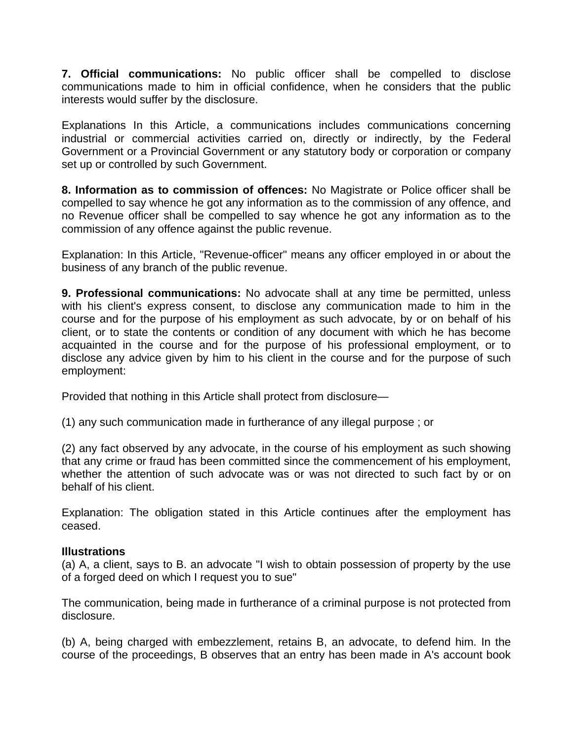**7. Official communications:** No public officer shall be compelled to disclose communications made to him in official confidence, when he considers that the public interests would suffer by the disclosure.

Explanations In this Article, a communications includes communications concerning industrial or commercial activities carried on, directly or indirectly, by the Federal Government or a Provincial Government or any statutory body or corporation or company set up or controlled by such Government.

**8. Information as to commission of offences:** No Magistrate or Police officer shall be compelled to say whence he got any information as to the commission of any offence, and no Revenue officer shall be compelled to say whence he got any information as to the commission of any offence against the public revenue.

Explanation: In this Article, "Revenue-officer" means any officer employed in or about the business of any branch of the public revenue.

**9. Professional communications:** No advocate shall at any time be permitted, unless with his client's express consent, to disclose any communication made to him in the course and for the purpose of his employment as such advocate, by or on behalf of his client, or to state the contents or condition of any document with which he has become acquainted in the course and for the purpose of his professional employment, or to disclose any advice given by him to his client in the course and for the purpose of such employment:

Provided that nothing in this Article shall protect from disclosure—

(1) any such communication made in furtherance of any illegal purpose ; or

(2) any fact observed by any advocate, in the course of his employment as such showing that any crime or fraud has been committed since the commencement of his employment, whether the attention of such advocate was or was not directed to such fact by or on behalf of his client.

Explanation: The obligation stated in this Article continues after the employment has ceased.

**Illustrations**

(a) A, a client, says to B. an advocate "I wish to obtain possession of property by the use of a forged deed on which I request you to sue"

The communication, being made in furtherance of a criminal purpose is not protected from disclosure.

(b) A, being charged with embezzlement, retains B, an advocate, to defend him. In the course of the proceedings, B observes that an entry has been made in A's account book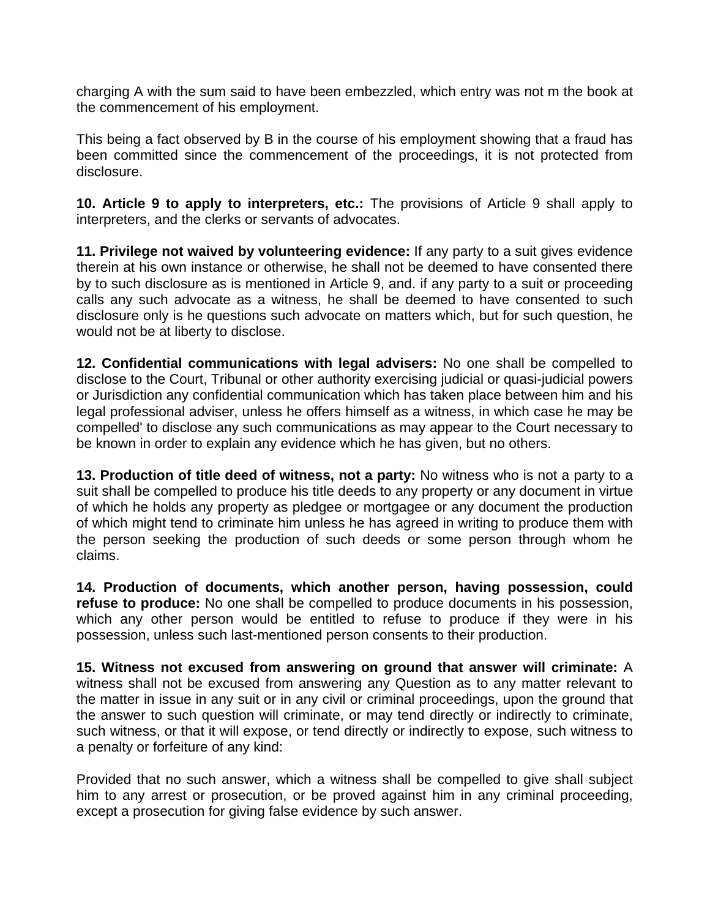charging A with the sum said to have been embezzled, which entry was not m the book at the commencement of his employment.

This being a fact observed by B in the course of his employment showing that a fraud has been committed since the commencement of the proceedings, it is not protected from disclosure.

**10. Article 9 to apply to interpreters, etc.:** The provisions of Article 9 shall apply to interpreters, and the clerks or servants of advocates.

**11. Privilege not waived by volunteering evidence:** If any party to a suit gives evidence therein at his own instance or otherwise, he shall not be deemed to have consented there by to such disclosure as is mentioned in Article 9, and. if any party to a suit or proceeding calls any such advocate as a witness, he shall be deemed to have consented to such disclosure only is he questions such advocate on matters which, but for such question, he would not be at liberty to disclose.

**12. Confidential communications with legal advisers:** No one shall be compelled to disclose to the Court, Tribunal or other authority exercising judicial or quasi-judicial powers or Jurisdiction any confidential communication which has taken place between him and his legal professional adviser, unless he offers himself as a witness, in which case he may be compelled' to disclose any such communications as may appear to the Court necessary to be known in order to explain any evidence which he has given, but no others.

**13. Production of title deed of witness, not a party:** No witness who is not a party to a suit shall be compelled to produce his title deeds to any property or any document in virtue of which he holds any property as pledgee or mortgagee or any document the production of which might tend to criminate him unless he has agreed in writing to produce them with the person seeking the production of such deeds or some person through whom he claims.

**14. Production of documents, which another person, having possession, could refuse to produce:** No one shall be compelled to produce documents in his possession, which any other person would be entitled to refuse to produce if they were in his possession, unless such last-mentioned person consents to their production.

**15. Witness not excused from answering on ground that answer will criminate:** A witness shall not be excused from answering any Question as to any matter relevant to the matter in issue in any suit or in any civil or criminal proceedings, upon the ground that the answer to such question will criminate, or may tend directly or indirectly to criminate, such witness, or that it will expose, or tend directly or indirectly to expose, such witness to a penalty or forfeiture of any kind:

Provided that no such answer, which a witness shall be compelled to give shall subject him to any arrest or prosecution, or be proved against him in any criminal proceeding, except a prosecution for giving false evidence by such answer.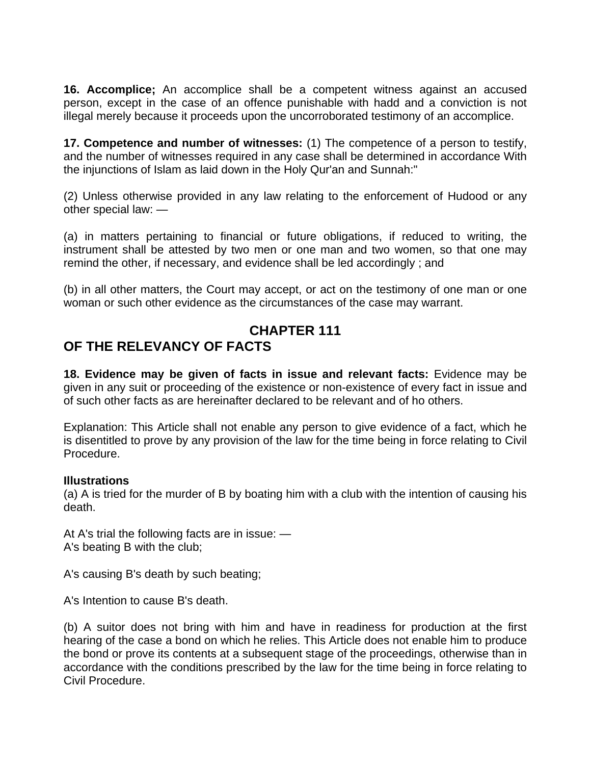**16. Accomplice;** An accomplice shall be a competent witness against an accused person, except in the case of an offence punishable with hadd and a conviction is not illegal merely because it proceeds upon the uncorroborated testimony of an accomplice.

**17. Competence and number of witnesses:** (1) The competence of a person to testify, and the number of witnesses required in any case shall be determined in accordance With the injunctions of Islam as laid down in the Holy Qur'an and Sunnah:"

(2) Unless otherwise provided in any law relating to the enforcement of Hudood or any other special law: —

(a) in matters pertaining to financial or future obligations, if reduced to writing, the instrument shall be attested by two men or one man and two women, so that one may remind the other, if necessary, and evidence shall be led accordingly ; and

(b) in all other matters, the Court may accept, or act on the testimony of one man or one woman or such other evidence as the circumstances of the case may warrant.

## CHAPTER 111

## OF THE RELEVANCY OF FACTS

**18. Evidence may be given of facts in issue and relevant facts:** Evidence may be given in any suit or proceeding of the existence or non-existence of every fact in issue and of such other facts as are hereinafter declared to be relevant and of ho others.

Explanation: This Article shall not enable any person to give evidence of a fact, which he is disentitled to prove by any provision of the law for the time being in force relating to Civil Procedure.

**Illustrations**

(a) A is tried for the murder of B by boating him with a club with the intention of causing his death.

At A's trial the following facts are in issue: —
A's beating B with the club;

A's causing B's death by such beating;

A's Intention to cause B's death.

(b) A suitor does not bring with him and have in readiness for production at the first hearing of the case a bond on which he relies. This Article does not enable him to produce the bond or prove its contents at a subsequent stage of the proceedings, otherwise than in accordance with the conditions prescribed by the law for the time being in force relating to Civil Procedure.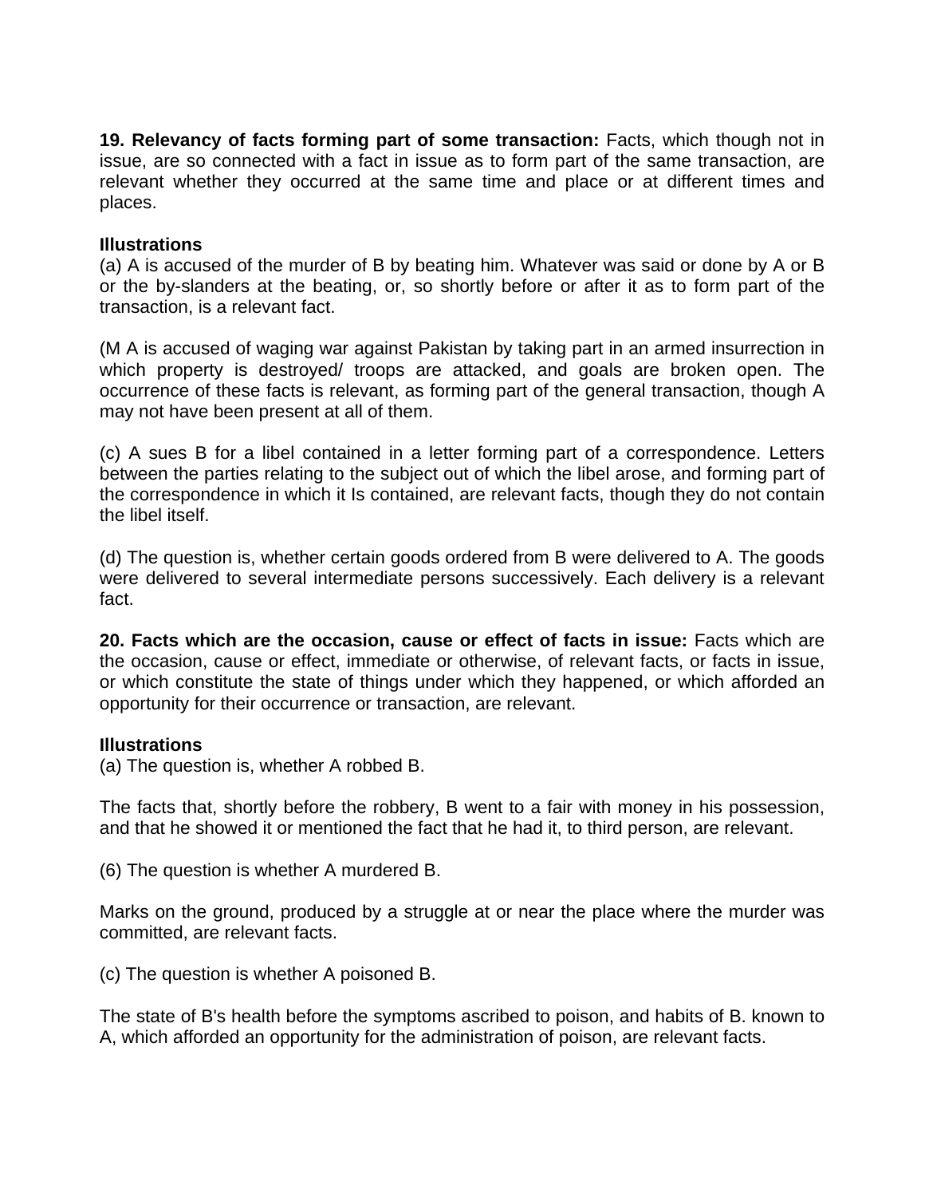**19. Relevancy of facts forming part of some transaction:** Facts, which though not in issue, are so connected with a fact in issue as to form part of the same transaction, are relevant whether they occurred at the same time and place or at different times and places.

**Illustrations**

(a) A is accused of the murder of B by beating him. Whatever was said or done by A or B or the by-slanders at the beating, or, so shortly before or after it as to form part of the transaction, is a relevant fact.

(M A is accused of waging war against Pakistan by taking part in an armed insurrection in which property is destroyed/ troops are attacked, and goals are broken open. The occurrence of these facts is relevant, as forming part of the general transaction, though A may not have been present at all of them.

(c) A sues B for a libel contained in a letter forming part of a correspondence. Letters between the parties relating to the subject out of which the libel arose, and forming part of the correspondence in which it Is contained, are relevant facts, though they do not contain the libel itself.

(d) The question is, whether certain goods ordered from B were delivered to A. The goods were delivered to several intermediate persons successively. Each delivery is a relevant fact.

**20. Facts which are the occasion, cause or effect of facts in issue:** Facts which are the occasion, cause or effect, immediate or otherwise, of relevant facts, or facts in issue, or which constitute the state of things under which they happened, or which afforded an opportunity for their occurrence or transaction, are relevant.

**Illustrations**

(a) The question is, whether A robbed B.

The facts that, shortly before the robbery, B went to a fair with money in his possession, and that he showed it or mentioned the fact that he had it, to third person, are relevant.

(6) The question is whether A murdered B.

Marks on the ground, produced by a struggle at or near the place where the murder was committed, are relevant facts.

(c) The question is whether A poisoned B.

The state of B's health before the symptoms ascribed to poison, and habits of B. known to A, which afforded an opportunity for the administration of poison, are relevant facts.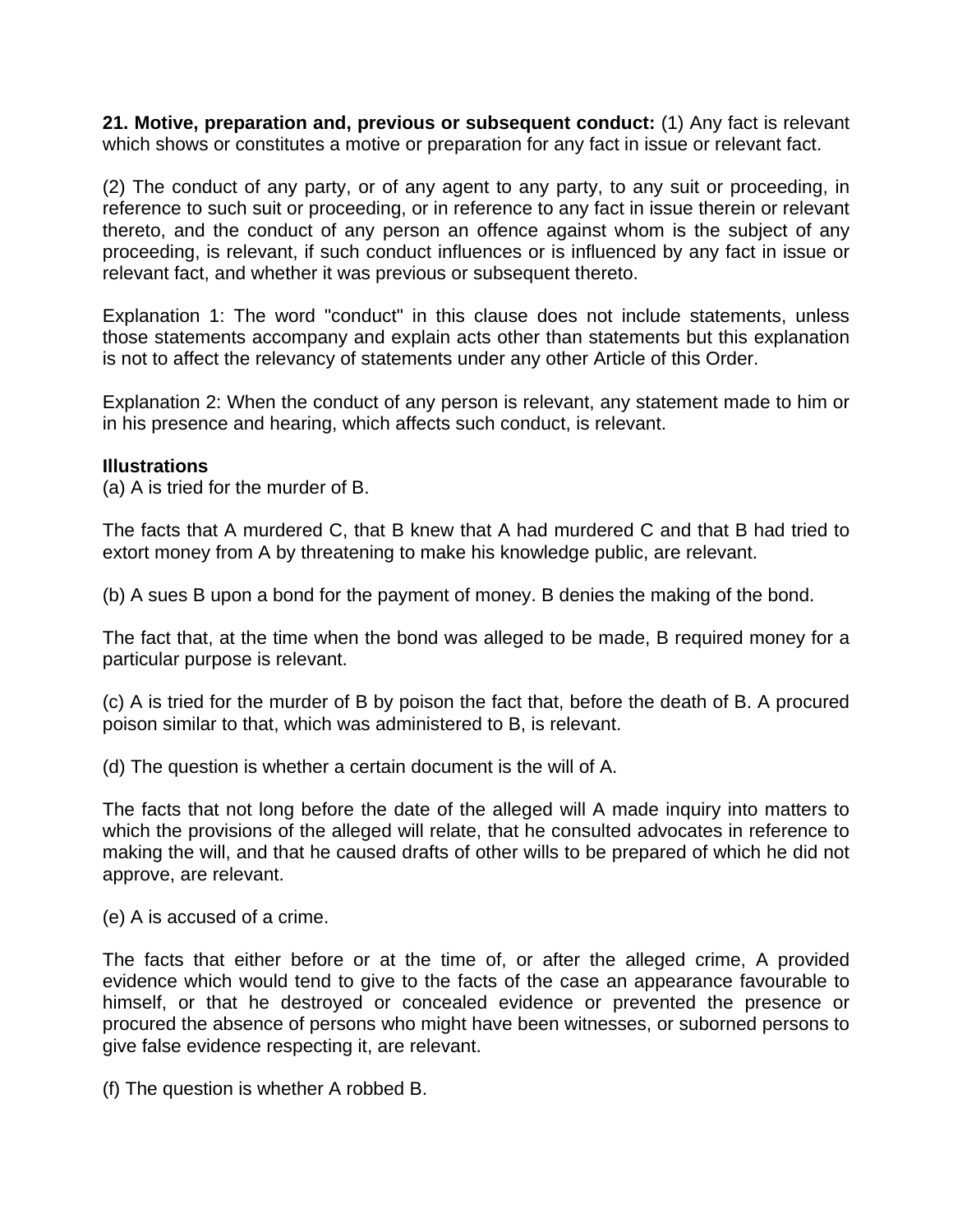**21. Motive, preparation and, previous or subsequent conduct:** (1) Any fact is relevant which shows or constitutes a motive or preparation for any fact in issue or relevant fact.

(2) The conduct of any party, or of any agent to any party, to any suit or proceeding, in reference to such suit or proceeding, or in reference to any fact in issue therein or relevant thereto, and the conduct of any person an offence against whom is the subject of any proceeding, is relevant, if such conduct influences or is influenced by any fact in issue or relevant fact, and whether it was previous or subsequent thereto.

Explanation 1: The word "conduct" in this clause does not include statements, unless those statements accompany and explain acts other than statements but this explanation is not to affect the relevancy of statements under any other Article of this Order.

Explanation 2: When the conduct of any person is relevant, any statement made to him or in his presence and hearing, which affects such conduct, is relevant.

**Illustrations**

(a) A is tried for the murder of B.

The facts that A murdered C, that B knew that A had murdered C and that B had tried to extort money from A by threatening to make his knowledge public, are relevant.

(b) A sues B upon a bond for the payment of money. B denies the making of the bond.

The fact that, at the time when the bond was alleged to be made, B required money for a particular purpose is relevant.

(c) A is tried for the murder of B by poison the fact that, before the death of B. A procured poison similar to that, which was administered to B, is relevant.

(d) The question is whether a certain document is the will of A.

The facts that not long before the date of the alleged will A made inquiry into matters to which the provisions of the alleged will relate, that he consulted advocates in reference to making the will, and that he caused drafts of other wills to be prepared of which he did not approve, are relevant.

(e) A is accused of a crime.

The facts that either before or at the time of, or after the alleged crime, A provided evidence which would tend to give to the facts of the case an appearance favourable to himself, or that he destroyed or concealed evidence or prevented the presence or procured the absence of persons who might have been witnesses, or suborned persons to give false evidence respecting it, are relevant.

(f) The question is whether A robbed B.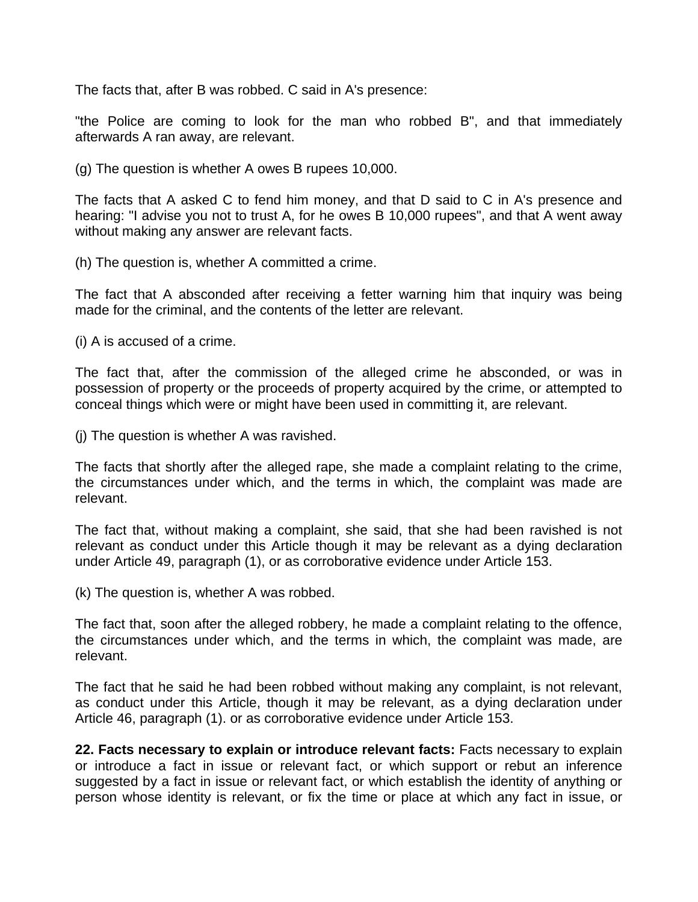The facts that, after B was robbed. C said in A's presence:

"the Police are coming to look for the man who robbed B", and that immediately afterwards A ran away, are relevant.

(g) The question is whether A owes B rupees 10,000.

The facts that A asked C to fend him money, and that D said to C in A's presence and hearing: "I advise you not to trust A, for he owes B 10,000 rupees", and that A went away without making any answer are relevant facts.

(h) The question is, whether A committed a crime.

The fact that A absconded after receiving a fetter warning him that inquiry was being made for the criminal, and the contents of the letter are relevant.

(i) A is accused of a crime.

The fact that, after the commission of the alleged crime he absconded, or was in possession of property or the proceeds of property acquired by the crime, or attempted to conceal things which were or might have been used in committing it, are relevant.

(j) The question is whether A was ravished.

The facts that shortly after the alleged rape, she made a complaint relating to the crime, the circumstances under which, and the terms in which, the complaint was made are relevant.

The fact that, without making a complaint, she said, that she had been ravished is not relevant as conduct under this Article though it may be relevant as a dying declaration under Article 49, paragraph (1), or as corroborative evidence under Article 153.

(k) The question is, whether A was robbed.

The fact that, soon after the alleged robbery, he made a complaint relating to the offence, the circumstances under which, and the terms in which, the complaint was made, are relevant.

The fact that he said he had been robbed without making any complaint, is not relevant, as conduct under this Article, though it may be relevant, as a dying declaration under Article 46, paragraph (1). or as corroborative evidence under Article 153.

**22. Facts necessary to explain or introduce relevant facts:** Facts necessary to explain or introduce a fact in issue or relevant fact, or which support or rebut an inference suggested by a fact in issue or relevant fact, or which establish the identity of anything or person whose identity is relevant, or fix the time or place at which any fact in issue, or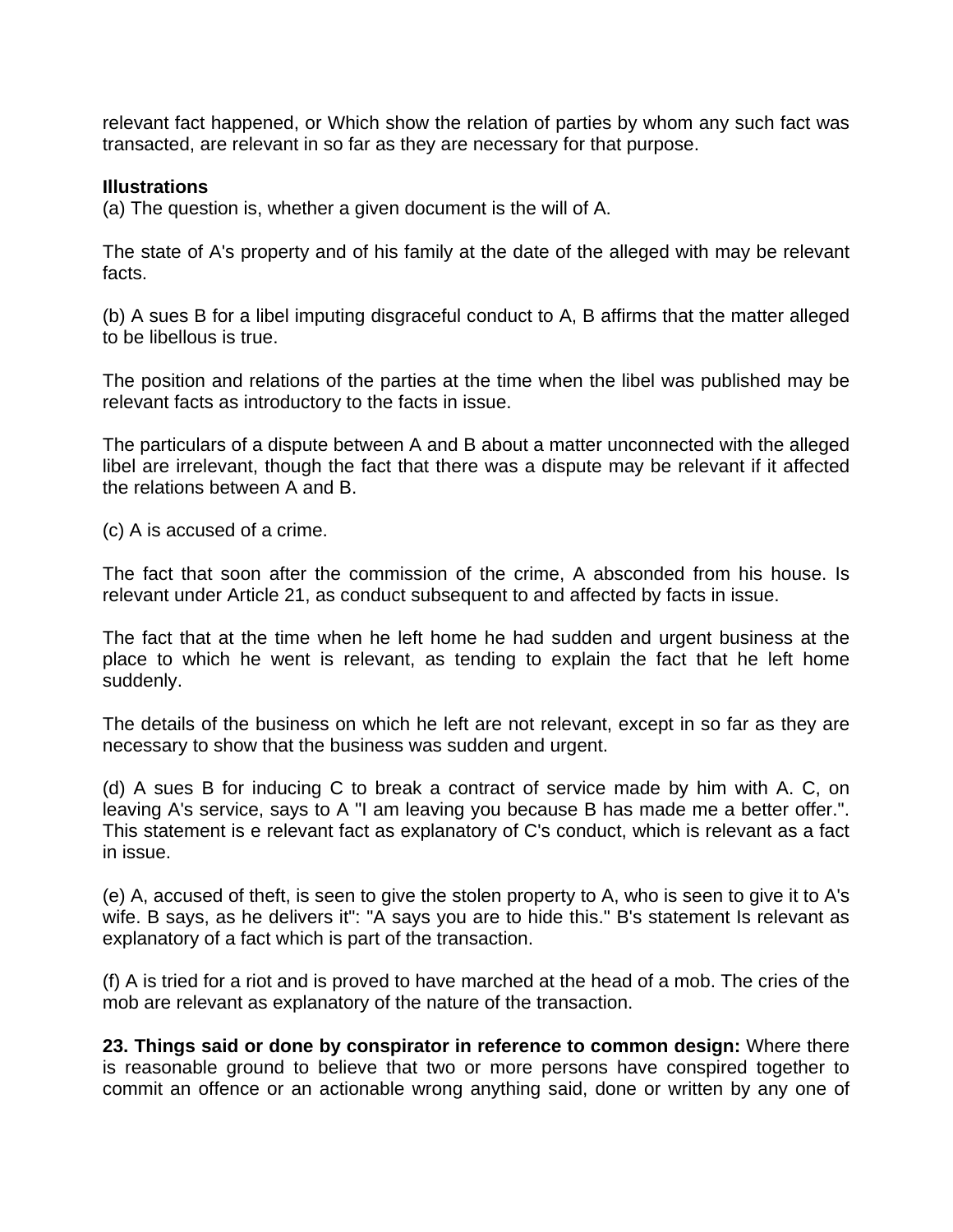relevant fact happened, or Which show the relation of parties by whom any such fact was transacted, are relevant in so far as they are necessary for that purpose.

**Illustrations**
(a) The question is, whether a given document is the will of A.

The state of A's property and of his family at the date of the alleged with may be relevant facts.

(b) A sues B for a libel imputing disgraceful conduct to A, B affirms that the matter alleged to be libellous is true.

The position and relations of the parties at the time when the libel was published may be relevant facts as introductory to the facts in issue.

The particulars of a dispute between A and B about a matter unconnected with the alleged libel are irrelevant, though the fact that there was a dispute may be relevant if it affected the relations between A and B.

(c) A is accused of a crime.

The fact that soon after the commission of the crime, A absconded from his house. Is relevant under Article 21, as conduct subsequent to and affected by facts in issue.

The fact that at the time when he left home he had sudden and urgent business at the place to which he went is relevant, as tending to explain the fact that he left home suddenly.

The details of the business on which he left are not relevant, except in so far as they are necessary to show that the business was sudden and urgent.

(d) A sues B for inducing C to break a contract of service made by him with A. C, on leaving A's service, says to A "I am leaving you because B has made me a better offer.". This statement is e relevant fact as explanatory of C's conduct, which is relevant as a fact in issue.

(e) A, accused of theft, is seen to give the stolen property to A, who is seen to give it to A's wife. B says, as he delivers it": "A says you are to hide this." B's statement Is relevant as explanatory of a fact which is part of the transaction.

(f) A is tried for a riot and is proved to have marched at the head of a mob. The cries of the mob are relevant as explanatory of the nature of the transaction.

**23. Things said or done by conspirator in reference to common design:** Where there is reasonable ground to believe that two or more persons have conspired together to commit an offence or an actionable wrong anything said, done or written by any one of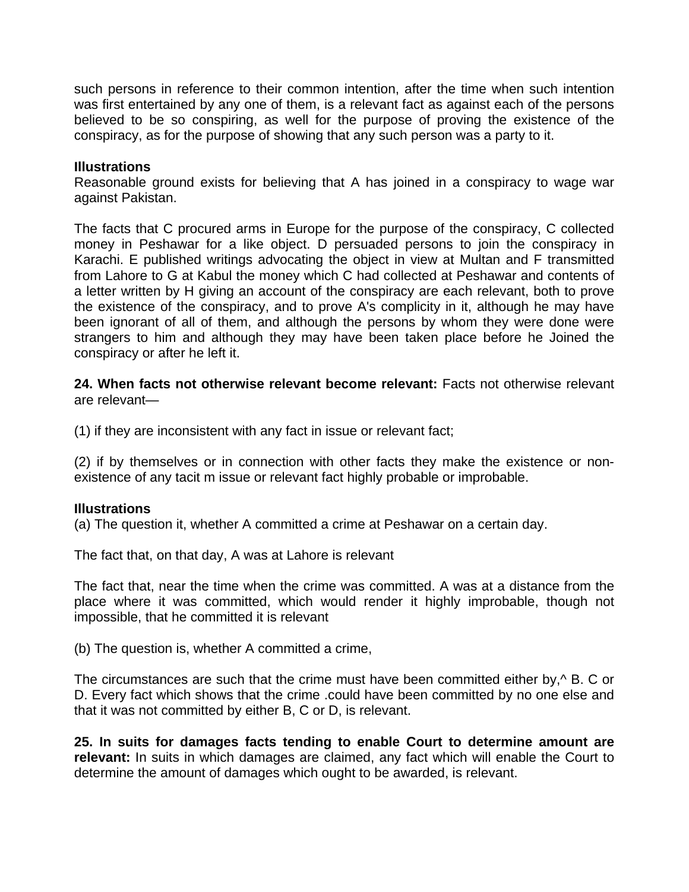such persons in reference to their common intention, after the time when such intention was first entertained by any one of them, is a relevant fact as against each of the persons believed to be so conspiring, as well for the purpose of proving the existence of the conspiracy, as for the purpose of showing that any such person was a party to it.

**Illustrations**
Reasonable ground exists for believing that A has joined in a conspiracy to wage war against Pakistan.

The facts that C procured arms in Europe for the purpose of the conspiracy, C collected money in Peshawar for a like object. D persuaded persons to join the conspiracy in Karachi. E published writings advocating the object in view at Multan and F transmitted from Lahore to G at Kabul the money which C had collected at Peshawar and contents of a letter written by H giving an account of the conspiracy are each relevant, both to prove the existence of the conspiracy, and to prove A's complicity in it, although he may have been ignorant of all of them, and although the persons by whom they were done were strangers to him and although they may have been taken place before he Joined the conspiracy or after he left it.

**24. When facts not otherwise relevant become relevant:** Facts not otherwise relevant are relevant—

(1) if they are inconsistent with any fact in issue or relevant fact;

(2) if by themselves or in connection with other facts they make the existence or non-existence of any tacit m issue or relevant fact highly probable or improbable.

**Illustrations**
(a) The question it, whether A committed a crime at Peshawar on a certain day.

The fact that, on that day, A was at Lahore is relevant

The fact that, near the time when the crime was committed. A was at a distance from the place where it was committed, which would render it highly improbable, though not impossible, that he committed it is relevant

(b) The question is, whether A committed a crime,

The circumstances are such that the crime must have been committed either by,^ B. C or D. Every fact which shows that the crime .could have been committed by no one else and that it was not committed by either B, C or D, is relevant.

**25. In suits for damages facts tending to enable Court to determine amount are relevant:** In suits in which damages are claimed, any fact which will enable the Court to determine the amount of damages which ought to be awarded, is relevant.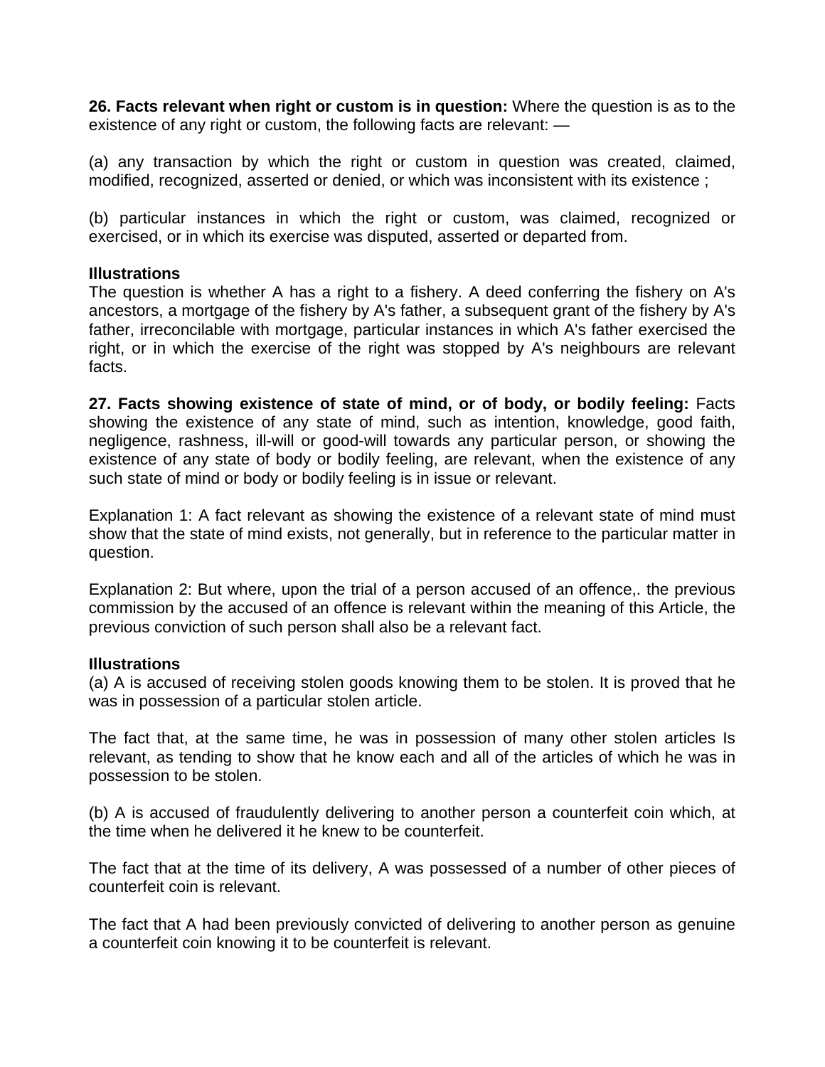**26. Facts relevant when right or custom is in question:** Where the question is as to the existence of any right or custom, the following facts are relevant: —

(a) any transaction by which the right or custom in question was created, claimed, modified, recognized, asserted or denied, or which was inconsistent with its existence ;

(b) particular instances in which the right or custom, was claimed, recognized or exercised, or in which its exercise was disputed, asserted or departed from.

**Illustrations**

The question is whether A has a right to a fishery. A deed conferring the fishery on A's ancestors, a mortgage of the fishery by A's father, a subsequent grant of the fishery by A's father, irreconcilable with mortgage, particular instances in which A's father exercised the right, or in which the exercise of the right was stopped by A's neighbours are relevant facts.

**27. Facts showing existence of state of mind, or of body, or bodily feeling:** Facts showing the existence of any state of mind, such as intention, knowledge, good faith, negligence, rashness, ill-will or good-will towards any particular person, or showing the existence of any state of body or bodily feeling, are relevant, when the existence of any such state of mind or body or bodily feeling is in issue or relevant.

Explanation 1: A fact relevant as showing the existence of a relevant state of mind must show that the state of mind exists, not generally, but in reference to the particular matter in question.

Explanation 2: But where, upon the trial of a person accused of an offence,. the previous commission by the accused of an offence is relevant within the meaning of this Article, the previous conviction of such person shall also be a relevant fact.

**Illustrations**

(a) A is accused of receiving stolen goods knowing them to be stolen. It is proved that he was in possession of a particular stolen article.

The fact that, at the same time, he was in possession of many other stolen articles Is relevant, as tending to show that he know each and all of the articles of which he was in possession to be stolen.

(b) A is accused of fraudulently delivering to another person a counterfeit coin which, at the time when he delivered it he knew to be counterfeit.

The fact that at the time of its delivery, A was possessed of a number of other pieces of counterfeit coin is relevant.

The fact that A had been previously convicted of delivering to another person as genuine a counterfeit coin knowing it to be counterfeit is relevant.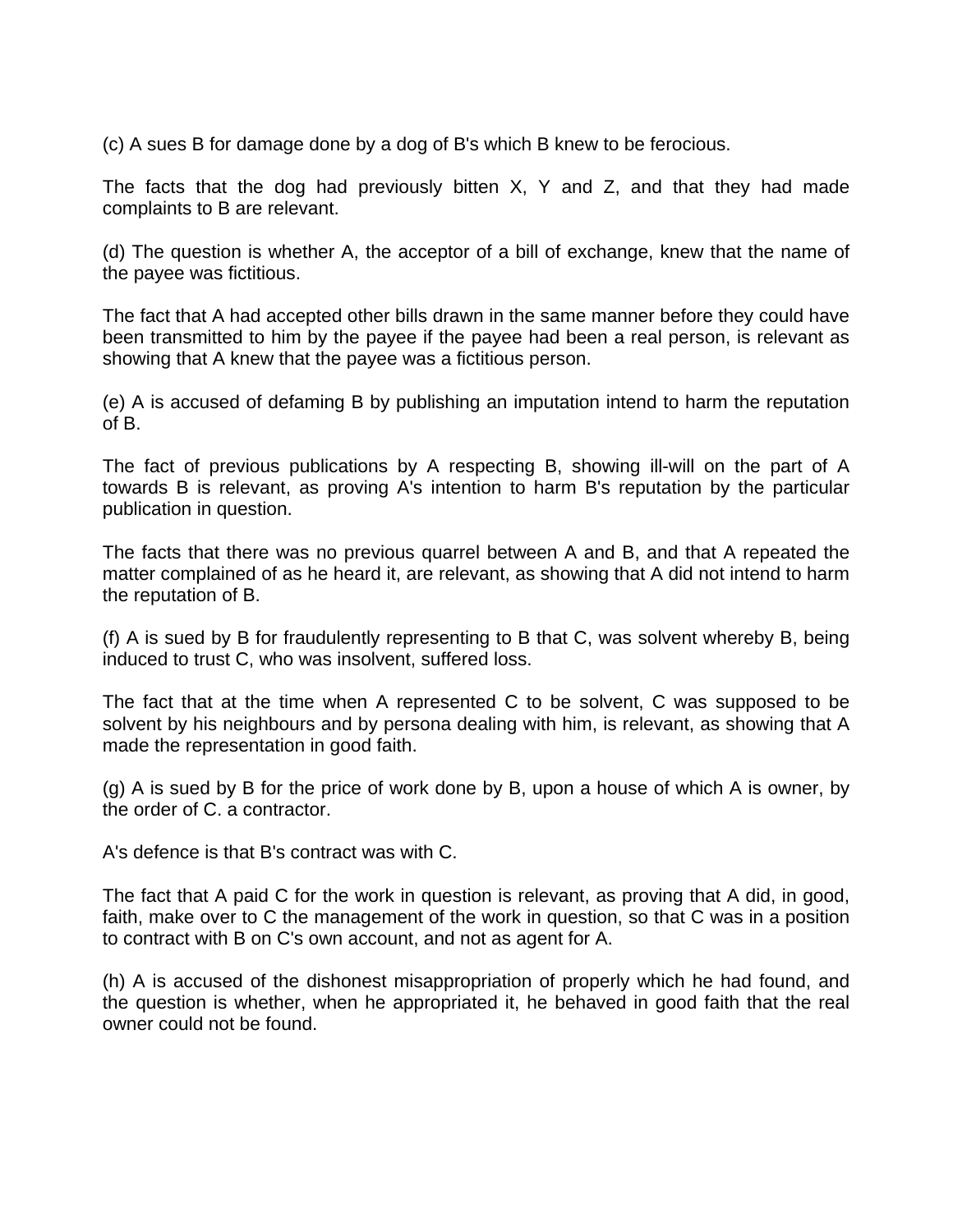(c) A sues B for damage done by a dog of B's which B knew to be ferocious.

The facts that the dog had previously bitten X, Y and Z, and that they had made complaints to B are relevant.

(d) The question is whether A, the acceptor of a bill of exchange, knew that the name of the payee was fictitious.

The fact that A had accepted other bills drawn in the same manner before they could have been transmitted to him by the payee if the payee had been a real person, is relevant as showing that A knew that the payee was a fictitious person.

(e) A is accused of defaming B by publishing an imputation intend to harm the reputation of B.

The fact of previous publications by A respecting B, showing ill-will on the part of A towards B is relevant, as proving A's intention to harm B's reputation by the particular publication in question.

The facts that there was no previous quarrel between A and B, and that A repeated the matter complained of as he heard it, are relevant, as showing that A did not intend to harm the reputation of B.

(f) A is sued by B for fraudulently representing to B that C, was solvent whereby B, being induced to trust C, who was insolvent, suffered loss.

The fact that at the time when A represented C to be solvent, C was supposed to be solvent by his neighbours and by persona dealing with him, is relevant, as showing that A made the representation in good faith.

(g) A is sued by B for the price of work done by B, upon a house of which A is owner, by the order of C. a contractor.

A's defence is that B's contract was with C.

The fact that A paid C for the work in question is relevant, as proving that A did, in good, faith, make over to C the management of the work in question, so that C was in a position to contract with B on C's own account, and not as agent for A.

(h) A is accused of the dishonest misappropriation of properly which he had found, and the question is whether, when he appropriated it, he behaved in good faith that the real owner could not be found.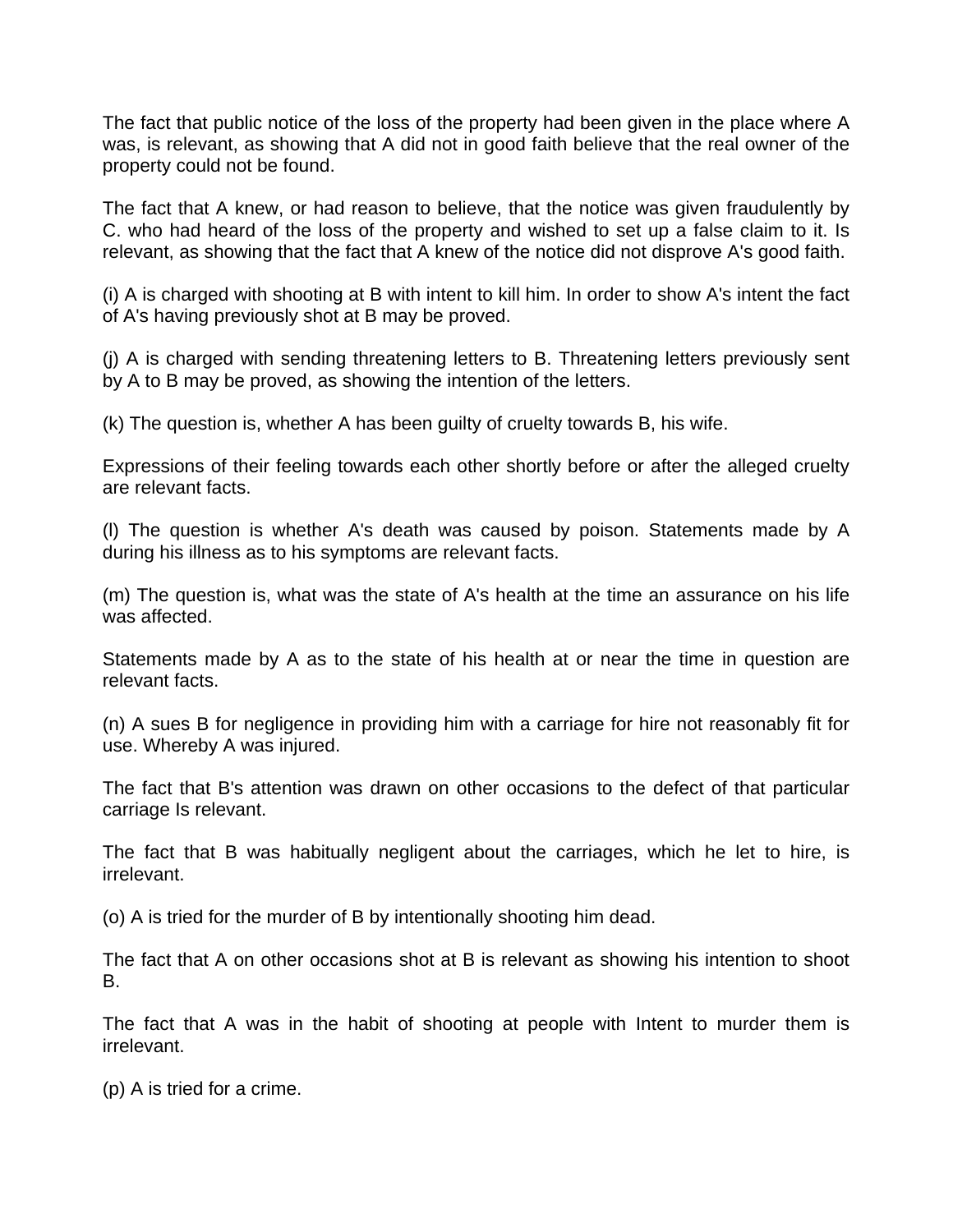The fact that public notice of the loss of the property had been given in the place where A was, is relevant, as showing that A did not in good faith believe that the real owner of the property could not be found.

The fact that A knew, or had reason to believe, that the notice was given fraudulently by C. who had heard of the loss of the property and wished to set up a false claim to it. Is relevant, as showing that the fact that A knew of the notice did not disprove A's good faith.

(i) A is charged with shooting at B with intent to kill him. In order to show A's intent the fact of A's having previously shot at B may be proved.

(j) A is charged with sending threatening letters to B. Threatening letters previously sent by A to B may be proved, as showing the intention of the letters.

(k) The question is, whether A has been guilty of cruelty towards B, his wife.

Expressions of their feeling towards each other shortly before or after the alleged cruelty are relevant facts.

(l) The question is whether A's death was caused by poison. Statements made by A during his illness as to his symptoms are relevant facts.

(m) The question is, what was the state of A's health at the time an assurance on his life was affected.

Statements made by A as to the state of his health at or near the time in question are relevant facts.

(n) A sues B for negligence in providing him with a carriage for hire not reasonably fit for use. Whereby A was injured.

The fact that B's attention was drawn on other occasions to the defect of that particular carriage Is relevant.

The fact that B was habitually negligent about the carriages, which he let to hire, is irrelevant.

(o) A is tried for the murder of B by intentionally shooting him dead.

The fact that A on other occasions shot at B is relevant as showing his intention to shoot B.

The fact that A was in the habit of shooting at people with Intent to murder them is irrelevant.

(p) A is tried for a crime.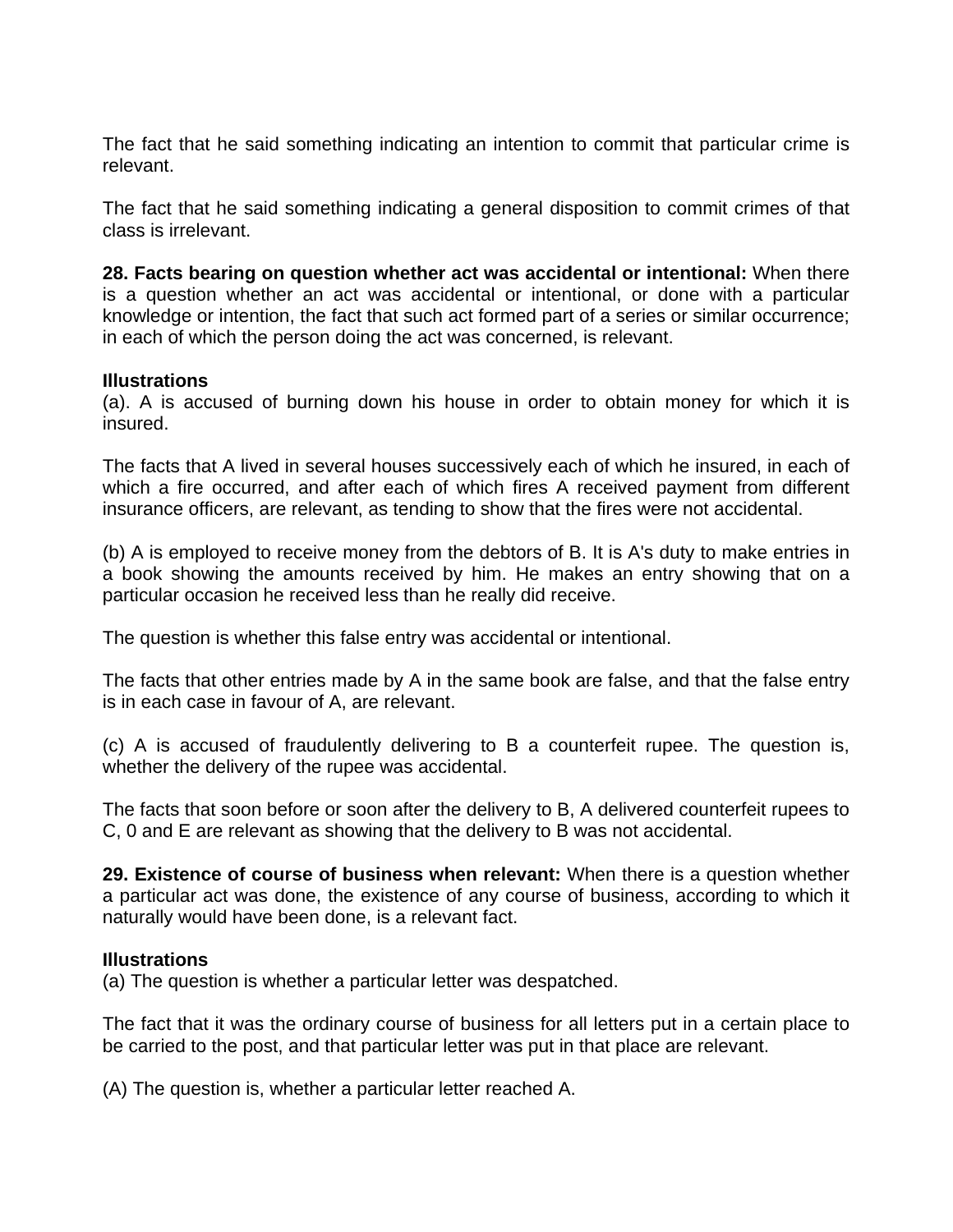The fact that he said something indicating an intention to commit that particular crime is relevant.

The fact that he said something indicating a general disposition to commit crimes of that class is irrelevant.

**28. Facts bearing on question whether act was accidental or intentional:** When there is a question whether an act was accidental or intentional, or done with a particular knowledge or intention, the fact that such act formed part of a series or similar occurrence; in each of which the person doing the act was concerned, is relevant.

**Illustrations**
(a). A is accused of burning down his house in order to obtain money for which it is insured.

The facts that A lived in several houses successively each of which he insured, in each of which a fire occurred, and after each of which fires A received payment from different insurance officers, are relevant, as tending to show that the fires were not accidental.

(b) A is employed to receive money from the debtors of B. It is A's duty to make entries in a book showing the amounts received by him. He makes an entry showing that on a particular occasion he received less than he really did receive.

The question is whether this false entry was accidental or intentional.

The facts that other entries made by A in the same book are false, and that the false entry is in each case in favour of A, are relevant.

(c) A is accused of fraudulently delivering to B a counterfeit rupee. The question is, whether the delivery of the rupee was accidental.

The facts that soon before or soon after the delivery to B, A delivered counterfeit rupees to C, 0 and E are relevant as showing that the delivery to B was not accidental.

**29. Existence of course of business when relevant:** When there is a question whether a particular act was done, the existence of any course of business, according to which it naturally would have been done, is a relevant fact.

**Illustrations**
(a) The question is whether a particular letter was despatched.

The fact that it was the ordinary course of business for all letters put in a certain place to be carried to the post, and that particular letter was put in that place are relevant.

(A) The question is, whether a particular letter reached A.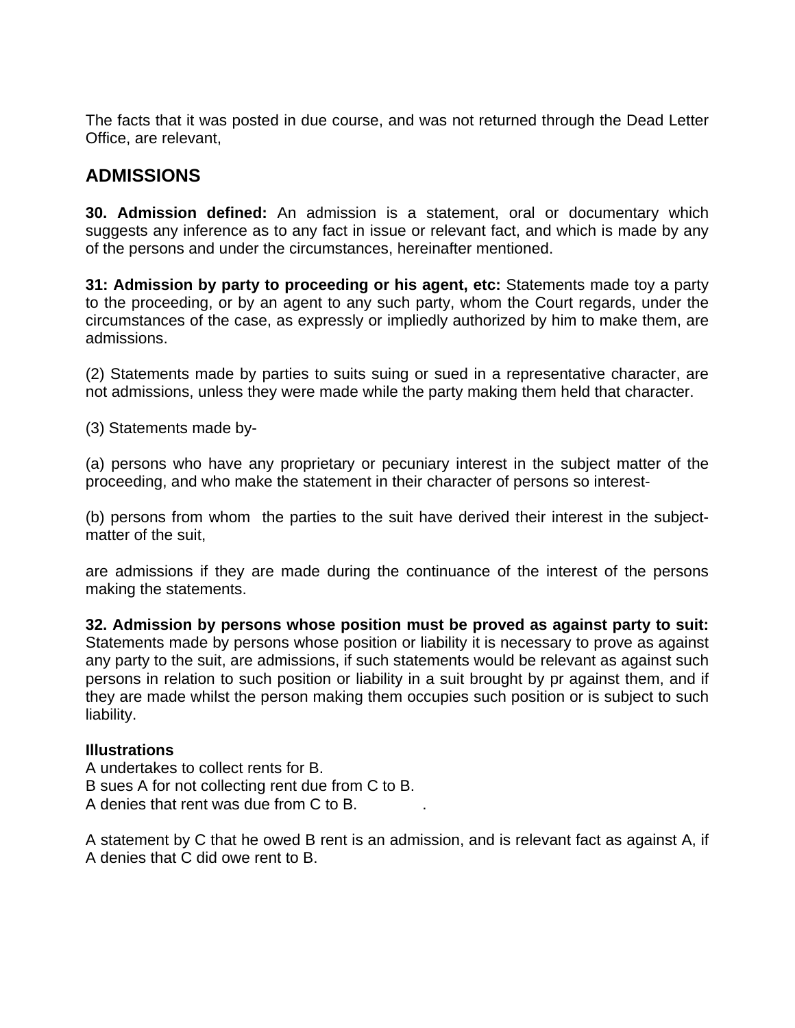The facts that it was posted in due course, and was not returned through the Dead Letter Office, are relevant,

## ADMISSIONS

**30. Admission defined:** An admission is a statement, oral or documentary which suggests any inference as to any fact in issue or relevant fact, and which is made by any of the persons and under the circumstances, hereinafter mentioned.

**31: Admission by party to proceeding or his agent, etc:** Statements made toy a party to the proceeding, or by an agent to any such party, whom the Court regards, under the circumstances of the case, as expressly or impliedly authorized by him to make them, are admissions.

(2) Statements made by parties to suits suing or sued in a representative character, are not admissions, unless they were made while the party making them held that character.

(3) Statements made by-

(a) persons who have any proprietary or pecuniary interest in the subject matter of the proceeding, and who make the statement in their character of persons so interest-

(b) persons from whom the parties to the suit have derived their interest in the subject-matter of the suit,

are admissions if they are made during the continuance of the interest of the persons making the statements.

**32. Admission by persons whose position must be proved as against party to suit:** Statements made by persons whose position or liability it is necessary to prove as against any party to the suit, are admissions, if such statements would be relevant as against such persons in relation to such position or liability in a suit brought by pr against them, and if they are made whilst the person making them occupies such position or is subject to such liability.

**Illustrations**
A undertakes to collect rents for B.
B sues A for not collecting rent due from C to B.
A denies that rent was due from C to B.

A statement by C that he owed B rent is an admission, and is relevant fact as against A, if A denies that C did owe rent to B.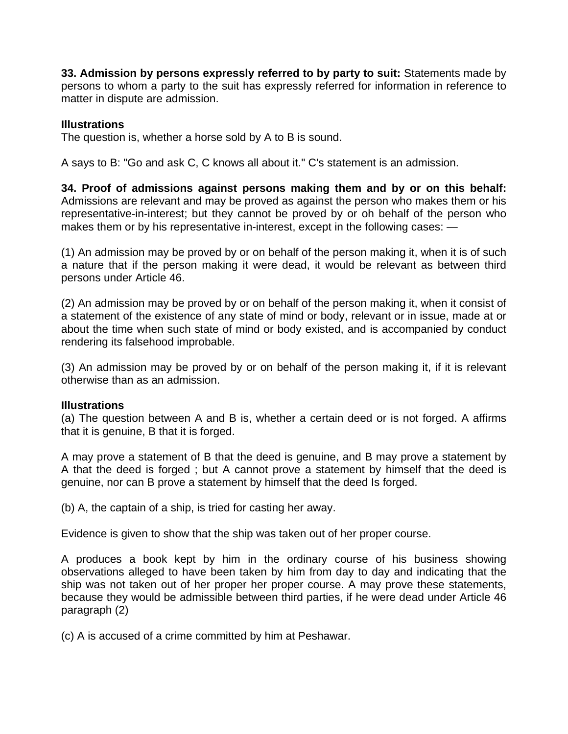**33. Admission by persons expressly referred to by party to suit:** Statements made by persons to whom a party to the suit has expressly referred for information in reference to matter in dispute are admission.

**Illustrations**
The question is, whether a horse sold by A to B is sound.

A says to B: "Go and ask C, C knows all about it." C's statement is an admission.

**34. Proof of admissions against persons making them and by or on this behalf:** Admissions are relevant and may be proved as against the person who makes them or his representative-in-interest; but they cannot be proved by or oh behalf of the person who makes them or by his representative in-interest, except in the following cases: —

(1) An admission may be proved by or on behalf of the person making it, when it is of such a nature that if the person making it were dead, it would be relevant as between third persons under Article 46.

(2) An admission may be proved by or on behalf of the person making it, when it consist of a statement of the existence of any state of mind or body, relevant or in issue, made at or about the time when such state of mind or body existed, and is accompanied by conduct rendering its falsehood improbable.

(3) An admission may be proved by or on behalf of the person making it, if it is relevant otherwise than as an admission.

**Illustrations**
(a) The question between A and B is, whether a certain deed or is not forged. A affirms that it is genuine, B that it is forged.

A may prove a statement of B that the deed is genuine, and B may prove a statement by A that the deed is forged ; but A cannot prove a statement by himself that the deed is genuine, nor can B prove a statement by himself that the deed Is forged.

(b) A, the captain of a ship, is tried for casting her away.

Evidence is given to show that the ship was taken out of her proper course.

A produces a book kept by him in the ordinary course of his business showing observations alleged to have been taken by him from day to day and indicating that the ship was not taken out of her proper her proper course. A may prove these statements, because they would be admissible between third parties, if he were dead under Article 46 paragraph (2)

(c) A is accused of a crime committed by him at Peshawar.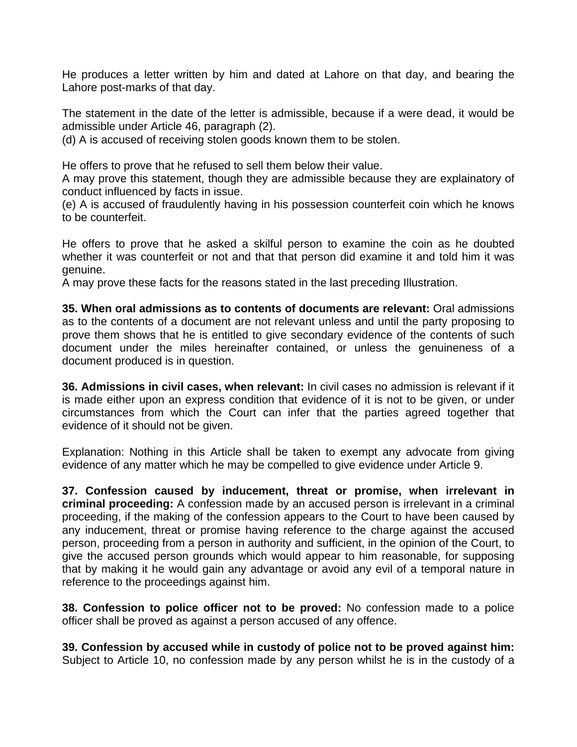He produces a letter written by him and dated at Lahore on that day, and bearing the Lahore post-marks of that day.

The statement in the date of the letter is admissible, because if a were dead, it would be admissible under Article 46, paragraph (2).

(d) A is accused of receiving stolen goods known them to be stolen.

He offers to prove that he refused to sell them below their value.

A may prove this statement, though they are admissible because they are explainatory of conduct influenced by facts in issue.

(e) A is accused of fraudulently having in his possession counterfeit coin which he knows to be counterfeit.

He offers to prove that he asked a skilful person to examine the coin as he doubted whether it was counterfeit or not and that that person did examine it and told him it was genuine.

A may prove these facts for the reasons stated in the last preceding Illustration.

**35. When oral admissions as to contents of documents are relevant:** Oral admissions as to the contents of a document are not relevant unless and until the party proposing to prove them shows that he is entitled to give secondary evidence of the contents of such document under the miles hereinafter contained, or unless the genuineness of a document produced is in question.

**36. Admissions in civil cases, when relevant:** In civil cases no admission is relevant if it is made either upon an express condition that evidence of it is not to be given, or under circumstances from which the Court can infer that the parties agreed together that evidence of it should not be given.

Explanation: Nothing in this Article shall be taken to exempt any advocate from giving evidence of any matter which he may be compelled to give evidence under Article 9.

**37. Confession caused by inducement, threat or promise, when irrelevant in criminal proceeding:** A confession made by an accused person is irrelevant in a criminal proceeding, if the making of the confession appears to the Court to have been caused by any inducement, threat or promise having reference to the charge against the accused person, proceeding from a person in authority and sufficient, in the opinion of the Court, to give the accused person grounds which would appear to him reasonable, for supposing that by making it he would gain any advantage or avoid any evil of a temporal nature in reference to the proceedings against him.

**38. Confession to police officer not to be proved:** No confession made to a police officer shall be proved as against a person accused of any offence.

**39. Confession by accused while in custody of police not to be proved against him:** Subject to Article 10, no confession made by any person whilst he is in the custody of a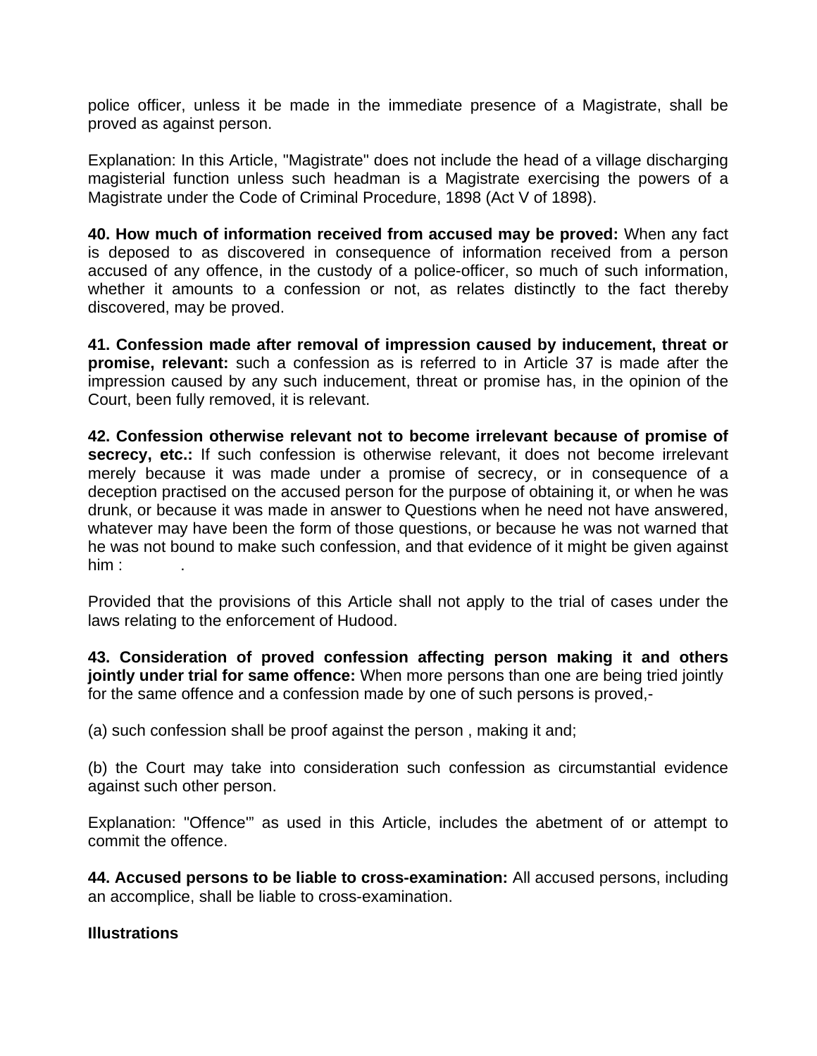police officer, unless it be made in the immediate presence of a Magistrate, shall be proved as against person.

Explanation: In this Article, "Magistrate" does not include the head of a village discharging magisterial function unless such headman is a Magistrate exercising the powers of a Magistrate under the Code of Criminal Procedure, 1898 (Act V of 1898).

**40. How much of information received from accused may be proved:** When any fact is deposed to as discovered in consequence of information received from a person accused of any offence, in the custody of a police-officer, so much of such information, whether it amounts to a confession or not, as relates distinctly to the fact thereby discovered, may be proved.

**41. Confession made after removal of impression caused by inducement, threat or promise, relevant:** such a confession as is referred to in Article 37 is made after the impression caused by any such inducement, threat or promise has, in the opinion of the Court, been fully removed, it is relevant.

**42. Confession otherwise relevant not to become irrelevant because of promise of secrecy, etc.:** If such confession is otherwise relevant, it does not become irrelevant merely because it was made under a promise of secrecy, or in consequence of a deception practised on the accused person for the purpose of obtaining it, or when he was drunk, or because it was made in answer to Questions when he need not have answered, whatever may have been the form of those questions, or because he was not warned that he was not bound to make such confession, and that evidence of it might be given against him : .

Provided that the provisions of this Article shall not apply to the trial of cases under the laws relating to the enforcement of Hudood.

**43. Consideration of proved confession affecting person making it and others jointly under trial for same offence:** When more persons than one are being tried jointly for the same offence and a confession made by one of such persons is proved,-

(a) such confession shall be proof against the person , making it and;

(b) the Court may take into consideration such confession as circumstantial evidence against such other person.

Explanation: "Offence'" as used in this Article, includes the abetment of or attempt to commit the offence.

**44. Accused persons to be liable to cross-examination:** All accused persons, including an accomplice, shall be liable to cross-examination.

**Illustrations**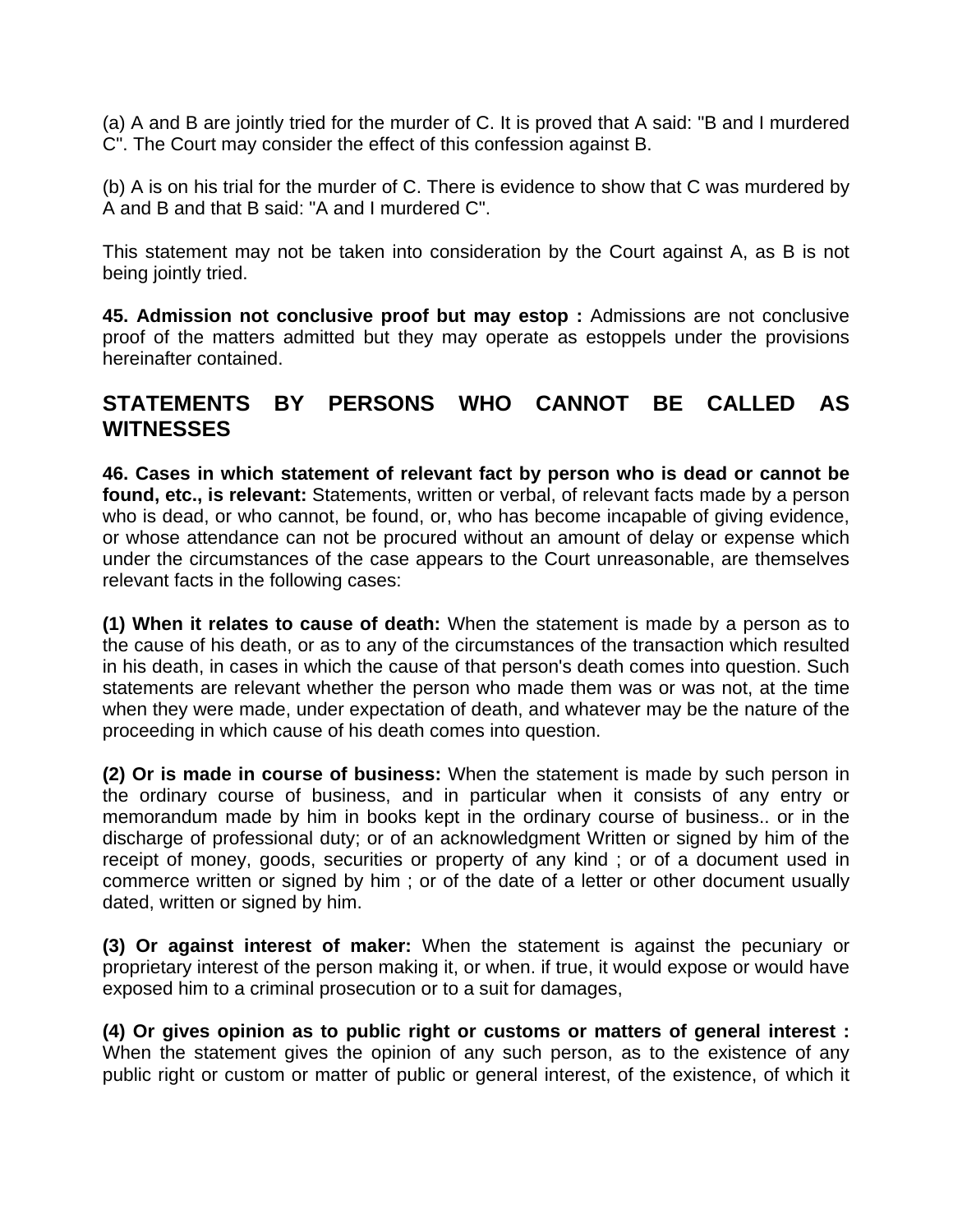(a) A and B are jointly tried for the murder of C. It is proved that A said: "B and I murdered C". The Court may consider the effect of this confession against B.

(b) A is on his trial for the murder of C. There is evidence to show that C was murdered by A and B and that B said: "A and I murdered C".

This statement may not be taken into consideration by the Court against A, as B is not being jointly tried.

**45. Admission not conclusive proof but may estop :** Admissions are not conclusive proof of the matters admitted but they may operate as estoppels under the provisions hereinafter contained.

## STATEMENTS BY PERSONS WHO CANNOT BE CALLED AS WITNESSES

**46. Cases in which statement of relevant fact by person who is dead or cannot be found, etc., is relevant:** Statements, written or verbal, of relevant facts made by a person who is dead, or who cannot, be found, or, who has become incapable of giving evidence, or whose attendance can not be procured without an amount of delay or expense which under the circumstances of the case appears to the Court unreasonable, are themselves relevant facts in the following cases:

**(1) When it relates to cause of death:** When the statement is made by a person as to the cause of his death, or as to any of the circumstances of the transaction which resulted in his death, in cases in which the cause of that person's death comes into question. Such statements are relevant whether the person who made them was or was not, at the time when they were made, under expectation of death, and whatever may be the nature of the proceeding in which cause of his death comes into question.

**(2) Or is made in course of business:** When the statement is made by such person in the ordinary course of business, and in particular when it consists of any entry or memorandum made by him in books kept in the ordinary course of business.. or in the discharge of professional duty; or of an acknowledgment Written or signed by him of the receipt of money, goods, securities or property of any kind ; or of a document used in commerce written or signed by him ; or of the date of a letter or other document usually dated, written or signed by him.

**(3) Or against interest of maker:** When the statement is against the pecuniary or proprietary interest of the person making it, or when. if true, it would expose or would have exposed him to a criminal prosecution or to a suit for damages,

**(4) Or gives opinion as to public right or customs or matters of general interest :** When the statement gives the opinion of any such person, as to the existence of any public right or custom or matter of public or general interest, of the existence, of which it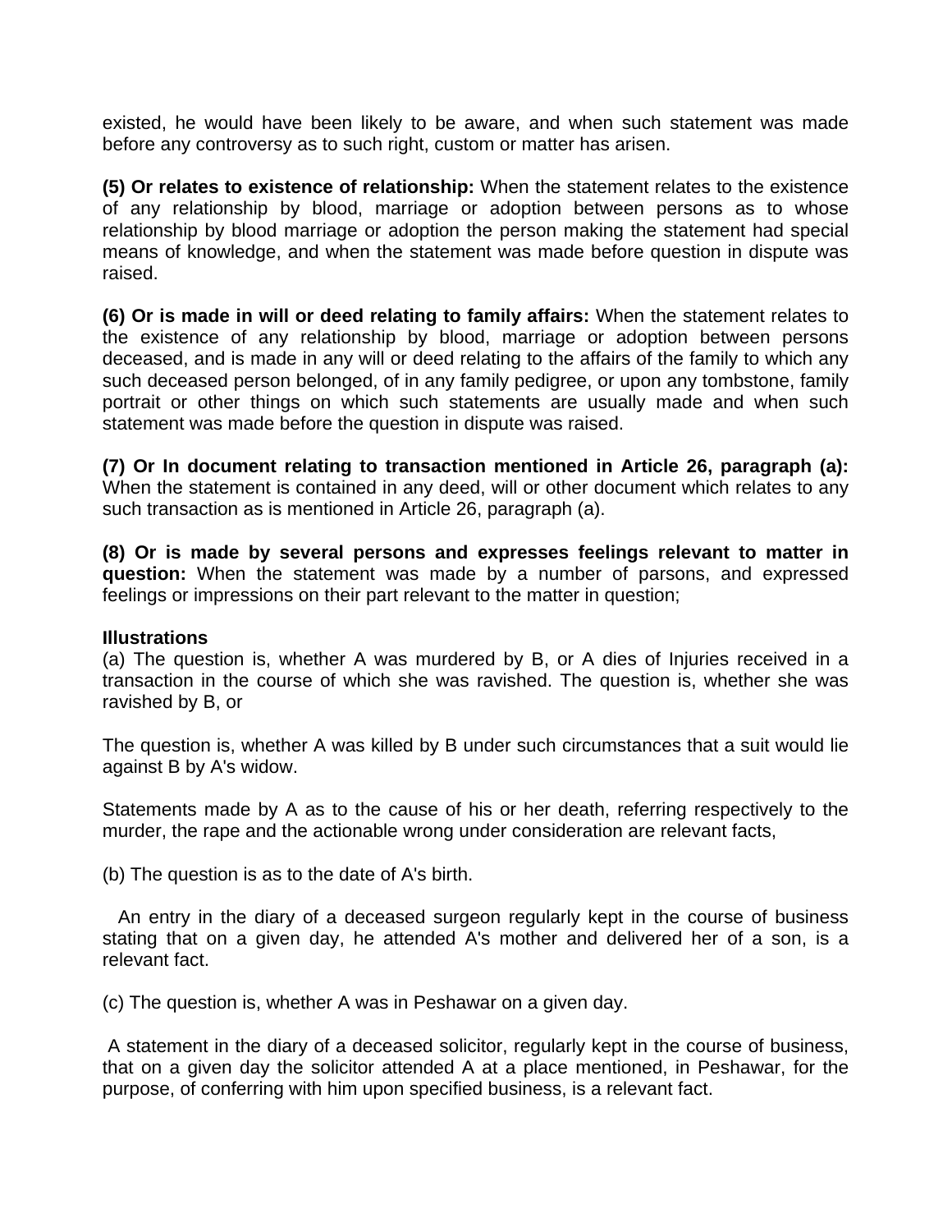existed, he would have been likely to be aware, and when such statement was made before any controversy as to such right, custom or matter has arisen.

**(5) Or relates to existence of relationship:** When the statement relates to the existence of any relationship by blood, marriage or adoption between persons as to whose relationship by blood marriage or adoption the person making the statement had special means of knowledge, and when the statement was made before question in dispute was raised.

**(6) Or is made in will or deed relating to family affairs:** When the statement relates to the existence of any relationship by blood, marriage or adoption between persons deceased, and is made in any will or deed relating to the affairs of the family to which any such deceased person belonged, of in any family pedigree, or upon any tombstone, family portrait or other things on which such statements are usually made and when such statement was made before the question in dispute was raised.

**(7) Or In document relating to transaction mentioned in Article 26, paragraph (a):** When the statement is contained in any deed, will or other document which relates to any such transaction as is mentioned in Article 26, paragraph (a).

**(8) Or is made by several persons and expresses feelings relevant to matter in question:** When the statement was made by a number of parsons, and expressed feelings or impressions on their part relevant to the matter in question;

**Illustrations**

(a) The question is, whether A was murdered by B, or A dies of Injuries received in a transaction in the course of which she was ravished. The question is, whether she was ravished by B, or

The question is, whether A was killed by B under such circumstances that a suit would lie against B by A's widow.

Statements made by A as to the cause of his or her death, referring respectively to the murder, the rape and the actionable wrong under consideration are relevant facts,

(b) The question is as to the date of A's birth.

An entry in the diary of a deceased surgeon regularly kept in the course of business stating that on a given day, he attended A's mother and delivered her of a son, is a relevant fact.

(c) The question is, whether A was in Peshawar on a given day.

A statement in the diary of a deceased solicitor, regularly kept in the course of business, that on a given day the solicitor attended A at a place mentioned, in Peshawar, for the purpose, of conferring with him upon specified business, is a relevant fact.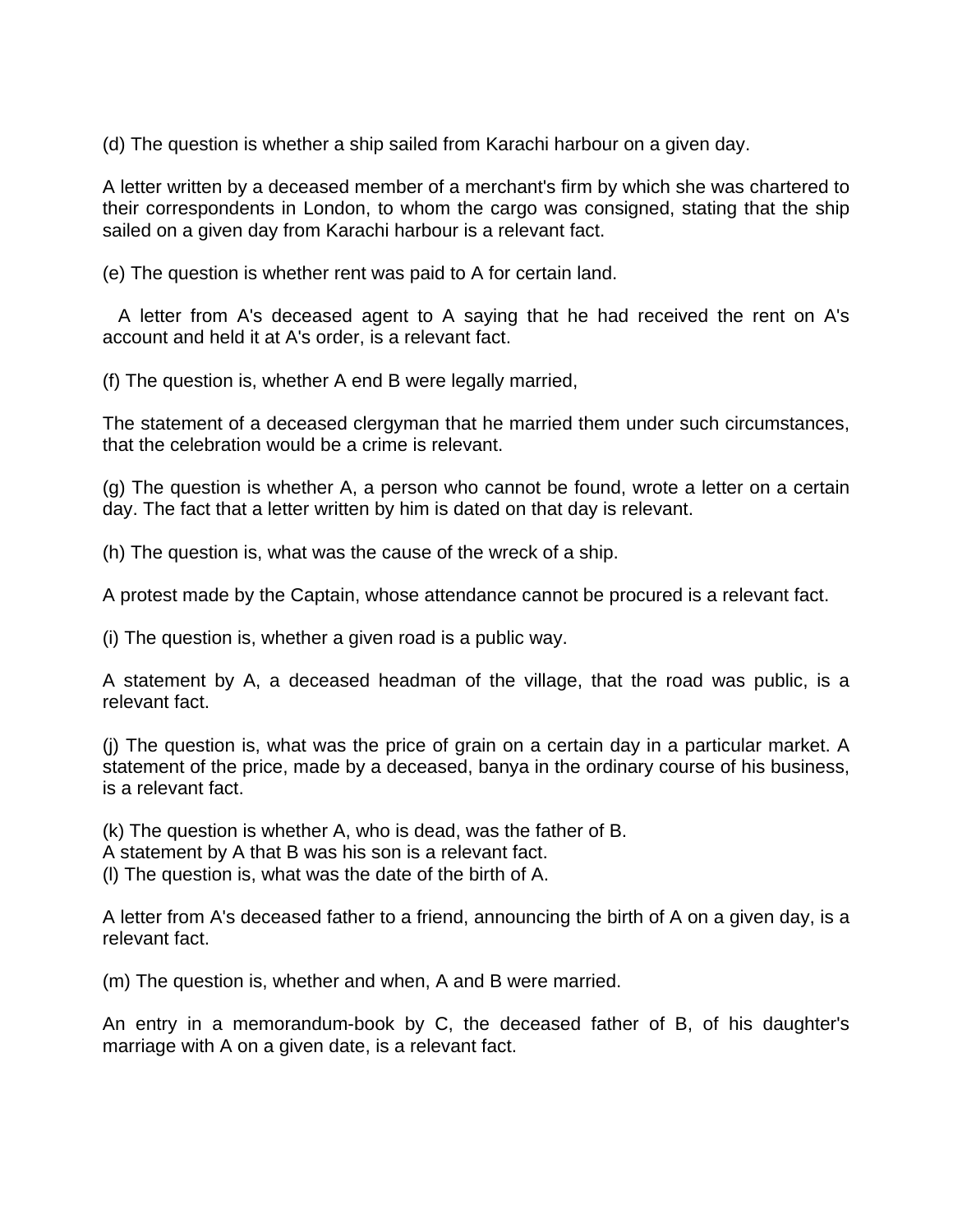(d) The question is whether a ship sailed from Karachi harbour on a given day.

A letter written by a deceased member of a merchant's firm by which she was chartered to their correspondents in London, to whom the cargo was consigned, stating that the ship sailed on a given day from Karachi harbour is a relevant fact.

(e) The question is whether rent was paid to A for certain land.

A letter from A's deceased agent to A saying that he had received the rent on A's account and held it at A's order, is a relevant fact.

(f) The question is, whether A end B were legally married,

The statement of a deceased clergyman that he married them under such circumstances, that the celebration would be a crime is relevant.

(g) The question is whether A, a person who cannot be found, wrote a letter on a certain day. The fact that a letter written by him is dated on that day is relevant.

(h) The question is, what was the cause of the wreck of a ship.

A protest made by the Captain, whose attendance cannot be procured is a relevant fact.

(i) The question is, whether a given road is a public way.

A statement by A, a deceased headman of the village, that the road was public, is a relevant fact.

(j) The question is, what was the price of grain on a certain day in a particular market. A statement of the price, made by a deceased, banya in the ordinary course of his business, is a relevant fact.

(k) The question is whether A, who is dead, was the father of B.
A statement by A that B was his son is a relevant fact.
(l) The question is, what was the date of the birth of A.

A letter from A's deceased father to a friend, announcing the birth of A on a given day, is a relevant fact.

(m) The question is, whether and when, A and B were married.

An entry in a memorandum-book by C, the deceased father of B, of his daughter's marriage with A on a given date, is a relevant fact.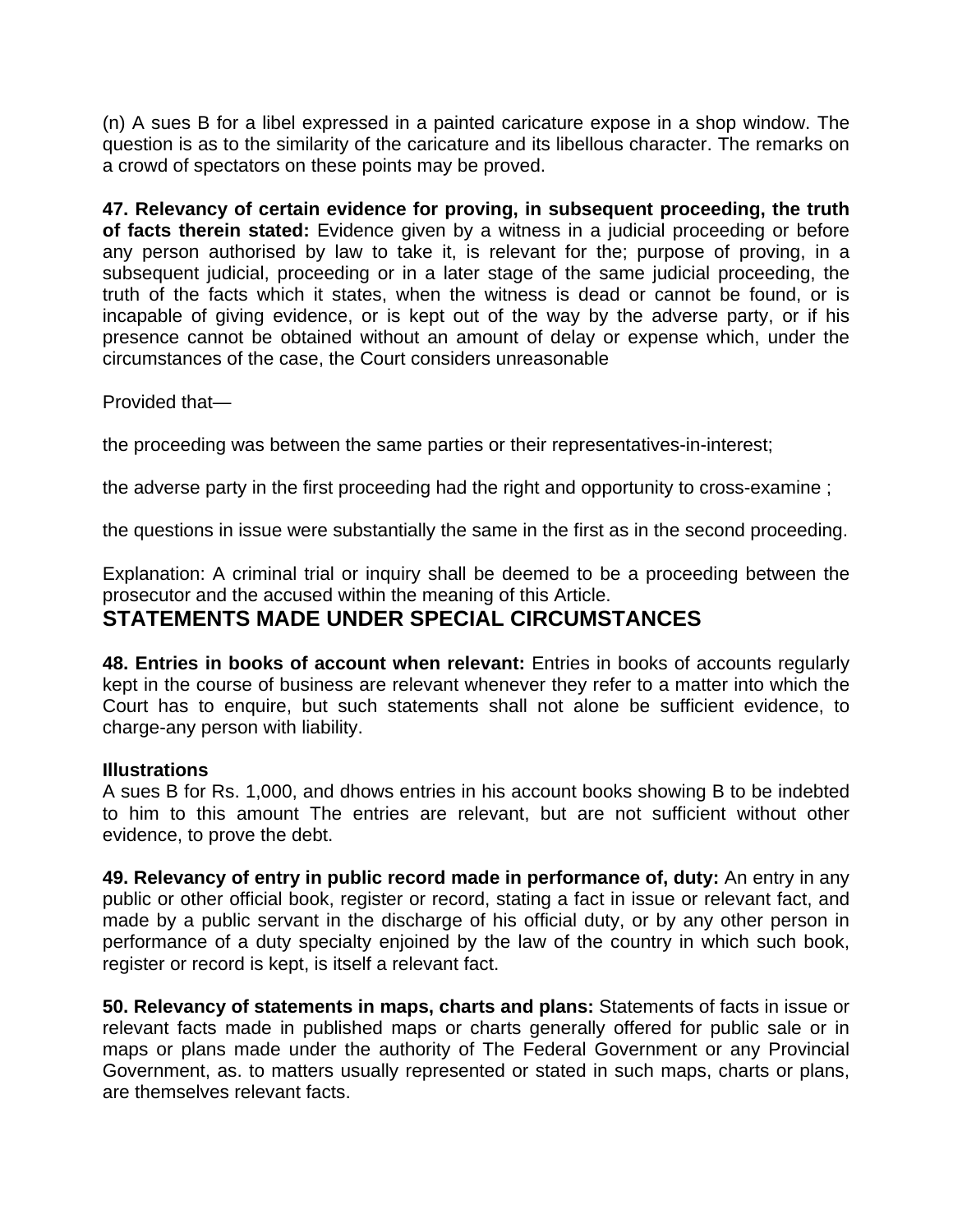(n) A sues B for a libel expressed in a painted caricature expose in a shop window. The question is as to the similarity of the caricature and its libellous character. The remarks on a crowd of spectators on these points may be proved.

**47. Relevancy of certain evidence for proving, in subsequent proceeding, the truth of facts therein stated:** Evidence given by a witness in a judicial proceeding or before any person authorised by law to take it, is relevant for the; purpose of proving, in a subsequent judicial, proceeding or in a later stage of the same judicial proceeding, the truth of the facts which it states, when the witness is dead or cannot be found, or is incapable of giving evidence, or is kept out of the way by the adverse party, or if his presence cannot be obtained without an amount of delay or expense which, under the circumstances of the case, the Court considers unreasonable

Provided that—

the proceeding was between the same parties or their representatives-in-interest;

the adverse party in the first proceeding had the right and opportunity to cross-examine ;

the questions in issue were substantially the same in the first as in the second proceeding.

Explanation: A criminal trial or inquiry shall be deemed to be a proceeding between the prosecutor and the accused within the meaning of this Article.

## STATEMENTS MADE UNDER SPECIAL CIRCUMSTANCES

**48. Entries in books of account when relevant:** Entries in books of accounts regularly kept in the course of business are relevant whenever they refer to a matter into which the Court has to enquire, but such statements shall not alone be sufficient evidence, to charge-any person with liability.

**Illustrations**

A sues B for Rs. 1,000, and dhows entries in his account books showing B to be indebted to him to this amount The entries are relevant, but are not sufficient without other evidence, to prove the debt.

**49. Relevancy of entry in public record made in performance of, duty:** An entry in any public or other official book, register or record, stating a fact in issue or relevant fact, and made by a public servant in the discharge of his official duty, or by any other person in performance of a duty specialty enjoined by the law of the country in which such book, register or record is kept, is itself a relevant fact.

**50. Relevancy of statements in maps, charts and plans:** Statements of facts in issue or relevant facts made in published maps or charts generally offered for public sale or in maps or plans made under the authority of The Federal Government or any Provincial Government, as. to matters usually represented or stated in such maps, charts or plans, are themselves relevant facts.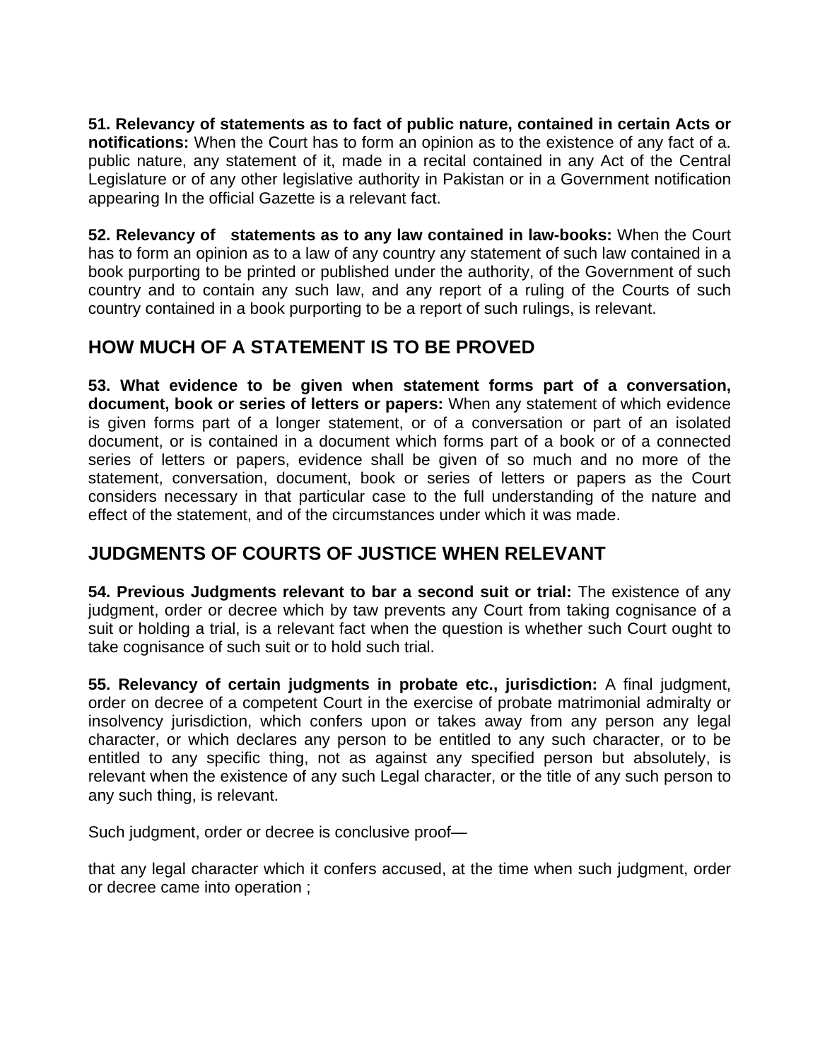**51. Relevancy of statements as to fact of public nature, contained in certain Acts or notifications:** When the Court has to form an opinion as to the existence of any fact of a. public nature, any statement of it, made in a recital contained in any Act of the Central Legislature or of any other legislative authority in Pakistan or in a Government notification appearing In the official Gazette is a relevant fact.

**52. Relevancy of statements as to any law contained in law-books:** When the Court has to form an opinion as to a law of any country any statement of such law contained in a book purporting to be printed or published under the authority, of the Government of such country and to contain any such law, and any report of a ruling of the Courts of such country contained in a book purporting to be a report of such rulings, is relevant.

## HOW MUCH OF A STATEMENT IS TO BE PROVED

**53. What evidence to be given when statement forms part of a conversation, document, book or series of letters or papers:** When any statement of which evidence is given forms part of a longer statement, or of a conversation or part of an isolated document, or is contained in a document which forms part of a book or of a connected series of letters or papers, evidence shall be given of so much and no more of the statement, conversation, document, book or series of letters or papers as the Court considers necessary in that particular case to the full understanding of the nature and effect of the statement, and of the circumstances under which it was made.

## JUDGMENTS OF COURTS OF JUSTICE WHEN RELEVANT

**54. Previous Judgments relevant to bar a second suit or trial:** The existence of any judgment, order or decree which by taw prevents any Court from taking cognisance of a suit or holding a trial, is a relevant fact when the question is whether such Court ought to take cognisance of such suit or to hold such trial.

**55. Relevancy of certain judgments in probate etc., jurisdiction:** A final judgment, order on decree of a competent Court in the exercise of probate matrimonial admiralty or insolvency jurisdiction, which confers upon or takes away from any person any legal character, or which declares any person to be entitled to any such character, or to be entitled to any specific thing, not as against any specified person but absolutely, is relevant when the existence of any such Legal character, or the title of any such person to any such thing, is relevant.

Such judgment, order or decree is conclusive proof—

that any legal character which it confers accused, at the time when such judgment, order or decree came into operation ;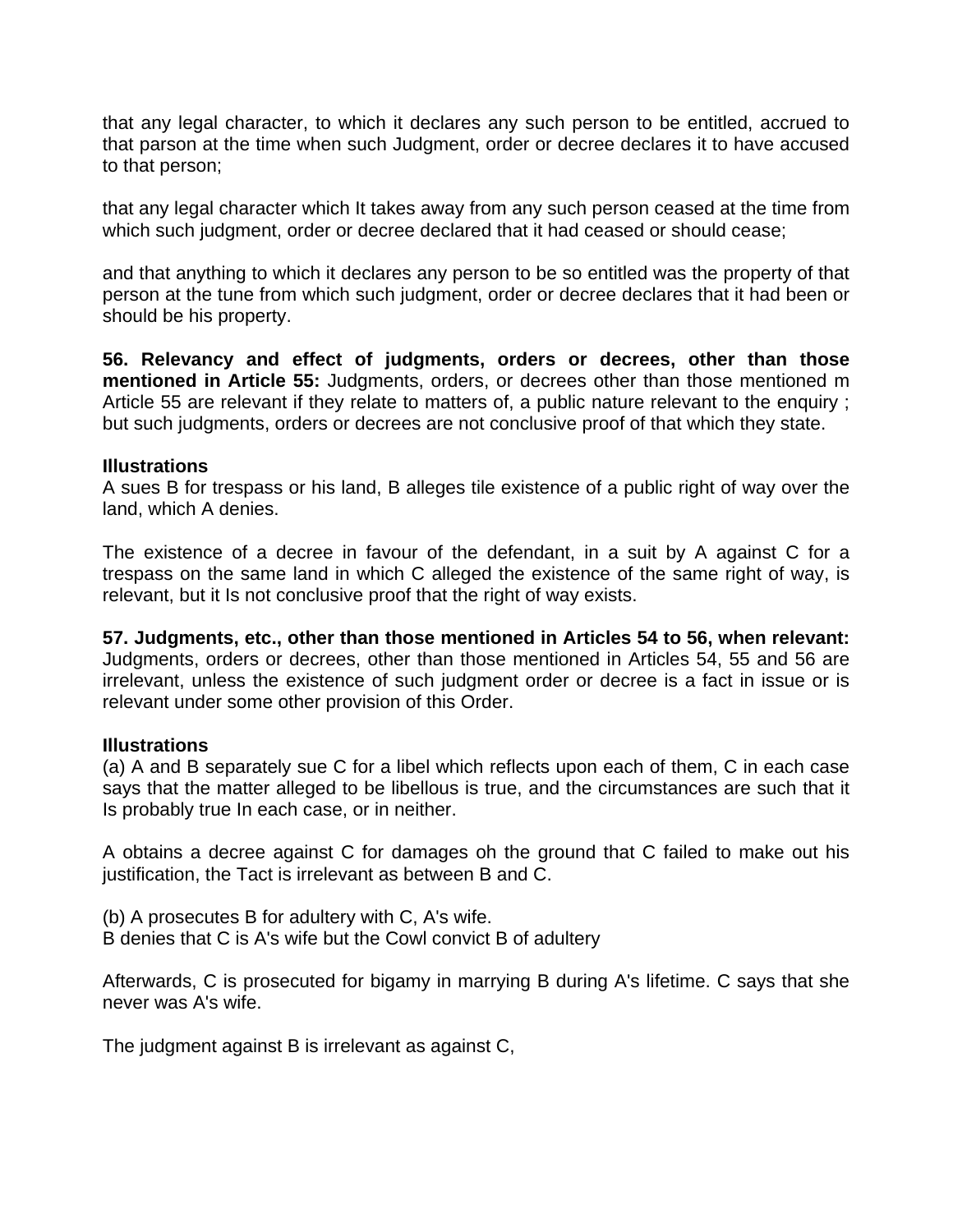that any legal character, to which it declares any such person to be entitled, accrued to that parson at the time when such Judgment, order or decree declares it to have accused to that person;

that any legal character which It takes away from any such person ceased at the time from which such judgment, order or decree declared that it had ceased or should cease;

and that anything to which it declares any person to be so entitled was the property of that person at the tune from which such judgment, order or decree declares that it had been or should be his property.

**56. Relevancy and effect of judgments, orders or decrees, other than those mentioned in Article 55:** Judgments, orders, or decrees other than those mentioned m Article 55 are relevant if they relate to matters of, a public nature relevant to the enquiry ; but such judgments, orders or decrees are not conclusive proof of that which they state.

**Illustrations**

A sues B for trespass or his land, B alleges tile existence of a public right of way over the land, which A denies.

The existence of a decree in favour of the defendant, in a suit by A against C for a trespass on the same land in which C alleged the existence of the same right of way, is relevant, but it Is not conclusive proof that the right of way exists.

**57. Judgments, etc., other than those mentioned in Articles 54 to 56, when relevant:** Judgments, orders or decrees, other than those mentioned in Articles 54, 55 and 56 are irrelevant, unless the existence of such judgment order or decree is a fact in issue or is relevant under some other provision of this Order.

**Illustrations**

(a) A and B separately sue C for a libel which reflects upon each of them, C in each case says that the matter alleged to be libellous is true, and the circumstances are such that it Is probably true In each case, or in neither.

A obtains a decree against C for damages oh the ground that C failed to make out his justification, the Tact is irrelevant as between B and C.

(b) A prosecutes B for adultery with C, A's wife.
B denies that C is A's wife but the Cowl convict B of adultery

Afterwards, C is prosecuted for bigamy in marrying B during A's lifetime. C says that she never was A's wife.

The judgment against B is irrelevant as against C,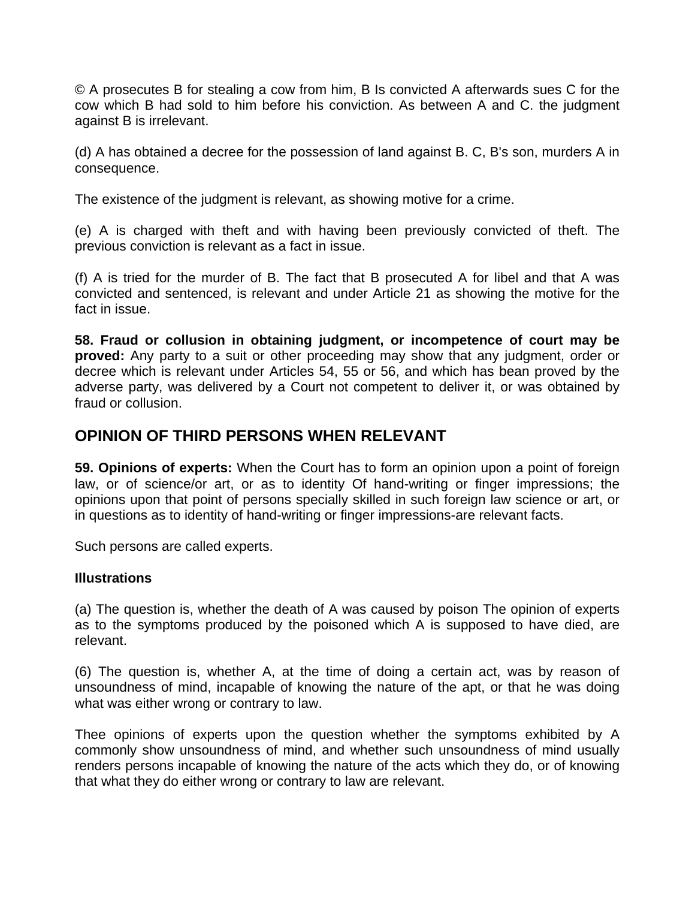© A prosecutes B for stealing a cow from him, B Is convicted A afterwards sues C for the cow which B had sold to him before his conviction. As between A and C. the judgment against B is irrelevant.

(d) A has obtained a decree for the possession of land against B. C, B's son, murders A in consequence.

The existence of the judgment is relevant, as showing motive for a crime.

(e) A is charged with theft and with having been previously convicted of theft. The previous conviction is relevant as a fact in issue.

(f) A is tried for the murder of B. The fact that B prosecuted A for libel and that A was convicted and sentenced, is relevant and under Article 21 as showing the motive for the fact in issue.

**58. Fraud or collusion in obtaining judgment, or incompetence of court may be proved:** Any party to a suit or other proceeding may show that any judgment, order or decree which is relevant under Articles 54, 55 or 56, and which has bean proved by the adverse party, was delivered by a Court not competent to deliver it, or was obtained by fraud or collusion.

## OPINION OF THIRD PERSONS WHEN RELEVANT

**59. Opinions of experts:** When the Court has to form an opinion upon a point of foreign law, or of science/or art, or as to identity Of hand-writing or finger impressions; the opinions upon that point of persons specially skilled in such foreign law science or art, or in questions as to identity of hand-writing or finger impressions-are relevant facts.

Such persons are called experts.

**Illustrations**

(a) The question is, whether the death of A was caused by poison The opinion of experts as to the symptoms produced by the poisoned which A is supposed to have died, are relevant.

(6) The question is, whether A, at the time of doing a certain act, was by reason of unsoundness of mind, incapable of knowing the nature of the apt, or that he was doing what was either wrong or contrary to law.

Thee opinions of experts upon the question whether the symptoms exhibited by A commonly show unsoundness of mind, and whether such unsoundness of mind usually renders persons incapable of knowing the nature of the acts which they do, or of knowing that what they do either wrong or contrary to law are relevant.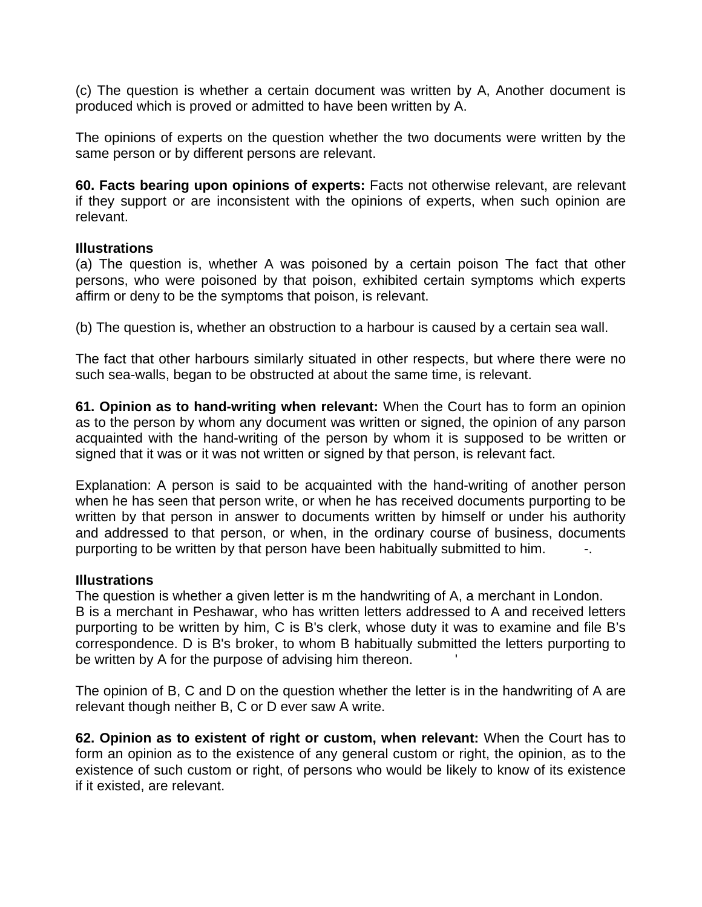(c) The question is whether a certain document was written by A, Another document is produced which is proved or admitted to have been written by A.

The opinions of experts on the question whether the two documents were written by the same person or by different persons are relevant.

**60. Facts bearing upon opinions of experts:** Facts not otherwise relevant, are relevant if they support or are inconsistent with the opinions of experts, when such opinion are relevant.

**Illustrations**

(a) The question is, whether A was poisoned by a certain poison The fact that other persons, who were poisoned by that poison, exhibited certain symptoms which experts affirm or deny to be the symptoms that poison, is relevant.

(b) The question is, whether an obstruction to a harbour is caused by a certain sea wall.

The fact that other harbours similarly situated in other respects, but where there were no such sea-walls, began to be obstructed at about the same time, is relevant.

**61. Opinion as to hand-writing when relevant:** When the Court has to form an opinion as to the person by whom any document was written or signed, the opinion of any parson acquainted with the hand-writing of the person by whom it is supposed to be written or signed that it was or it was not written or signed by that person, is relevant fact.

Explanation: A person is said to be acquainted with the hand-writing of another person when he has seen that person write, or when he has received documents purporting to be written by that person in answer to documents written by himself or under his authority and addressed to that person, or when, in the ordinary course of business, documents purporting to be written by that person have been habitually submitted to him.

**Illustrations**

The question is whether a given letter is m the handwriting of A, a merchant in London. B is a merchant in Peshawar, who has written letters addressed to A and received letters purporting to be written by him, C is B's clerk, whose duty it was to examine and file B's correspondence. D is B's broker, to whom B habitually submitted the letters purporting to be written by A for the purpose of advising him thereon.

The opinion of B, C and D on the question whether the letter is in the handwriting of A are relevant though neither B, C or D ever saw A write.

**62. Opinion as to existent of right or custom, when relevant:** When the Court has to form an opinion as to the existence of any general custom or right, the opinion, as to the existence of such custom or right, of persons who would be likely to know of its existence if it existed, are relevant.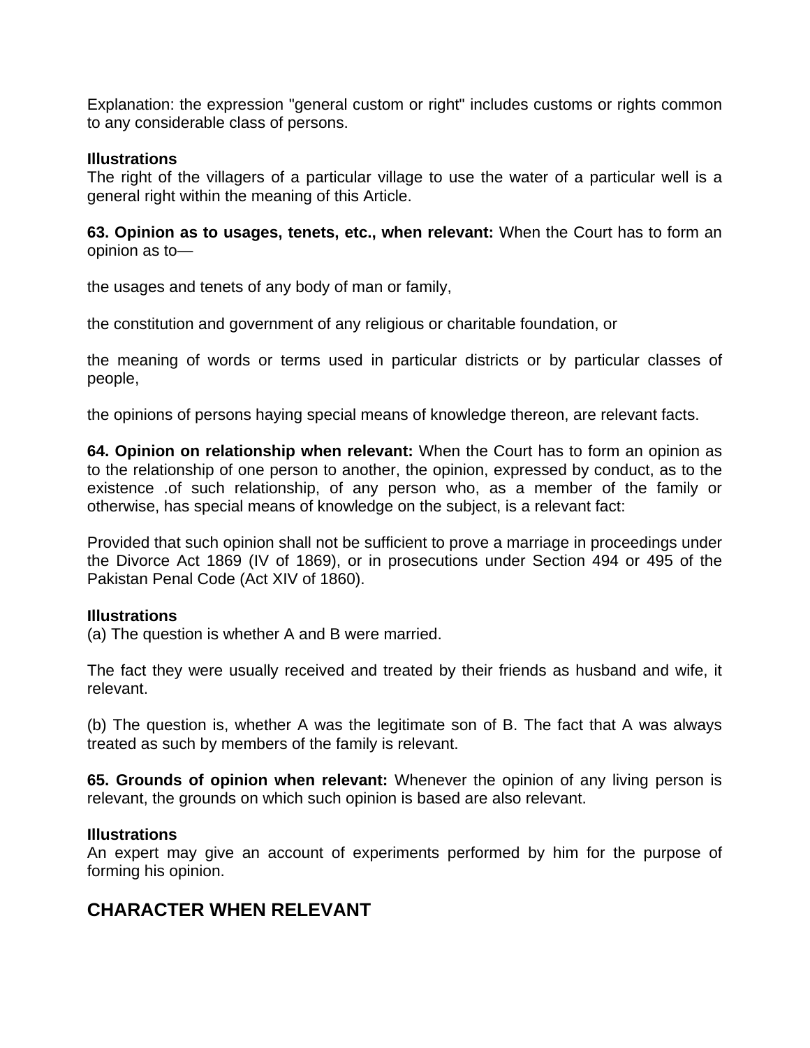Explanation: the expression "general custom or right" includes customs or rights common to any considerable class of persons.

**Illustrations**
The right of the villagers of a particular village to use the water of a particular well is a general right within the meaning of this Article.

**63. Opinion as to usages, tenets, etc., when relevant:** When the Court has to form an opinion as to—

the usages and tenets of any body of man or family,

the constitution and government of any religious or charitable foundation, or

the meaning of words or terms used in particular districts or by particular classes of people,

the opinions of persons haying special means of knowledge thereon, are relevant facts.

**64. Opinion on relationship when relevant:** When the Court has to form an opinion as to the relationship of one person to another, the opinion, expressed by conduct, as to the existence .of such relationship, of any person who, as a member of the family or otherwise, has special means of knowledge on the subject, is a relevant fact:

Provided that such opinion shall not be sufficient to prove a marriage in proceedings under the Divorce Act 1869 (IV of 1869), or in prosecutions under Section 494 or 495 of the Pakistan Penal Code (Act XIV of 1860).

**Illustrations**
(a) The question is whether A and B were married.

The fact they were usually received and treated by their friends as husband and wife, it relevant.

(b) The question is, whether A was the legitimate son of B. The fact that A was always treated as such by members of the family is relevant.

**65. Grounds of opinion when relevant:** Whenever the opinion of any living person is relevant, the grounds on which such opinion is based are also relevant.

**Illustrations**
An expert may give an account of experiments performed by him for the purpose of forming his opinion.

## CHARACTER WHEN RELEVANT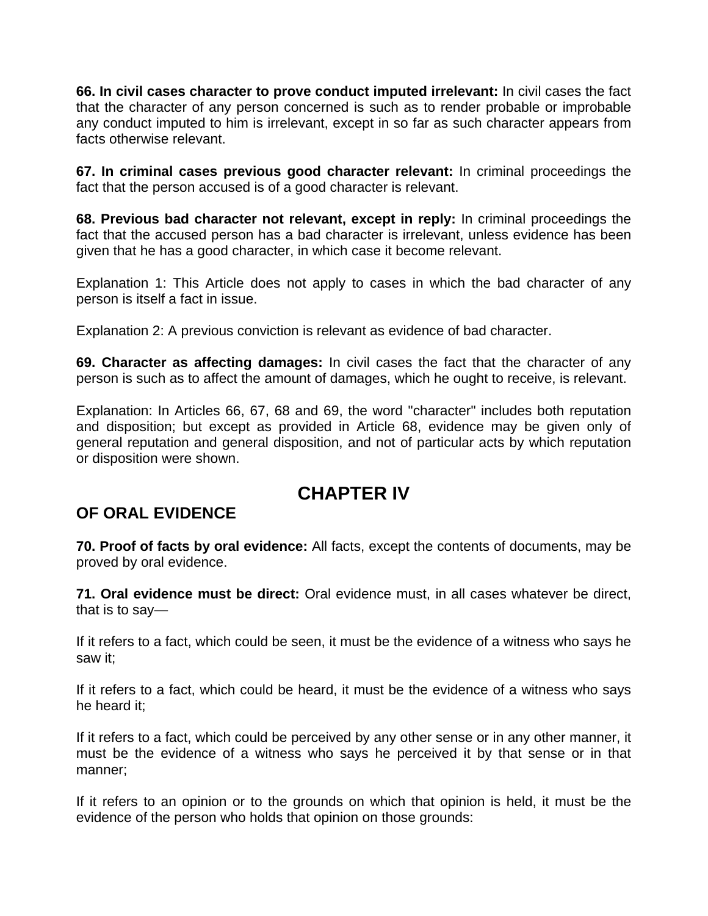**66. In civil cases character to prove conduct imputed irrelevant:** In civil cases the fact that the character of any person concerned is such as to render probable or improbable any conduct imputed to him is irrelevant, except in so far as such character appears from facts otherwise relevant.

**67. In criminal cases previous good character relevant:** In criminal proceedings the fact that the person accused is of a good character is relevant.

**68. Previous bad character not relevant, except in reply:** In criminal proceedings the fact that the accused person has a bad character is irrelevant, unless evidence has been given that he has a good character, in which case it become relevant.

Explanation 1: This Article does not apply to cases in which the bad character of any person is itself a fact in issue.

Explanation 2: A previous conviction is relevant as evidence of bad character.

**69. Character as affecting damages:** In civil cases the fact that the character of any person is such as to affect the amount of damages, which he ought to receive, is relevant.

Explanation: In Articles 66, 67, 68 and 69, the word "character" includes both reputation and disposition; but except as provided in Article 68, evidence may be given only of general reputation and general disposition, and not of particular acts by which reputation or disposition were shown.

# CHAPTER IV

## OF ORAL EVIDENCE

**70. Proof of facts by oral evidence:** All facts, except the contents of documents, may be proved by oral evidence.

**71. Oral evidence must be direct:** Oral evidence must, in all cases whatever be direct, that is to say—

If it refers to a fact, which could be seen, it must be the evidence of a witness who says he saw it;

If it refers to a fact, which could be heard, it must be the evidence of a witness who says he heard it;

If it refers to a fact, which could be perceived by any other sense or in any other manner, it must be the evidence of a witness who says he perceived it by that sense or in that manner;

If it refers to an opinion or to the grounds on which that opinion is held, it must be the evidence of the person who holds that opinion on those grounds: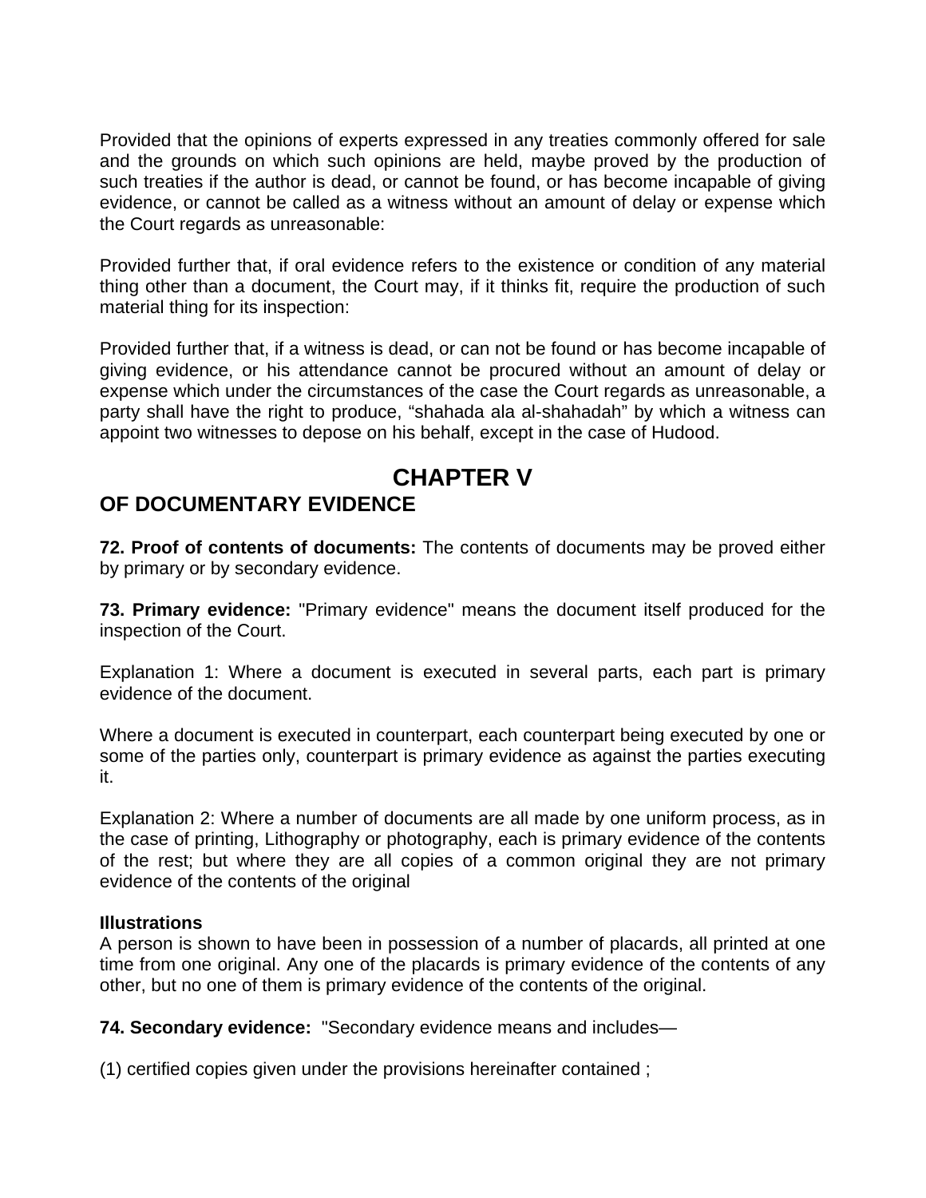Provided that the opinions of experts expressed in any treaties commonly offered for sale and the grounds on which such opinions are held, maybe proved by the production of such treaties if the author is dead, or cannot be found, or has become incapable of giving evidence, or cannot be called as a witness without an amount of delay or expense which the Court regards as unreasonable:

Provided further that, if oral evidence refers to the existence or condition of any material thing other than a document, the Court may, if it thinks fit, require the production of such material thing for its inspection:

Provided further that, if a witness is dead, or can not be found or has become incapable of giving evidence, or his attendance cannot be procured without an amount of delay or expense which under the circumstances of the case the Court regards as unreasonable, a party shall have the right to produce, “shahada ala al-shahadah” by which a witness can appoint two witnesses to depose on his behalf, except in the case of Hudood.

# CHAPTER V

## OF DOCUMENTARY EVIDENCE

**72. Proof of contents of documents:** The contents of documents may be proved either by primary or by secondary evidence.

**73. Primary evidence:** "Primary evidence" means the document itself produced for the inspection of the Court.

Explanation 1: Where a document is executed in several parts, each part is primary evidence of the document.

Where a document is executed in counterpart, each counterpart being executed by one or some of the parties only, counterpart is primary evidence as against the parties executing it.

Explanation 2: Where a number of documents are all made by one uniform process, as in the case of printing, Lithography or photography, each is primary evidence of the contents of the rest; but where they are all copies of a common original they are not primary evidence of the contents of the original

**Illustrations**
A person is shown to have been in possession of a number of placards, all printed at one time from one original. Any one of the placards is primary evidence of the contents of any other, but no one of them is primary evidence of the contents of the original.

**74. Secondary evidence:** "Secondary evidence means and includes—

(1) certified copies given under the provisions hereinafter contained ;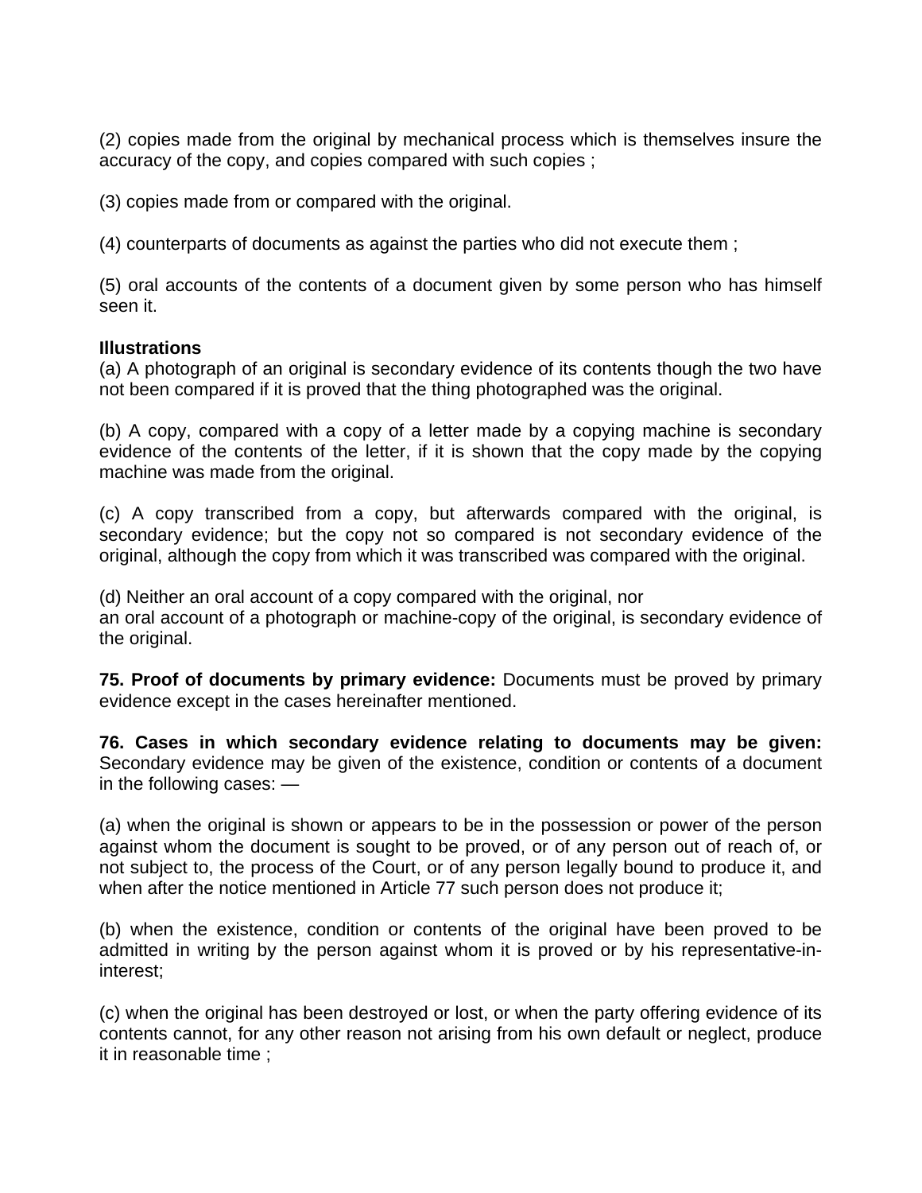(2) copies made from the original by mechanical process which is themselves insure the accuracy of the copy, and copies compared with such copies ;

(3) copies made from or compared with the original.

(4) counterparts of documents as against the parties who did not execute them ;

(5) oral accounts of the contents of a document given by some person who has himself seen it.

**Illustrations**

(a) A photograph of an original is secondary evidence of its contents though the two have not been compared if it is proved that the thing photographed was the original.

(b) A copy, compared with a copy of a letter made by a copying machine is secondary evidence of the contents of the letter, if it is shown that the copy made by the copying machine was made from the original.

(c) A copy transcribed from a copy, but afterwards compared with the original, is secondary evidence; but the copy not so compared is not secondary evidence of the original, although the copy from which it was transcribed was compared with the original.

(d) Neither an oral account of a copy compared with the original, nor an oral account of a photograph or machine-copy of the original, is secondary evidence of the original.

**75. Proof of documents by primary evidence:** Documents must be proved by primary evidence except in the cases hereinafter mentioned.

**76. Cases in which secondary evidence relating to documents may be given:** Secondary evidence may be given of the existence, condition or contents of a document in the following cases: —

(a) when the original is shown or appears to be in the possession or power of the person against whom the document is sought to be proved, or of any person out of reach of, or not subject to, the process of the Court, or of any person legally bound to produce it, and when after the notice mentioned in Article 77 such person does not produce it;

(b) when the existence, condition or contents of the original have been proved to be admitted in writing by the person against whom it is proved or by his representative-in-interest;

(c) when the original has been destroyed or lost, or when the party offering evidence of its contents cannot, for any other reason not arising from his own default or neglect, produce it in reasonable time ;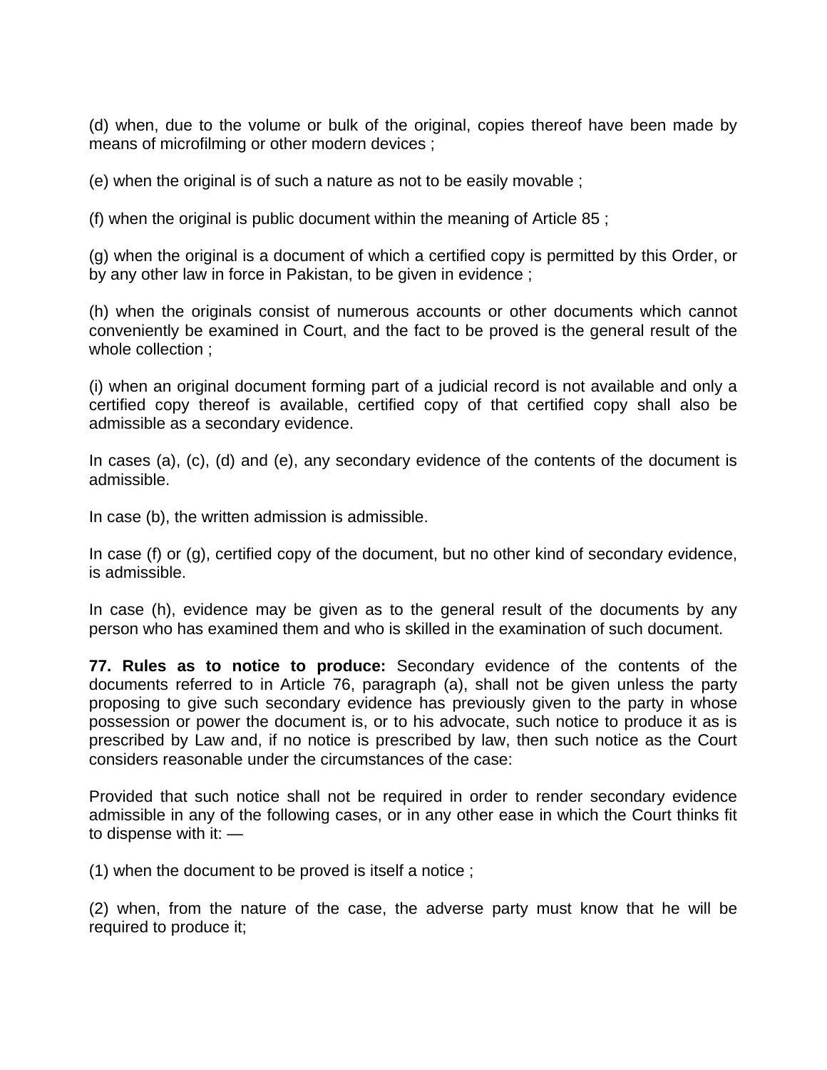(d) when, due to the volume or bulk of the original, copies thereof have been made by means of microfilming or other modern devices ;

(e) when the original is of such a nature as not to be easily movable ;

(f) when the original is public document within the meaning of Article 85 ;

(g) when the original is a document of which a certified copy is permitted by this Order, or by any other law in force in Pakistan, to be given in evidence ;

(h) when the originals consist of numerous accounts or other documents which cannot conveniently be examined in Court, and the fact to be proved is the general result of the whole collection ;

(i) when an original document forming part of a judicial record is not available and only a certified copy thereof is available, certified copy of that certified copy shall also be admissible as a secondary evidence.

In cases (a), (c), (d) and (e), any secondary evidence of the contents of the document is admissible.

In case (b), the written admission is admissible.

In case (f) or (g), certified copy of the document, but no other kind of secondary evidence, is admissible.

In case (h), evidence may be given as to the general result of the documents by any person who has examined them and who is skilled in the examination of such document.

**77. Rules as to notice to produce:** Secondary evidence of the contents of the documents referred to in Article 76, paragraph (a), shall not be given unless the party proposing to give such secondary evidence has previously given to the party in whose possession or power the document is, or to his advocate, such notice to produce it as is prescribed by Law and, if no notice is prescribed by law, then such notice as the Court considers reasonable under the circumstances of the case:

Provided that such notice shall not be required in order to render secondary evidence admissible in any of the following cases, or in any other ease in which the Court thinks fit to dispense with it: —

(1) when the document to be proved is itself a notice ;

(2) when, from the nature of the case, the adverse party must know that he will be required to produce it;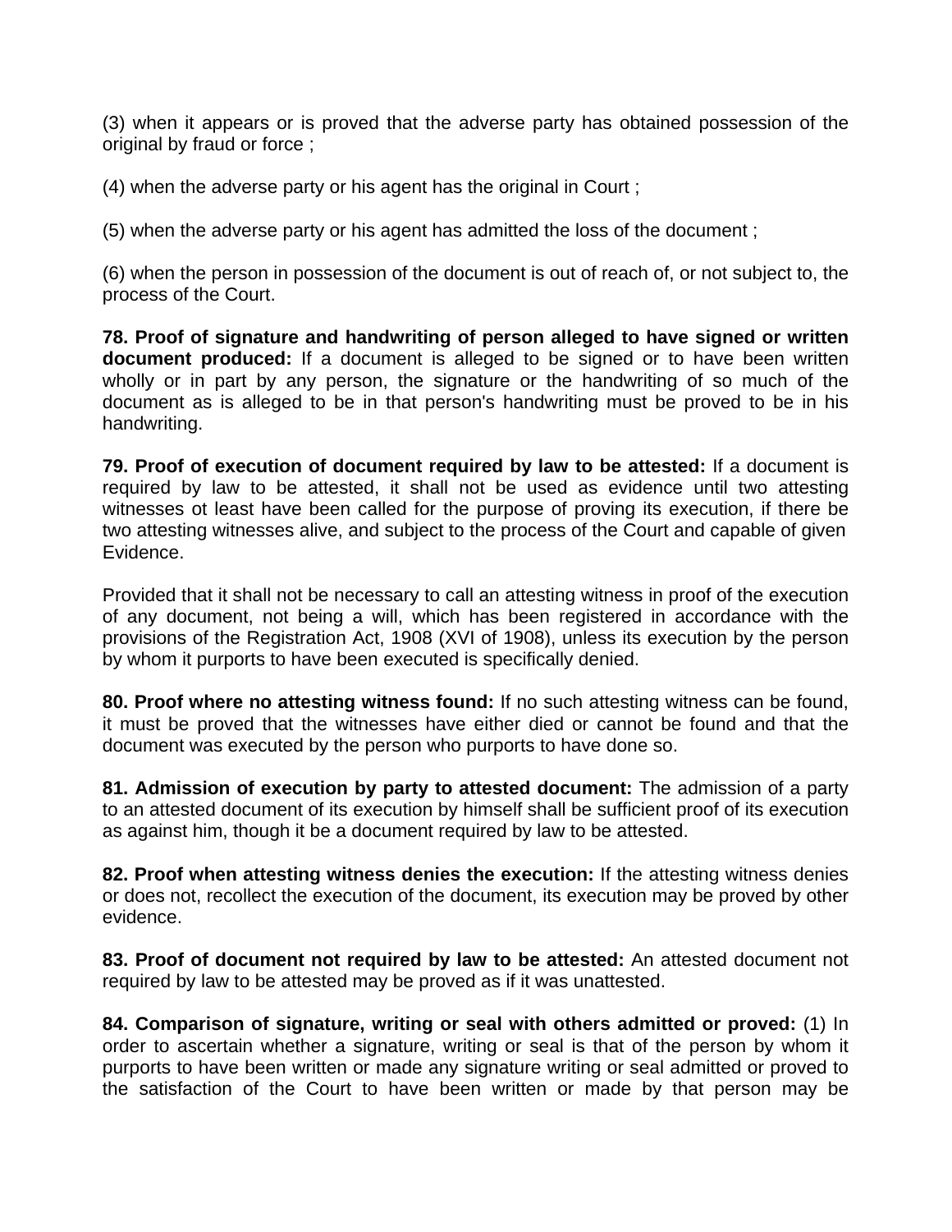(3) when it appears or is proved that the adverse party has obtained possession of the original by fraud or force ;

(4) when the adverse party or his agent has the original in Court ;

(5) when the adverse party or his agent has admitted the loss of the document ;

(6) when the person in possession of the document is out of reach of, or not subject to, the process of the Court.

**78. Proof of signature and handwriting of person alleged to have signed or written document produced:** If a document is alleged to be signed or to have been written wholly or in part by any person, the signature or the handwriting of so much of the document as is alleged to be in that person's handwriting must be proved to be in his handwriting.

**79. Proof of execution of document required by law to be attested:** If a document is required by law to be attested, it shall not be used as evidence until two attesting witnesses ot least have been called for the purpose of proving its execution, if there be two attesting witnesses alive, and subject to the process of the Court and capable of given Evidence.

Provided that it shall not be necessary to call an attesting witness in proof of the execution of any document, not being a will, which has been registered in accordance with the provisions of the Registration Act, 1908 (XVI of 1908), unless its execution by the person by whom it purports to have been executed is specifically denied.

**80. Proof where no attesting witness found:** If no such attesting witness can be found, it must be proved that the witnesses have either died or cannot be found and that the document was executed by the person who purports to have done so.

**81. Admission of execution by party to attested document:** The admission of a party to an attested document of its execution by himself shall be sufficient proof of its execution as against him, though it be a document required by law to be attested.

**82. Proof when attesting witness denies the execution:** If the attesting witness denies or does not, recollect the execution of the document, its execution may be proved by other evidence.

**83. Proof of document not required by law to be attested:** An attested document not required by law to be attested may be proved as if it was unattested.

**84. Comparison of signature, writing or seal with others admitted or proved:** (1) In order to ascertain whether a signature, writing or seal is that of the person by whom it purports to have been written or made any signature writing or seal admitted or proved to the satisfaction of the Court to have been written or made by that person may be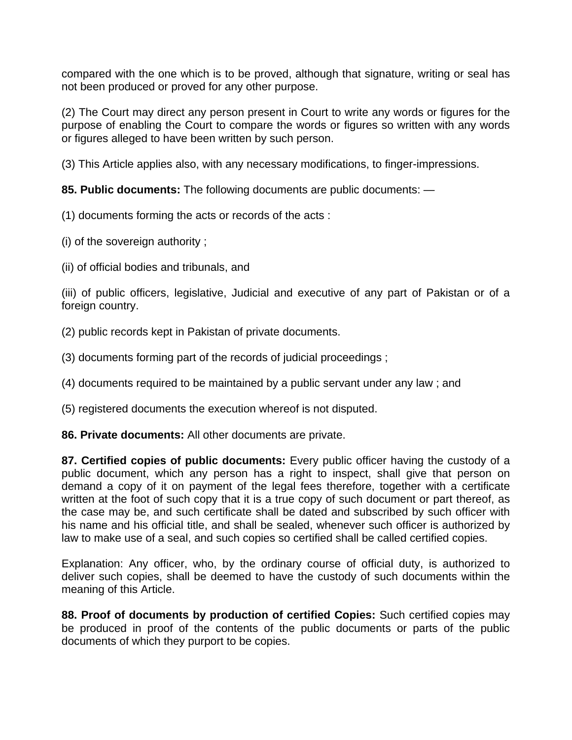compared with the one which is to be proved, although that signature, writing or seal has not been produced or proved for any other purpose.

(2) The Court may direct any person present in Court to write any words or figures for the purpose of enabling the Court to compare the words or figures so written with any words or figures alleged to have been written by such person.

(3) This Article applies also, with any necessary modifications, to finger-impressions.

**85. Public documents:** The following documents are public documents: —

(1) documents forming the acts or records of the acts :

(i) of the sovereign authority ;

(ii) of official bodies and tribunals, and

(iii) of public officers, legislative, Judicial and executive of any part of Pakistan or of a foreign country.

(2) public records kept in Pakistan of private documents.

(3) documents forming part of the records of judicial proceedings ;

(4) documents required to be maintained by a public servant under any law ; and

(5) registered documents the execution whereof is not disputed.

**86. Private documents:** All other documents are private.

**87. Certified copies of public documents:** Every public officer having the custody of a public document, which any person has a right to inspect, shall give that person on demand a copy of it on payment of the legal fees therefore, together with a certificate written at the foot of such copy that it is a true copy of such document or part thereof, as the case may be, and such certificate shall be dated and subscribed by such officer with his name and his official title, and shall be sealed, whenever such officer is authorized by law to make use of a seal, and such copies so certified shall be called certified copies.

Explanation: Any officer, who, by the ordinary course of official duty, is authorized to deliver such copies, shall be deemed to have the custody of such documents within the meaning of this Article.

**88. Proof of documents by production of certified Copies:** Such certified copies may be produced in proof of the contents of the public documents or parts of the public documents of which they purport to be copies.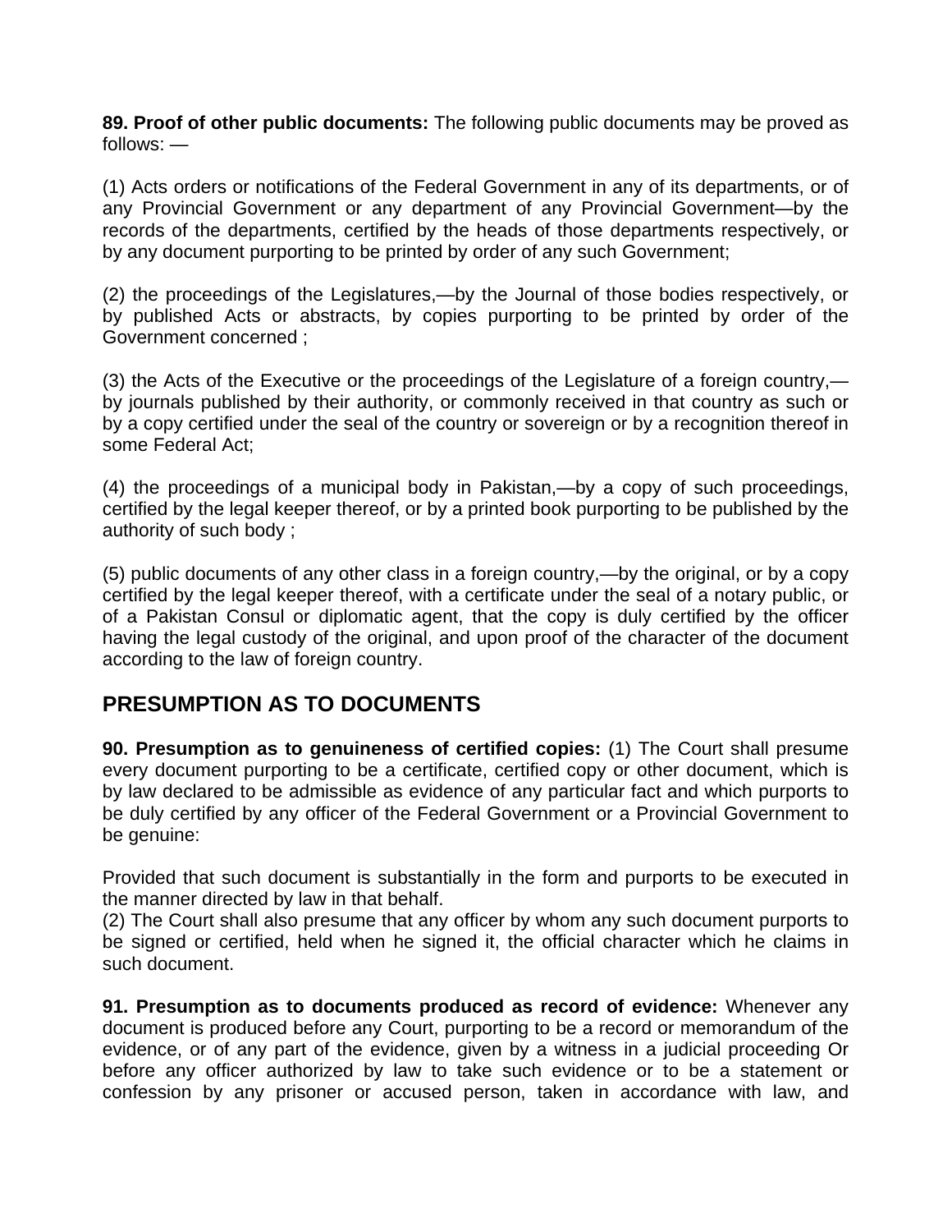**89. Proof of other public documents:** The following public documents may be proved as follows: —

(1) Acts orders or notifications of the Federal Government in any of its departments, or of any Provincial Government or any department of any Provincial Government—by the records of the departments, certified by the heads of those departments respectively, or by any document purporting to be printed by order of any such Government;

(2) the proceedings of the Legislatures,—by the Journal of those bodies respectively, or by published Acts or abstracts, by copies purporting to be printed by order of the Government concerned ;

(3) the Acts of the Executive or the proceedings of the Legislature of a foreign country,—by journals published by their authority, or commonly received in that country as such or by a copy certified under the seal of the country or sovereign or by a recognition thereof in some Federal Act;

(4) the proceedings of a municipal body in Pakistan,—by a copy of such proceedings, certified by the legal keeper thereof, or by a printed book purporting to be published by the authority of such body ;

(5) public documents of any other class in a foreign country,—by the original, or by a copy certified by the legal keeper thereof, with a certificate under the seal of a notary public, or of a Pakistan Consul or diplomatic agent, that the copy is duly certified by the officer having the legal custody of the original, and upon proof of the character of the document according to the law of foreign country.

## PRESUMPTION AS TO DOCUMENTS

**90. Presumption as to genuineness of certified copies:** (1) The Court shall presume every document purporting to be a certificate, certified copy or other document, which is by law declared to be admissible as evidence of any particular fact and which purports to be duly certified by any officer of the Federal Government or a Provincial Government to be genuine:

Provided that such document is substantially in the form and purports to be executed in the manner directed by law in that behalf.
(2) The Court shall also presume that any officer by whom any such document purports to be signed or certified, held when he signed it, the official character which he claims in such document.

**91. Presumption as to documents produced as record of evidence:** Whenever any document is produced before any Court, purporting to be a record or memorandum of the evidence, or of any part of the evidence, given by a witness in a judicial proceeding Or before any officer authorized by law to take such evidence or to be a statement or confession by any prisoner or accused person, taken in accordance with law, and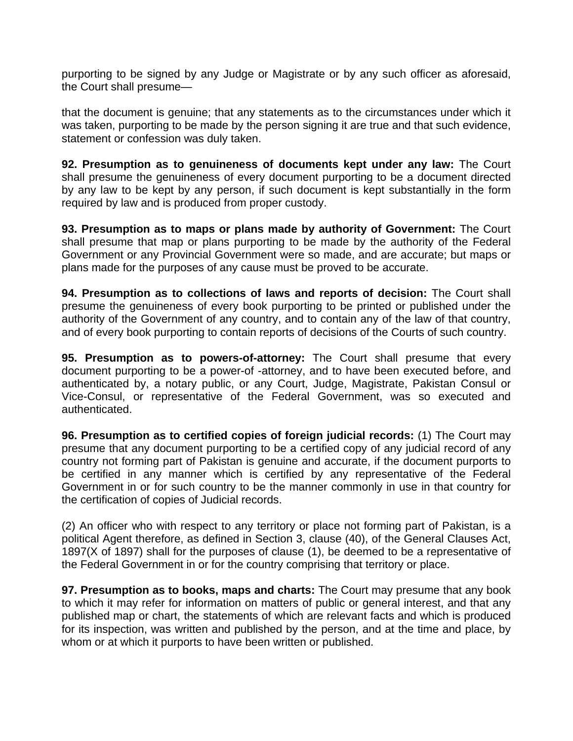purporting to be signed by any Judge or Magistrate or by any such officer as aforesaid, the Court shall presume—

that the document is genuine; that any statements as to the circumstances under which it was taken, purporting to be made by the person signing it are true and that such evidence, statement or confession was duly taken.

**92. Presumption as to genuineness of documents kept under any law:** The Court shall presume the genuineness of every document purporting to be a document directed by any law to be kept by any person, if such document is kept substantially in the form required by law and is produced from proper custody.

**93. Presumption as to maps or plans made by authority of Government:** The Court shall presume that map or plans purporting to be made by the authority of the Federal Government or any Provincial Government were so made, and are accurate; but maps or plans made for the purposes of any cause must be proved to be accurate.

**94. Presumption as to collections of laws and reports of decision:** The Court shall presume the genuineness of every book purporting to be printed or published under the authority of the Government of any country, and to contain any of the law of that country, and of every book purporting to contain reports of decisions of the Courts of such country.

**95. Presumption as to powers-of-attorney:** The Court shall presume that every document purporting to be a power-of -attorney, and to have been executed before, and authenticated by, a notary public, or any Court, Judge, Magistrate, Pakistan Consul or Vice-Consul, or representative of the Federal Government, was so executed and authenticated.

**96. Presumption as to certified copies of foreign judicial records:** (1) The Court may presume that any document purporting to be a certified copy of any judicial record of any country not forming part of Pakistan is genuine and accurate, if the document purports to be certified in any manner which is certified by any representative of the Federal Government in or for such country to be the manner commonly in use in that country for the certification of copies of Judicial records.

(2) An officer who with respect to any territory or place not forming part of Pakistan, is a political Agent therefore, as defined in Section 3, clause (40), of the General Clauses Act, 1897(X of 1897) shall for the purposes of clause (1), be deemed to be a representative of the Federal Government in or for the country comprising that territory or place.

**97. Presumption as to books, maps and charts:** The Court may presume that any book to which it may refer for information on matters of public or general interest, and that any published map or chart, the statements of which are relevant facts and which is produced for its inspection, was written and published by the person, and at the time and place, by whom or at which it purports to have been written or published.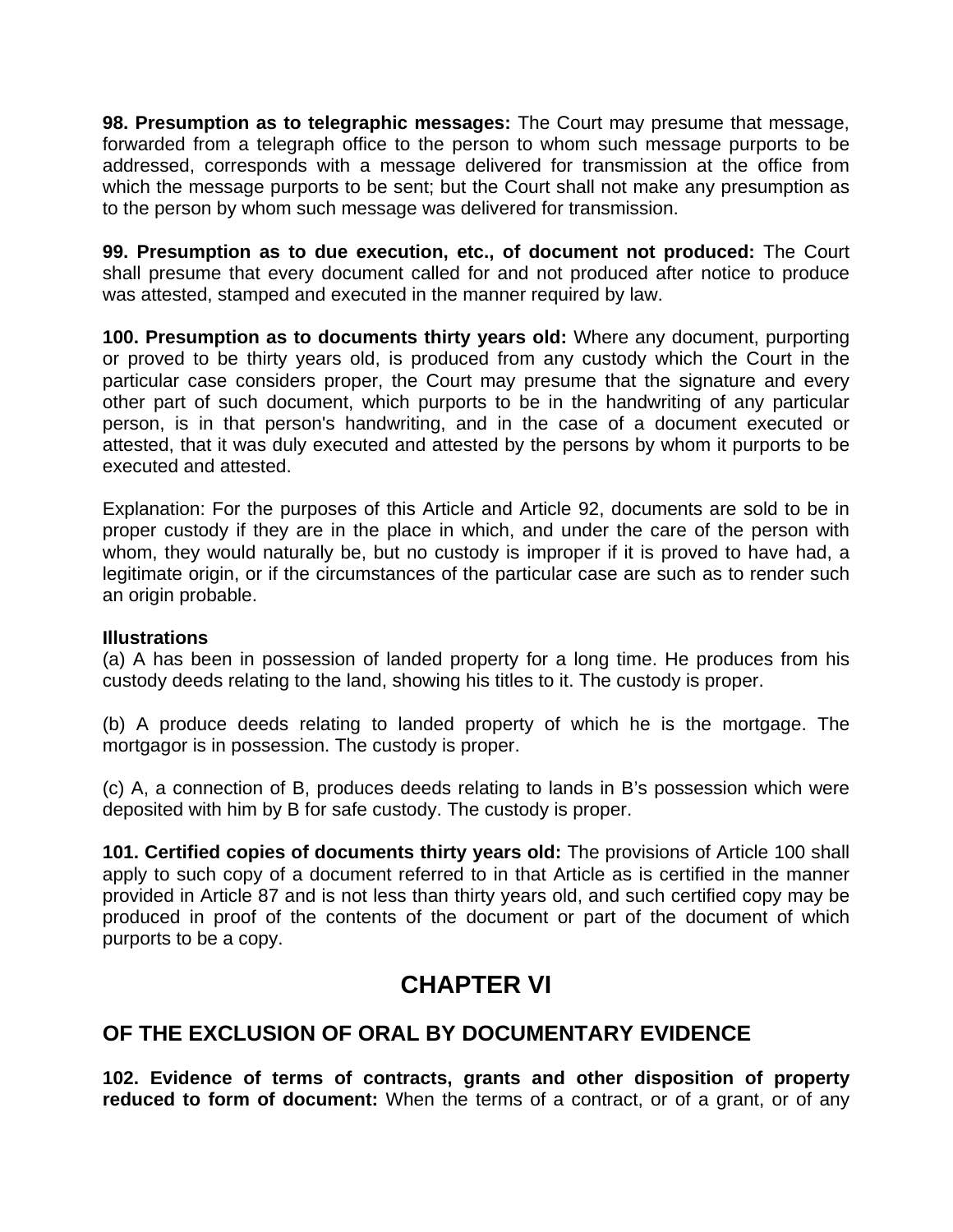**98. Presumption as to telegraphic messages:** The Court may presume that message, forwarded from a telegraph office to the person to whom such message purports to be addressed, corresponds with a message delivered for transmission at the office from which the message purports to be sent; but the Court shall not make any presumption as to the person by whom such message was delivered for transmission.

**99. Presumption as to due execution, etc., of document not produced:** The Court shall presume that every document called for and not produced after notice to produce was attested, stamped and executed in the manner required by law.

**100. Presumption as to documents thirty years old:** Where any document, purporting or proved to be thirty years old, is produced from any custody which the Court in the particular case considers proper, the Court may presume that the signature and every other part of such document, which purports to be in the handwriting of any particular person, is in that person's handwriting, and in the case of a document executed or attested, that it was duly executed and attested by the persons by whom it purports to be executed and attested.

Explanation: For the purposes of this Article and Article 92, documents are sold to be in proper custody if they are in the place in which, and under the care of the person with whom, they would naturally be, but no custody is improper if it is proved to have had, a legitimate origin, or if the circumstances of the particular case are such as to render such an origin probable.

**Illustrations**

(a) A has been in possession of landed property for a long time. He produces from his custody deeds relating to the land, showing his titles to it. The custody is proper.

(b) A produce deeds relating to landed property of which he is the mortgage. The mortgagor is in possession. The custody is proper.

(c) A, a connection of B, produces deeds relating to lands in B's possession which were deposited with him by B for safe custody. The custody is proper.

**101. Certified copies of documents thirty years old:** The provisions of Article 100 shall apply to such copy of a document referred to in that Article as is certified in the manner provided in Article 87 and is not less than thirty years old, and such certified copy may be produced in proof of the contents of the document or part of the document of which purports to be a copy.

# CHAPTER VI

## OF THE EXCLUSION OF ORAL BY DOCUMENTARY EVIDENCE

**102. Evidence of terms of contracts, grants and other disposition of property reduced to form of document:** When the terms of a contract, or of a grant, or of any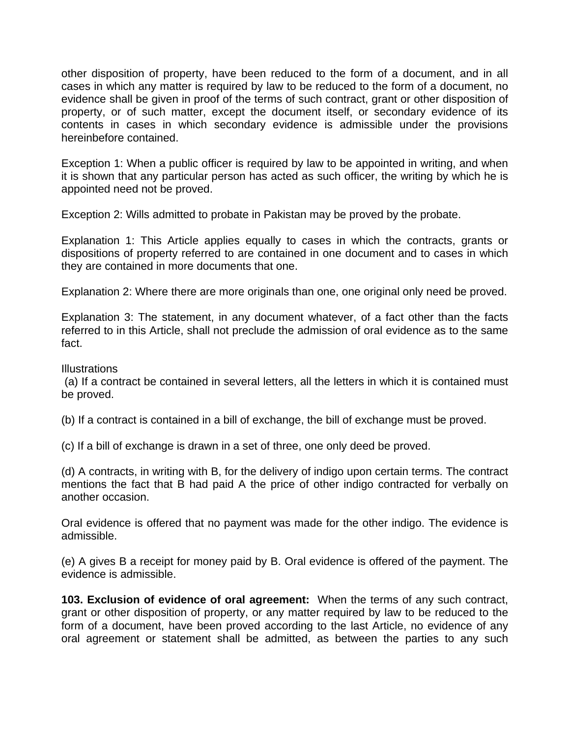other disposition of property, have been reduced to the form of a document, and in all cases in which any matter is required by law to be reduced to the form of a document, no evidence shall be given in proof of the terms of such contract, grant or other disposition of property, or of such matter, except the document itself, or secondary evidence of its contents in cases in which secondary evidence is admissible under the provisions hereinbefore contained.

Exception 1: When a public officer is required by law to be appointed in writing, and when it is shown that any particular person has acted as such officer, the writing by which he is appointed need not be proved.

Exception 2: Wills admitted to probate in Pakistan may be proved by the probate.

Explanation 1: This Article applies equally to cases in which the contracts, grants or dispositions of property referred to are contained in one document and to cases in which they are contained in more documents that one.

Explanation 2: Where there are more originals than one, one original only need be proved.

Explanation 3: The statement, in any document whatever, of a fact other than the facts referred to in this Article, shall not preclude the admission of oral evidence as to the same fact.

Illustrations

(a) If a contract be contained in several letters, all the letters in which it is contained must be proved.

(b) If a contract is contained in a bill of exchange, the bill of exchange must be proved.

(c) If a bill of exchange is drawn in a set of three, one only deed be proved.

(d) A contracts, in writing with B, for the delivery of indigo upon certain terms. The contract mentions the fact that B had paid A the price of other indigo contracted for verbally on another occasion.

Oral evidence is offered that no payment was made for the other indigo. The evidence is admissible.

(e) A gives B a receipt for money paid by B. Oral evidence is offered of the payment. The evidence is admissible.

**103. Exclusion of evidence of oral agreement:** When the terms of any such contract, grant or other disposition of property, or any matter required by law to be reduced to the form of a document, have been proved according to the last Article, no evidence of any oral agreement or statement shall be admitted, as between the parties to any such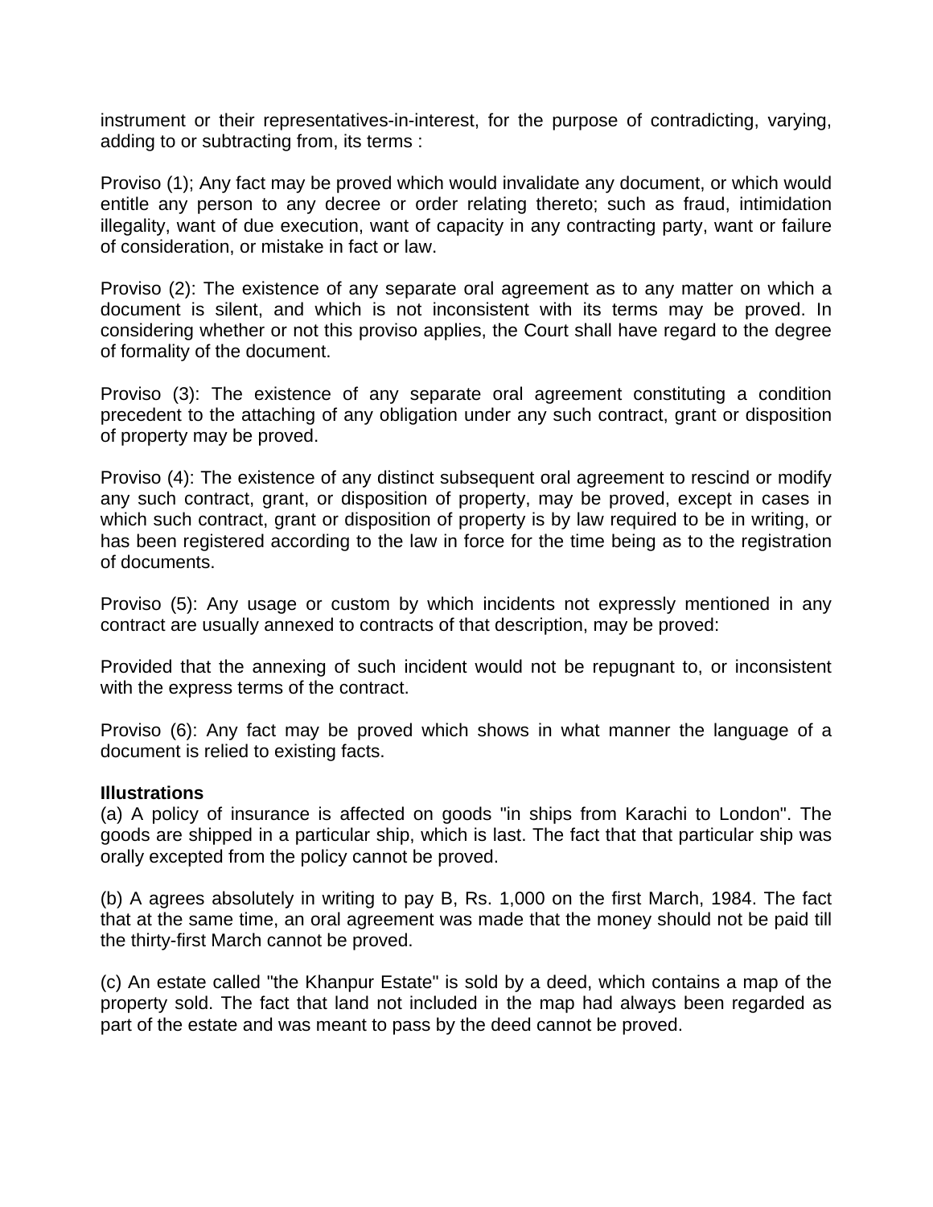instrument or their representatives-in-interest, for the purpose of contradicting, varying, adding to or subtracting from, its terms :

Proviso (1); Any fact may be proved which would invalidate any document, or which would entitle any person to any decree or order relating thereto; such as fraud, intimidation illegality, want of due execution, want of capacity in any contracting party, want or failure of consideration, or mistake in fact or law.

Proviso (2): The existence of any separate oral agreement as to any matter on which a document is silent, and which is not inconsistent with its terms may be proved. In considering whether or not this proviso applies, the Court shall have regard to the degree of formality of the document.

Proviso (3): The existence of any separate oral agreement constituting a condition precedent to the attaching of any obligation under any such contract, grant or disposition of property may be proved.

Proviso (4): The existence of any distinct subsequent oral agreement to rescind or modify any such contract, grant, or disposition of property, may be proved, except in cases in which such contract, grant or disposition of property is by law required to be in writing, or has been registered according to the law in force for the time being as to the registration of documents.

Proviso (5): Any usage or custom by which incidents not expressly mentioned in any contract are usually annexed to contracts of that description, may be proved:

Provided that the annexing of such incident would not be repugnant to, or inconsistent with the express terms of the contract.

Proviso (6): Any fact may be proved which shows in what manner the language of a document is relied to existing facts.

**Illustrations**

(a) A policy of insurance is affected on goods "in ships from Karachi to London". The goods are shipped in a particular ship, which is last. The fact that that particular ship was orally excepted from the policy cannot be proved.

(b) A agrees absolutely in writing to pay B, Rs. 1,000 on the first March, 1984. The fact that at the same time, an oral agreement was made that the money should not be paid till the thirty-first March cannot be proved.

(c) An estate called "the Khanpur Estate" is sold by a deed, which contains a map of the property sold. The fact that land not included in the map had always been regarded as part of the estate and was meant to pass by the deed cannot be proved.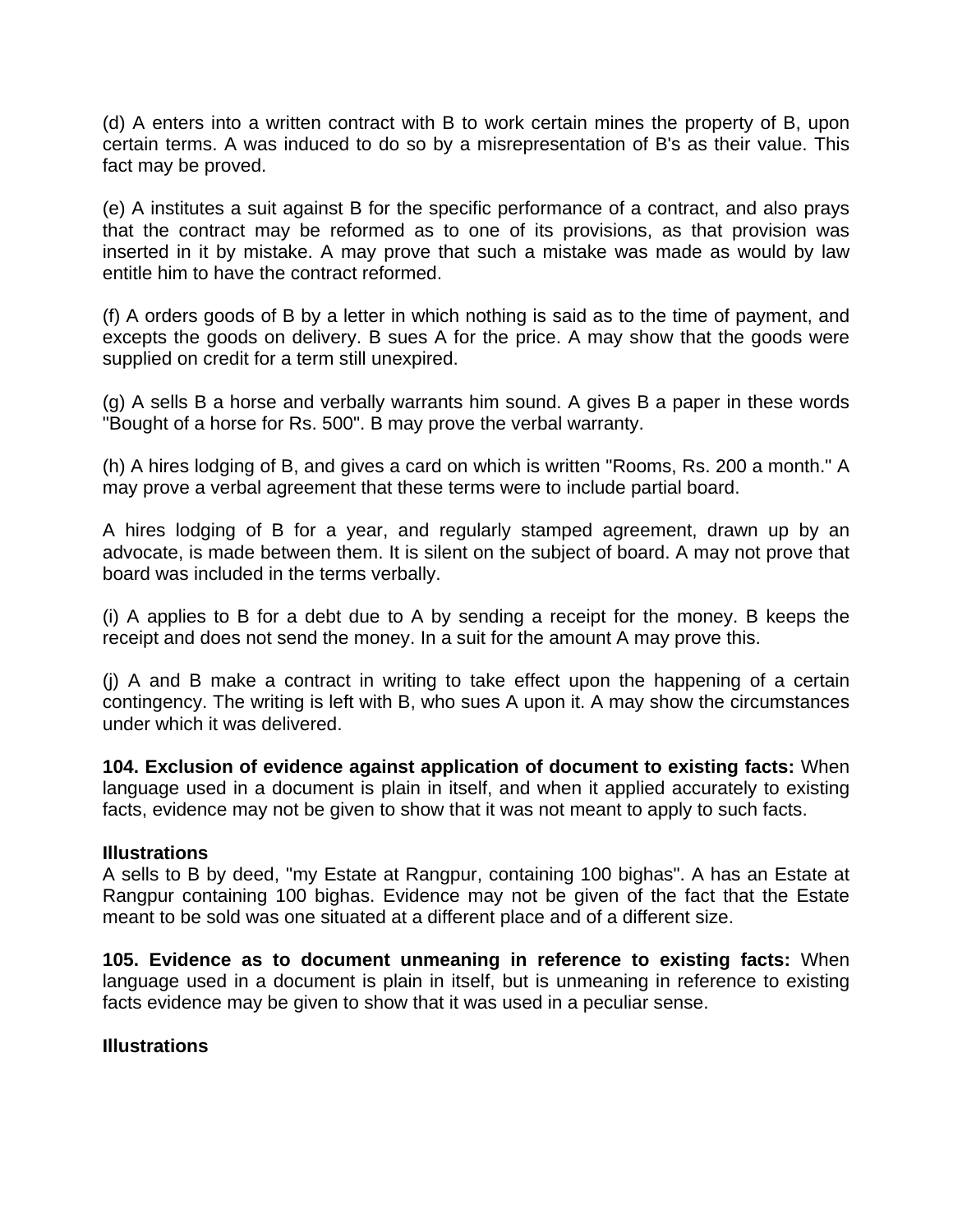(d) A enters into a written contract with B to work certain mines the property of B, upon certain terms. A was induced to do so by a misrepresentation of B's as their value. This fact may be proved.

(e) A institutes a suit against B for the specific performance of a contract, and also prays that the contract may be reformed as to one of its provisions, as that provision was inserted in it by mistake. A may prove that such a mistake was made as would by law entitle him to have the contract reformed.

(f) A orders goods of B by a letter in which nothing is said as to the time of payment, and excepts the goods on delivery. B sues A for the price. A may show that the goods were supplied on credit for a term still unexpired.

(g) A sells B a horse and verbally warrants him sound. A gives B a paper in these words "Bought of a horse for Rs. 500". B may prove the verbal warranty.

(h) A hires lodging of B, and gives a card on which is written "Rooms, Rs. 200 a month." A may prove a verbal agreement that these terms were to include partial board.

A hires lodging of B for a year, and regularly stamped agreement, drawn up by an advocate, is made between them. It is silent on the subject of board. A may not prove that board was included in the terms verbally.

(i) A applies to B for a debt due to A by sending a receipt for the money. B keeps the receipt and does not send the money. In a suit for the amount A may prove this.

(j) A and B make a contract in writing to take effect upon the happening of a certain contingency. The writing is left with B, who sues A upon it. A may show the circumstances under which it was delivered.

**104. Exclusion of evidence against application of document to existing facts:** When language used in a document is plain in itself, and when it applied accurately to existing facts, evidence may not be given to show that it was not meant to apply to such facts.

**Illustrations**

A sells to B by deed, "my Estate at Rangpur, containing 100 bighas". A has an Estate at Rangpur containing 100 bighas. Evidence may not be given of the fact that the Estate meant to be sold was one situated at a different place and of a different size.

**105. Evidence as to document unmeaning in reference to existing facts:** When language used in a document is plain in itself, but is unmeaning in reference to existing facts evidence may be given to show that it was used in a peculiar sense.

**Illustrations**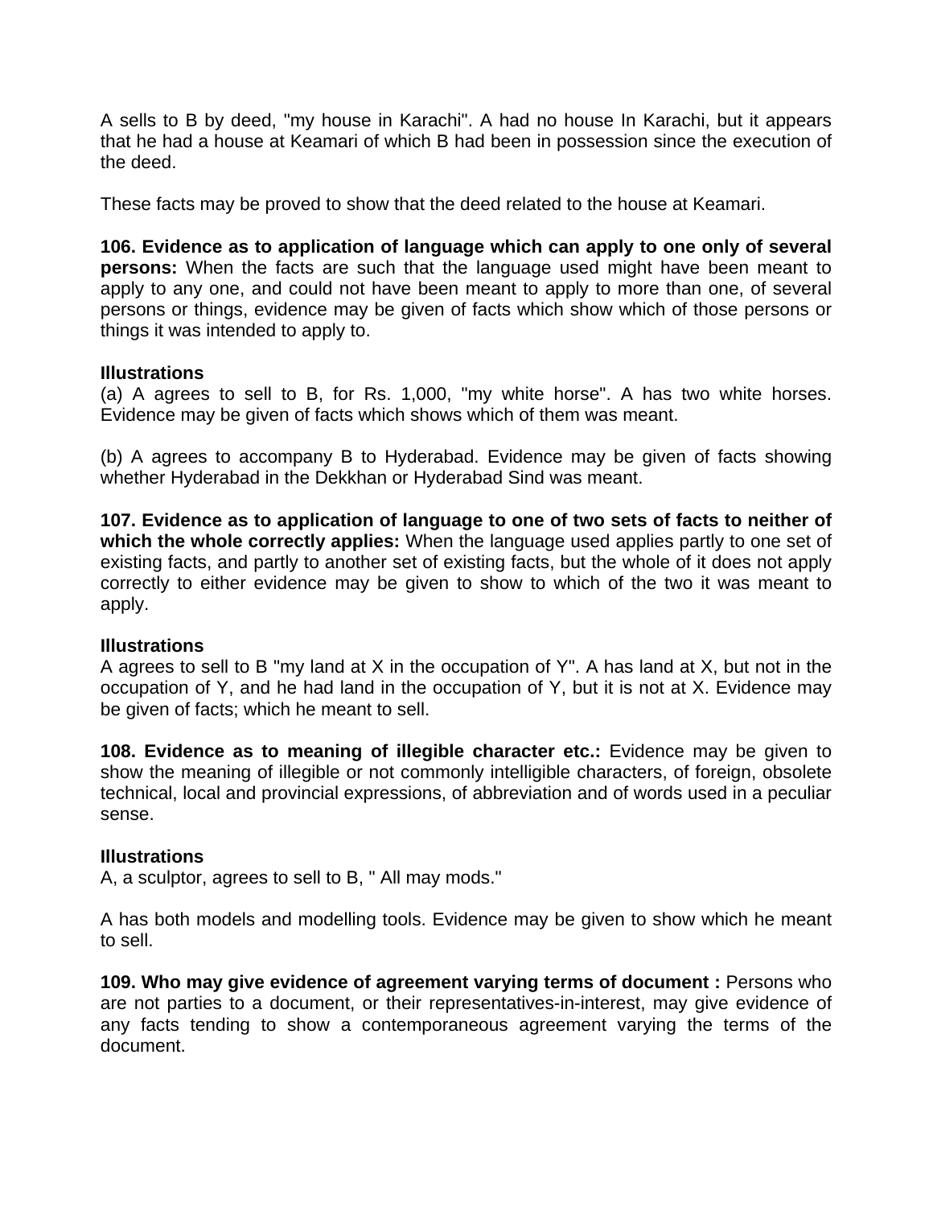A sells to B by deed, "my house in Karachi". A had no house In Karachi, but it appears that he had a house at Keamari of which B had been in possession since the execution of the deed.

These facts may be proved to show that the deed related to the house at Keamari.

**106. Evidence as to application of language which can apply to one only of several persons:** When the facts are such that the language used might have been meant to apply to any one, and could not have been meant to apply to more than one, of several persons or things, evidence may be given of facts which show which of those persons or things it was intended to apply to.

**Illustrations**

(a) A agrees to sell to B, for Rs. 1,000, "my white horse". A has two white horses. Evidence may be given of facts which shows which of them was meant.

(b) A agrees to accompany B to Hyderabad. Evidence may be given of facts showing whether Hyderabad in the Dekkhan or Hyderabad Sind was meant.

**107. Evidence as to application of language to one of two sets of facts to neither of which the whole correctly applies:** When the language used applies partly to one set of existing facts, and partly to another set of existing facts, but the whole of it does not apply correctly to either evidence may be given to show to which of the two it was meant to apply.

**Illustrations**

A agrees to sell to B "my land at X in the occupation of Y". A has land at X, but not in the occupation of Y, and he had land in the occupation of Y, but it is not at X. Evidence may be given of facts; which he meant to sell.

**108. Evidence as to meaning of illegible character etc.:** Evidence may be given to show the meaning of illegible or not commonly intelligible characters, of foreign, obsolete technical, local and provincial expressions, of abbreviation and of words used in a peculiar sense.

**Illustrations**

A, a sculptor, agrees to sell to B, " All may mods."

A has both models and modelling tools. Evidence may be given to show which he meant to sell.

**109. Who may give evidence of agreement varying terms of document :** Persons who are not parties to a document, or their representatives-in-interest, may give evidence of any facts tending to show a contemporaneous agreement varying the terms of the document.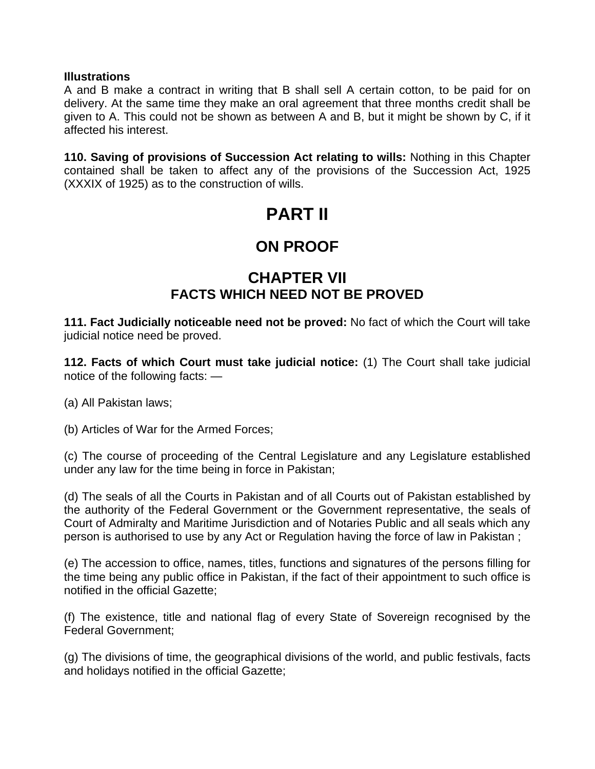**Illustrations**

A and B make a contract in writing that B shall sell A certain cotton, to be paid for on delivery. At the same time they make an oral agreement that three months credit shall be given to A. This could not be shown as between A and B, but it might be shown by C, if it affected his interest.

**110. Saving of provisions of Succession Act relating to wills:** Nothing in this Chapter contained shall be taken to affect any of the provisions of the Succession Act, 1925 (XXXIX of 1925) as to the construction of wills.

# PART II

## ON PROOF

## CHAPTER VII
### FACTS WHICH NEED NOT BE PROVED

**111. Fact Judicially noticeable need not be proved:** No fact of which the Court will take judicial notice need be proved.

**112. Facts of which Court must take judicial notice:** (1) The Court shall take judicial notice of the following facts: —

(a) All Pakistan laws;

(b) Articles of War for the Armed Forces;

(c) The course of proceeding of the Central Legislature and any Legislature established under any law for the time being in force in Pakistan;

(d) The seals of all the Courts in Pakistan and of all Courts out of Pakistan established by the authority of the Federal Government or the Government representative, the seals of Court of Admiralty and Maritime Jurisdiction and of Notaries Public and all seals which any person is authorised to use by any Act or Regulation having the force of law in Pakistan ;

(e) The accession to office, names, titles, functions and signatures of the persons filling for the time being any public office in Pakistan, if the fact of their appointment to such office is notified in the official Gazette;

(f) The existence, title and national flag of every State of Sovereign recognised by the Federal Government;

(g) The divisions of time, the geographical divisions of the world, and public festivals, facts and holidays notified in the official Gazette;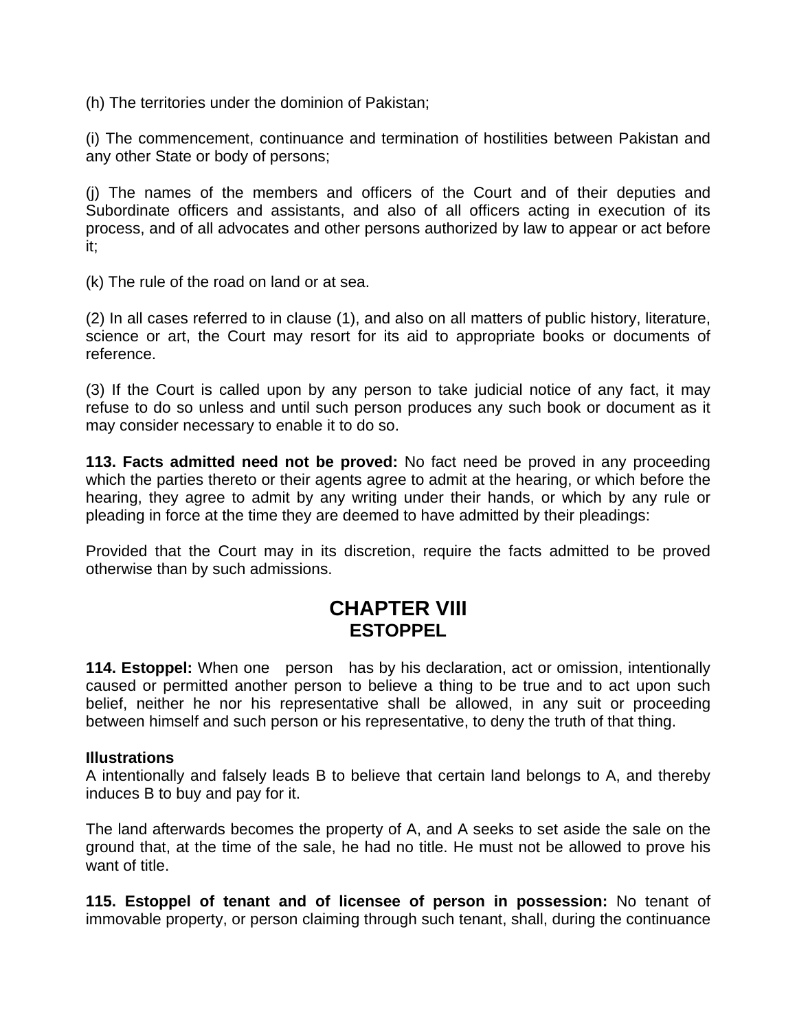(h) The territories under the dominion of Pakistan;

(i) The commencement, continuance and termination of hostilities between Pakistan and any other State or body of persons;

(j) The names of the members and officers of the Court and of their deputies and Subordinate officers and assistants, and also of all officers acting in execution of its process, and of all advocates and other persons authorized by law to appear or act before it;

(k) The rule of the road on land or at sea.

(2) In all cases referred to in clause (1), and also on all matters of public history, literature, science or art, the Court may resort for its aid to appropriate books or documents of reference.

(3) If the Court is called upon by any person to take judicial notice of any fact, it may refuse to do so unless and until such person produces any such book or document as it may consider necessary to enable it to do so.

**113. Facts admitted need not be proved:** No fact need be proved in any proceeding which the parties thereto or their agents agree to admit at the hearing, or which before the hearing, they agree to admit by any writing under their hands, or which by any rule or pleading in force at the time they are deemed to have admitted by their pleadings:

Provided that the Court may in its discretion, require the facts admitted to be proved otherwise than by such admissions.

## CHAPTER VIII
### ESTOPPEL

**114. Estoppel:** When one person has by his declaration, act or omission, intentionally caused or permitted another person to believe a thing to be true and to act upon such belief, neither he nor his representative shall be allowed, in any suit or proceeding between himself and such person or his representative, to deny the truth of that thing.

**Illustrations**

A intentionally and falsely leads B to believe that certain land belongs to A, and thereby induces B to buy and pay for it.

The land afterwards becomes the property of A, and A seeks to set aside the sale on the ground that, at the time of the sale, he had no title. He must not be allowed to prove his want of title.

**115. Estoppel of tenant and of licensee of person in possession:** No tenant of immovable property, or person claiming through such tenant, shall, during the continuance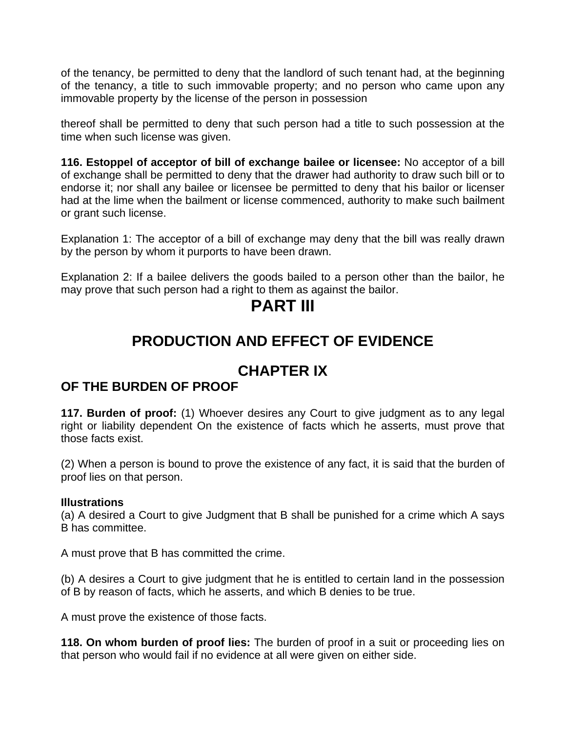of the tenancy, be permitted to deny that the landlord of such tenant had, at the beginning of the tenancy, a title to such immovable property; and no person who came upon any immovable property by the license of the person in possession

thereof shall be permitted to deny that such person had a title to such possession at the time when such license was given.

**116. Estoppel of acceptor of bill of exchange bailee or licensee:** No acceptor of a bill of exchange shall be permitted to deny that the drawer had authority to draw such bill or to endorse it; nor shall any bailee or licensee be permitted to deny that his bailor or licenser had at the lime when the bailment or license commenced, authority to make such bailment or grant such license.

Explanation 1: The acceptor of a bill of exchange may deny that the bill was really drawn by the person by whom it purports to have been drawn.

Explanation 2: If a bailee delivers the goods bailed to a person other than the bailor, he may prove that such person had a right to them as against the bailor.

# PART III

# PRODUCTION AND EFFECT OF EVIDENCE

## CHAPTER IX

### OF THE BURDEN OF PROOF

**117. Burden of proof:** (1) Whoever desires any Court to give judgment as to any legal right or liability dependent On the existence of facts which he asserts, must prove that those facts exist.

(2) When a person is bound to prove the existence of any fact, it is said that the burden of proof lies on that person.

**Illustrations**

(a) A desired a Court to give Judgment that B shall be punished for a crime which A says B has committee.

A must prove that B has committed the crime.

(b) A desires a Court to give judgment that he is entitled to certain land in the possession of B by reason of facts, which he asserts, and which B denies to be true.

A must prove the existence of those facts.

**118. On whom burden of proof lies:** The burden of proof in a suit or proceeding lies on that person who would fail if no evidence at all were given on either side.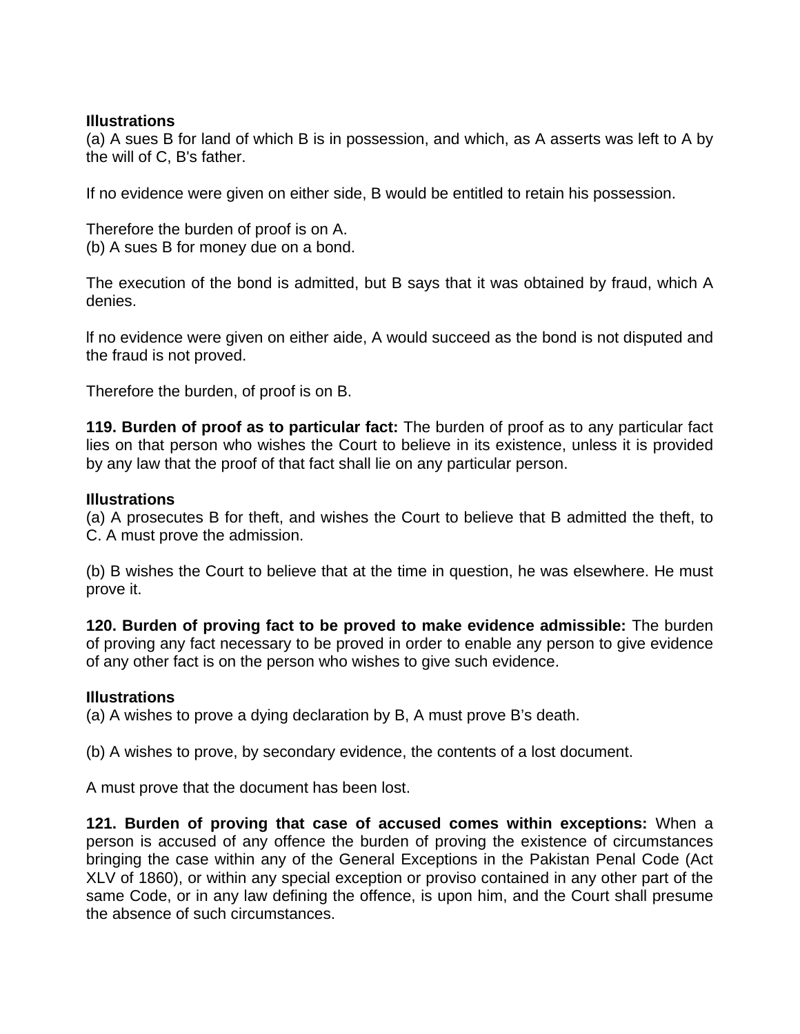**Illustrations**

(a) A sues B for land of which B is in possession, and which, as A asserts was left to A by the will of C, B's father.

If no evidence were given on either side, B would be entitled to retain his possession.

Therefore the burden of proof is on A.

(b) A sues B for money due on a bond.

The execution of the bond is admitted, but B says that it was obtained by fraud, which A denies.

lf no evidence were given on either aide, A would succeed as the bond is not disputed and the fraud is not proved.

Therefore the burden, of proof is on B.

**119. Burden of proof as to particular fact:** The burden of proof as to any particular fact lies on that person who wishes the Court to believe in its existence, unless it is provided by any law that the proof of that fact shall lie on any particular person.

**Illustrations**

(a) A prosecutes B for theft, and wishes the Court to believe that B admitted the theft, to C. A must prove the admission.

(b) B wishes the Court to believe that at the time in question, he was elsewhere. He must prove it.

**120. Burden of proving fact to be proved to make evidence admissible:** The burden of proving any fact necessary to be proved in order to enable any person to give evidence of any other fact is on the person who wishes to give such evidence.

**Illustrations**

(a) A wishes to prove a dying declaration by B, A must prove B's death.

(b) A wishes to prove, by secondary evidence, the contents of a lost document.

A must prove that the document has been lost.

**121. Burden of proving that case of accused comes within exceptions:** When a person is accused of any offence the burden of proving the existence of circumstances bringing the case within any of the General Exceptions in the Pakistan Penal Code (Act XLV of 1860), or within any special exception or proviso contained in any other part of the same Code, or in any law defining the offence, is upon him, and the Court shall presume the absence of such circumstances.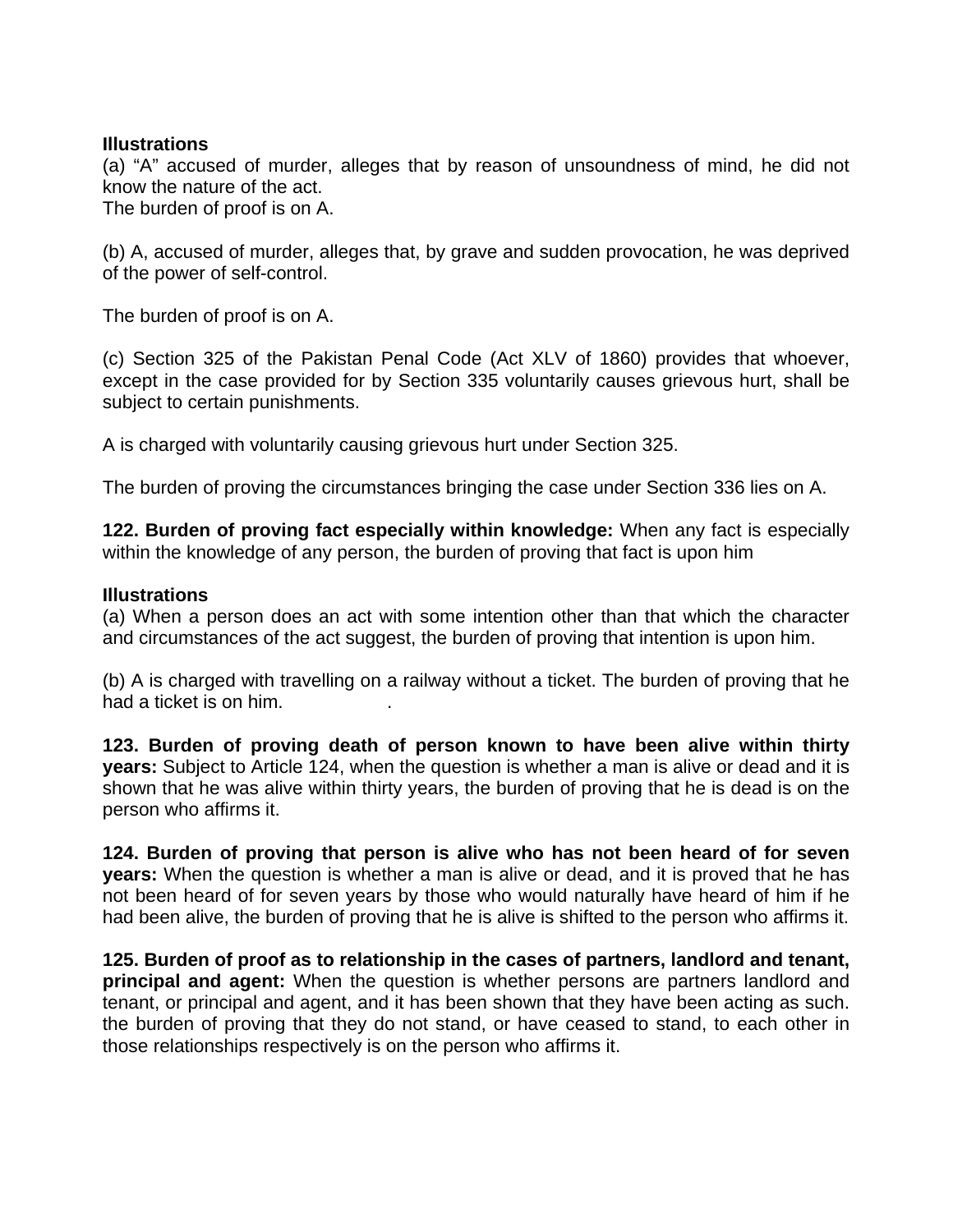**Illustrations**

(a) "A" accused of murder, alleges that by reason of unsoundness of mind, he did not know the nature of the act.

The burden of proof is on A.

(b) A, accused of murder, alleges that, by grave and sudden provocation, he was deprived of the power of self-control.

The burden of proof is on A.

(c) Section 325 of the Pakistan Penal Code (Act XLV of 1860) provides that whoever, except in the case provided for by Section 335 voluntarily causes grievous hurt, shall be subject to certain punishments.

A is charged with voluntarily causing grievous hurt under Section 325.

The burden of proving the circumstances bringing the case under Section 336 lies on A.

**122. Burden of proving fact especially within knowledge:** When any fact is especially within the knowledge of any person, the burden of proving that fact is upon him

**Illustrations**

(a) When a person does an act with some intention other than that which the character and circumstances of the act suggest, the burden of proving that intention is upon him.

(b) A is charged with travelling on a railway without a ticket. The burden of proving that he had a ticket is on him.

**123. Burden of proving death of person known to have been alive within thirty years:** Subject to Article 124, when the question is whether a man is alive or dead and it is shown that he was alive within thirty years, the burden of proving that he is dead is on the person who affirms it.

**124. Burden of proving that person is alive who has not been heard of for seven years:** When the question is whether a man is alive or dead, and it is proved that he has not been heard of for seven years by those who would naturally have heard of him if he had been alive, the burden of proving that he is alive is shifted to the person who affirms it.

**125. Burden of proof as to relationship in the cases of partners, landlord and tenant, principal and agent:** When the question is whether persons are partners landlord and tenant, or principal and agent, and it has been shown that they have been acting as such. the burden of proving that they do not stand, or have ceased to stand, to each other in those relationships respectively is on the person who affirms it.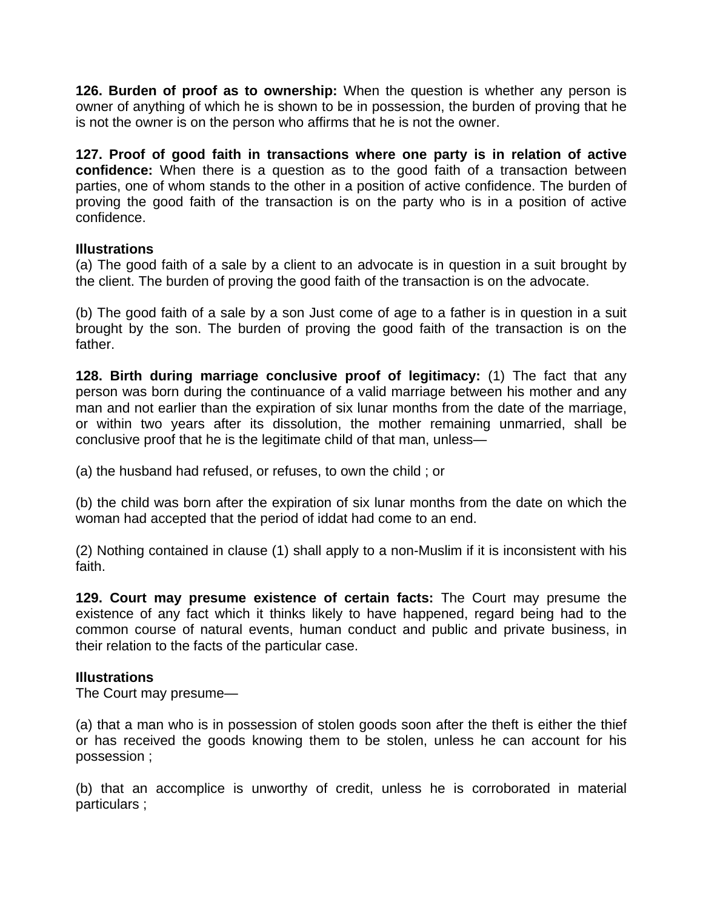**126. Burden of proof as to ownership:** When the question is whether any person is owner of anything of which he is shown to be in possession, the burden of proving that he is not the owner is on the person who affirms that he is not the owner.

**127. Proof of good faith in transactions where one party is in relation of active confidence:** When there is a question as to the good faith of a transaction between parties, one of whom stands to the other in a position of active confidence. The burden of proving the good faith of the transaction is on the party who is in a position of active confidence.

**Illustrations**

(a) The good faith of a sale by a client to an advocate is in question in a suit brought by the client. The burden of proving the good faith of the transaction is on the advocate.

(b) The good faith of a sale by a son Just come of age to a father is in question in a suit brought by the son. The burden of proving the good faith of the transaction is on the father.

**128. Birth during marriage conclusive proof of legitimacy:** (1) The fact that any person was born during the continuance of a valid marriage between his mother and any man and not earlier than the expiration of six lunar months from the date of the marriage, or within two years after its dissolution, the mother remaining unmarried, shall be conclusive proof that he is the legitimate child of that man, unless—

(a) the husband had refused, or refuses, to own the child ; or

(b) the child was born after the expiration of six lunar months from the date on which the woman had accepted that the period of iddat had come to an end.

(2) Nothing contained in clause (1) shall apply to a non-Muslim if it is inconsistent with his faith.

**129. Court may presume existence of certain facts:** The Court may presume the existence of any fact which it thinks likely to have happened, regard being had to the common course of natural events, human conduct and public and private business, in their relation to the facts of the particular case.

**Illustrations**

The Court may presume—

(a) that a man who is in possession of stolen goods soon after the theft is either the thief or has received the goods knowing them to be stolen, unless he can account for his possession ;

(b) that an accomplice is unworthy of credit, unless he is corroborated in material particulars ;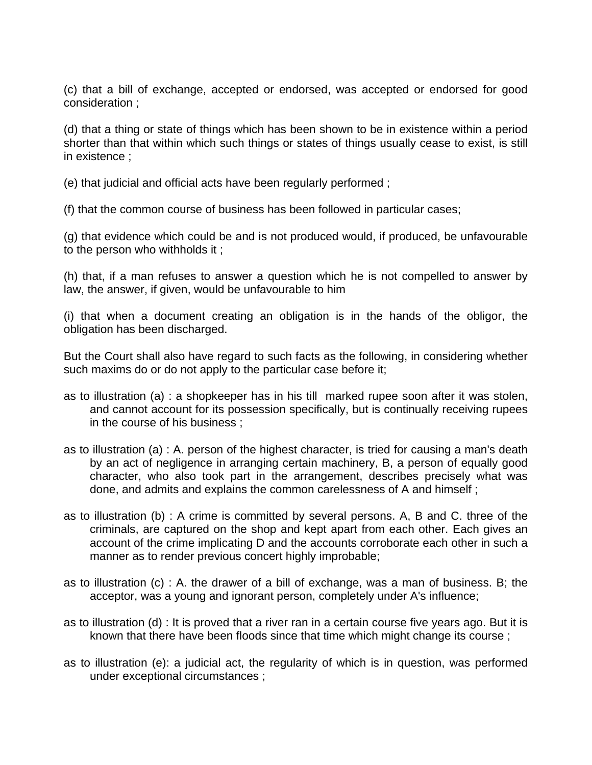(c) that a bill of exchange, accepted or endorsed, was accepted or endorsed for good consideration ;

(d) that a thing or state of things which has been shown to be in existence within a period shorter than that within which such things or states of things usually cease to exist, is still in existence ;

(e) that judicial and official acts have been regularly performed ;

(f) that the common course of business has been followed in particular cases;

(g) that evidence which could be and is not produced would, if produced, be unfavourable to the person who withholds it ;

(h) that, if a man refuses to answer a question which he is not compelled to answer by law, the answer, if given, would be unfavourable to him

(i) that when a document creating an obligation is in the hands of the obligor, the obligation has been discharged.

But the Court shall also have regard to such facts as the following, in considering whether such maxims do or do not apply to the particular case before it;

as to illustration (a) : a shopkeeper has in his till marked rupee soon after it was stolen, and cannot account for its possession specifically, but is continually receiving rupees in the course of his business ;

as to illustration (a) : A. person of the highest character, is tried for causing a man's death by an act of negligence in arranging certain machinery, B, a person of equally good character, who also took part in the arrangement, describes precisely what was done, and admits and explains the common carelessness of A and himself ;

as to illustration (b) : A crime is committed by several persons. A, B and C. three of the criminals, are captured on the shop and kept apart from each other. Each gives an account of the crime implicating D and the accounts corroborate each other in such a manner as to render previous concert highly improbable;

as to illustration (c) : A. the drawer of a bill of exchange, was a man of business. B; the acceptor, was a young and ignorant person, completely under A's influence;

as to illustration (d) : It is proved that a river ran in a certain course five years ago. But it is known that there have been floods since that time which might change its course ;

as to illustration (e): a judicial act, the regularity of which is in question, was performed under exceptional circumstances ;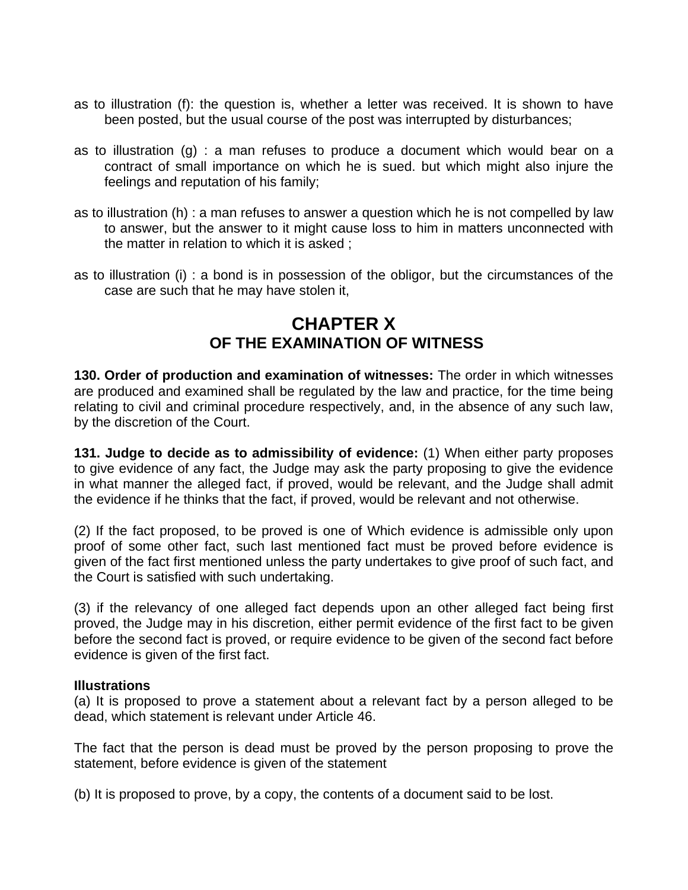as to illustration (f): the question is, whether a letter was received. It is shown to have been posted, but the usual course of the post was interrupted by disturbances;

as to illustration (g) : a man refuses to produce a document which would bear on a contract of small importance on which he is sued. but which might also injure the feelings and reputation of his family;

as to illustration (h) : a man refuses to answer a question which he is not compelled by law to answer, but the answer to it might cause loss to him in matters unconnected with the matter in relation to which it is asked ;

as to illustration (i) : a bond is in possession of the obligor, but the circumstances of the case are such that he may have stolen it,

# CHAPTER X
## OF THE EXAMINATION OF WITNESS

**130. Order of production and examination of witnesses:** The order in which witnesses are produced and examined shall be regulated by the law and practice, for the time being relating to civil and criminal procedure respectively, and, in the absence of any such law, by the discretion of the Court.

**131. Judge to decide as to admissibility of evidence:** (1) When either party proposes to give evidence of any fact, the Judge may ask the party proposing to give the evidence in what manner the alleged fact, if proved, would be relevant, and the Judge shall admit the evidence if he thinks that the fact, if proved, would be relevant and not otherwise.

(2) If the fact proposed, to be proved is one of Which evidence is admissible only upon proof of some other fact, such last mentioned fact must be proved before evidence is given of the fact first mentioned unless the party undertakes to give proof of such fact, and the Court is satisfied with such undertaking.

(3) if the relevancy of one alleged fact depends upon an other alleged fact being first proved, the Judge may in his discretion, either permit evidence of the first fact to be given before the second fact is proved, or require evidence to be given of the second fact before evidence is given of the first fact.

**Illustrations**

(a) It is proposed to prove a statement about a relevant fact by a person alleged to be dead, which statement is relevant under Article 46.

The fact that the person is dead must be proved by the person proposing to prove the statement, before evidence is given of the statement

(b) It is proposed to prove, by a copy, the contents of a document said to be lost.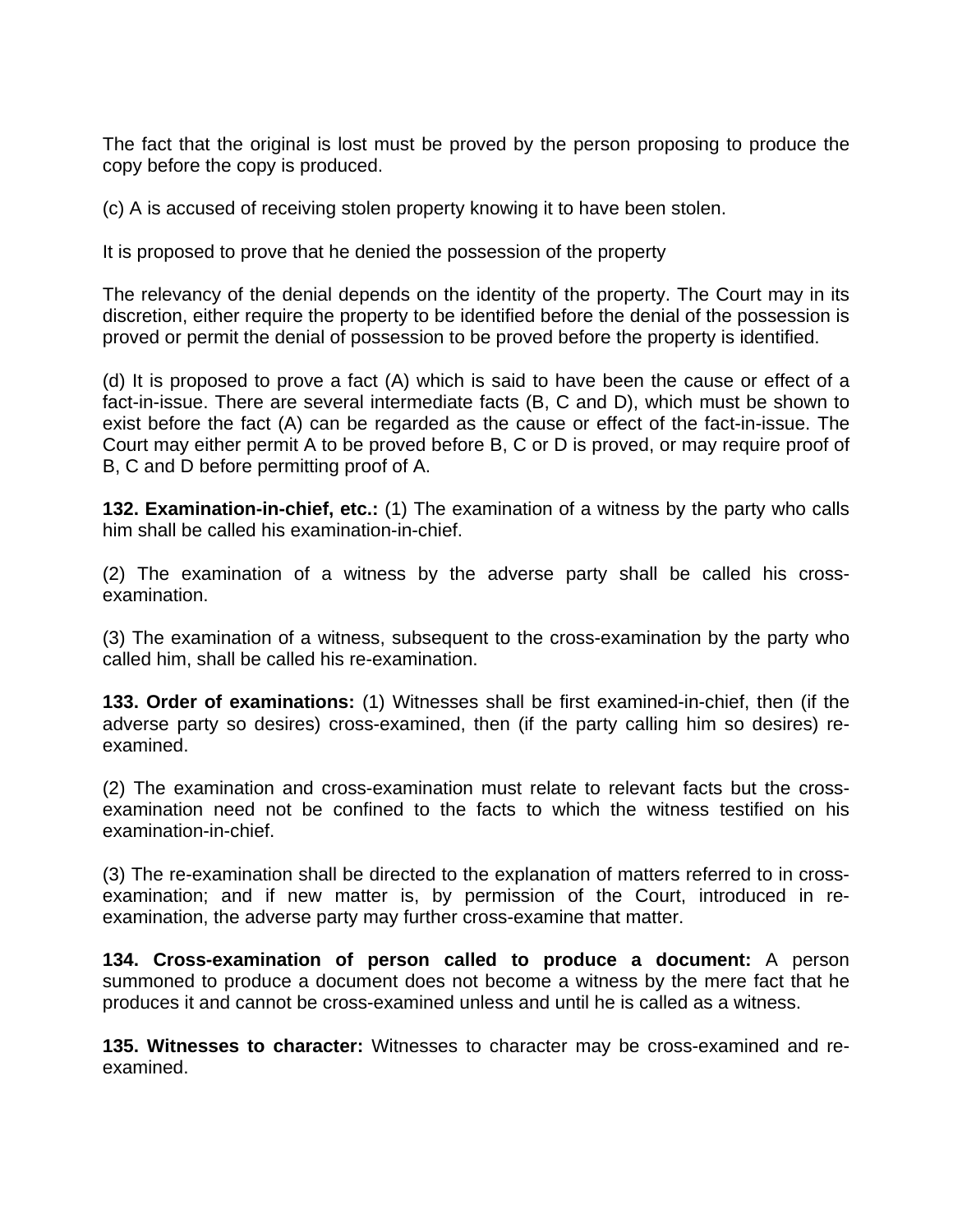The fact that the original is lost must be proved by the person proposing to produce the copy before the copy is produced.

(c) A is accused of receiving stolen property knowing it to have been stolen.

It is proposed to prove that he denied the possession of the property

The relevancy of the denial depends on the identity of the property. The Court may in its discretion, either require the property to be identified before the denial of the possession is proved or permit the denial of possession to be proved before the property is identified.

(d) It is proposed to prove a fact (A) which is said to have been the cause or effect of a fact-in-issue. There are several intermediate facts (B, C and D), which must be shown to exist before the fact (A) can be regarded as the cause or effect of the fact-in-issue. The Court may either permit A to be proved before B, C or D is proved, or may require proof of B, C and D before permitting proof of A.

**132. Examination-in-chief, etc.:** (1) The examination of a witness by the party who calls him shall be called his examination-in-chief.

(2) The examination of a witness by the adverse party shall be called his cross-examination.

(3) The examination of a witness, subsequent to the cross-examination by the party who called him, shall be called his re-examination.

**133. Order of examinations:** (1) Witnesses shall be first examined-in-chief, then (if the adverse party so desires) cross-examined, then (if the party calling him so desires) re-examined.

(2) The examination and cross-examination must relate to relevant facts but the cross-examination need not be confined to the facts to which the witness testified on his examination-in-chief.

(3) The re-examination shall be directed to the explanation of matters referred to in cross-examination; and if new matter is, by permission of the Court, introduced in re-examination, the adverse party may further cross-examine that matter.

**134. Cross-examination of person called to produce a document:** A person summoned to produce a document does not become a witness by the mere fact that he produces it and cannot be cross-examined unless and until he is called as a witness.

**135. Witnesses to character:** Witnesses to character may be cross-examined and re-examined.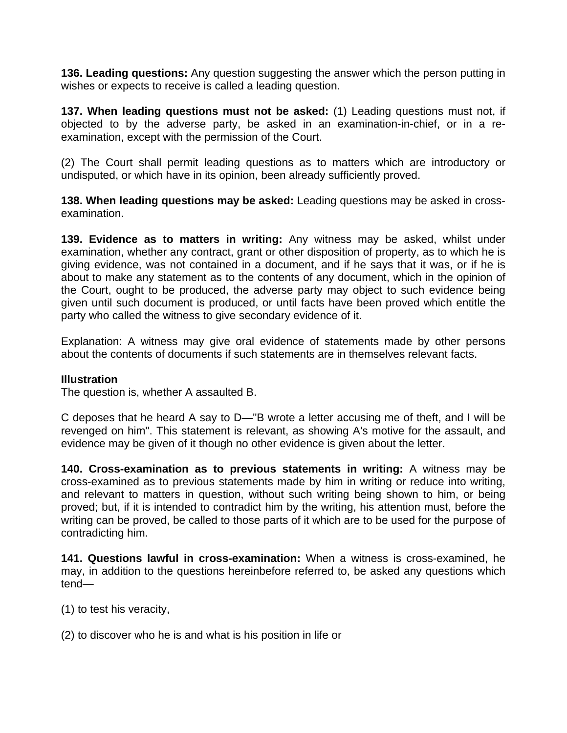**136. Leading questions:** Any question suggesting the answer which the person putting in wishes or expects to receive is called a leading question.

**137. When leading questions must not be asked:** (1) Leading questions must not, if objected to by the adverse party, be asked in an examination-in-chief, or in a re-examination, except with the permission of the Court.

(2) The Court shall permit leading questions as to matters which are introductory or undisputed, or which have in its opinion, been already sufficiently proved.

**138. When leading questions may be asked:** Leading questions may be asked in cross-examination.

**139. Evidence as to matters in writing:** Any witness may be asked, whilst under examination, whether any contract, grant or other disposition of property, as to which he is giving evidence, was not contained in a document, and if he says that it was, or if he is about to make any statement as to the contents of any document, which in the opinion of the Court, ought to be produced, the adverse party may object to such evidence being given until such document is produced, or until facts have been proved which entitle the party who called the witness to give secondary evidence of it.

Explanation: A witness may give oral evidence of statements made by other persons about the contents of documents if such statements are in themselves relevant facts.

**Illustration**

The question is, whether A assaulted B.

C deposes that he heard A say to D—"B wrote a letter accusing me of theft, and I will be revenged on him". This statement is relevant, as showing A's motive for the assault, and evidence may be given of it though no other evidence is given about the letter.

**140. Cross-examination as to previous statements in writing:** A witness may be cross-examined as to previous statements made by him in writing or reduce into writing, and relevant to matters in question, without such writing being shown to him, or being proved; but, if it is intended to contradict him by the writing, his attention must, before the writing can be proved, be called to those parts of it which are to be used for the purpose of contradicting him.

**141. Questions lawful in cross-examination:** When a witness is cross-examined, he may, in addition to the questions hereinbefore referred to, be asked any questions which tend—

(1) to test his veracity,

(2) to discover who he is and what is his position in life or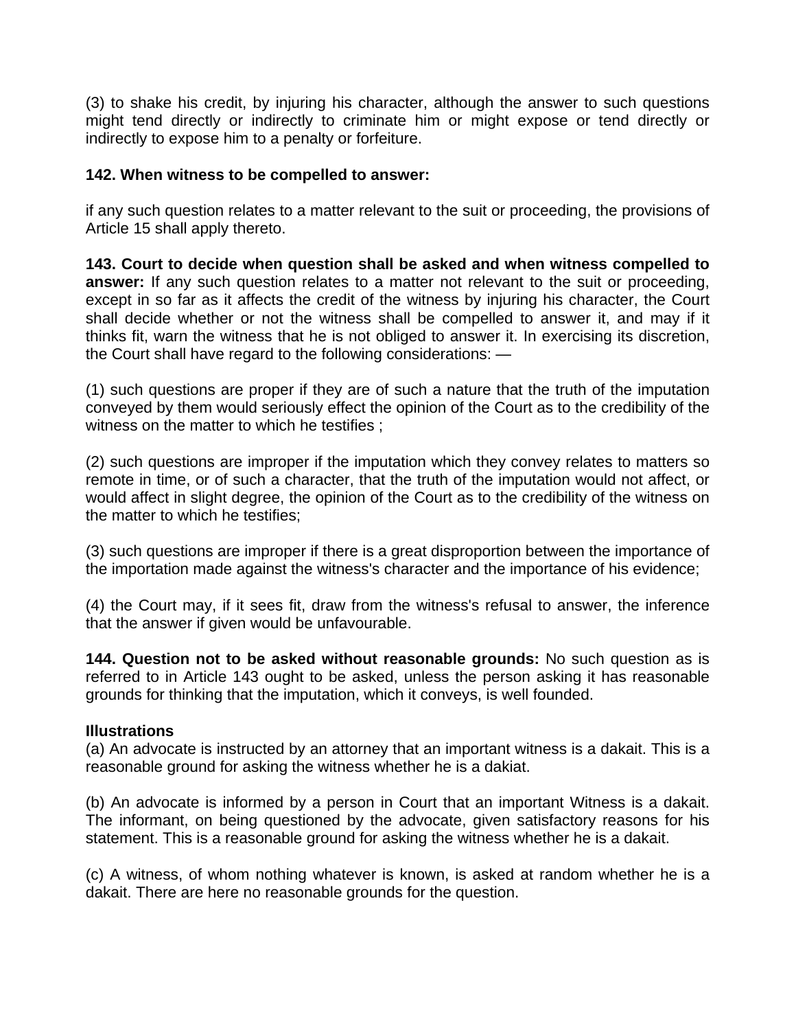(3) to shake his credit, by injuring his character, although the answer to such questions might tend directly or indirectly to criminate him or might expose or tend directly or indirectly to expose him to a penalty or forfeiture.

**142. When witness to be compelled to answer:**

if any such question relates to a matter relevant to the suit or proceeding, the provisions of Article 15 shall apply thereto.

**143. Court to decide when question shall be asked and when witness compelled to answer:** If any such question relates to a matter not relevant to the suit or proceeding, except in so far as it affects the credit of the witness by injuring his character, the Court shall decide whether or not the witness shall be compelled to answer it, and may if it thinks fit, warn the witness that he is not obliged to answer it. In exercising its discretion, the Court shall have regard to the following considerations: —

(1) such questions are proper if they are of such a nature that the truth of the imputation conveyed by them would seriously effect the opinion of the Court as to the credibility of the witness on the matter to which he testifies ;

(2) such questions are improper if the imputation which they convey relates to matters so remote in time, or of such a character, that the truth of the imputation would not affect, or would affect in slight degree, the opinion of the Court as to the credibility of the witness on the matter to which he testifies;

(3) such questions are improper if there is a great disproportion between the importance of the importation made against the witness's character and the importance of his evidence;

(4) the Court may, if it sees fit, draw from the witness's refusal to answer, the inference that the answer if given would be unfavourable.

**144. Question not to be asked without reasonable grounds:** No such question as is referred to in Article 143 ought to be asked, unless the person asking it has reasonable grounds for thinking that the imputation, which it conveys, is well founded.

**Illustrations**

(a) An advocate is instructed by an attorney that an important witness is a dakait. This is a reasonable ground for asking the witness whether he is a dakiat.

(b) An advocate is informed by a person in Court that an important Witness is a dakait. The informant, on being questioned by the advocate, given satisfactory reasons for his statement. This is a reasonable ground for asking the witness whether he is a dakait.

(c) A witness, of whom nothing whatever is known, is asked at random whether he is a dakait. There are here no reasonable grounds for the question.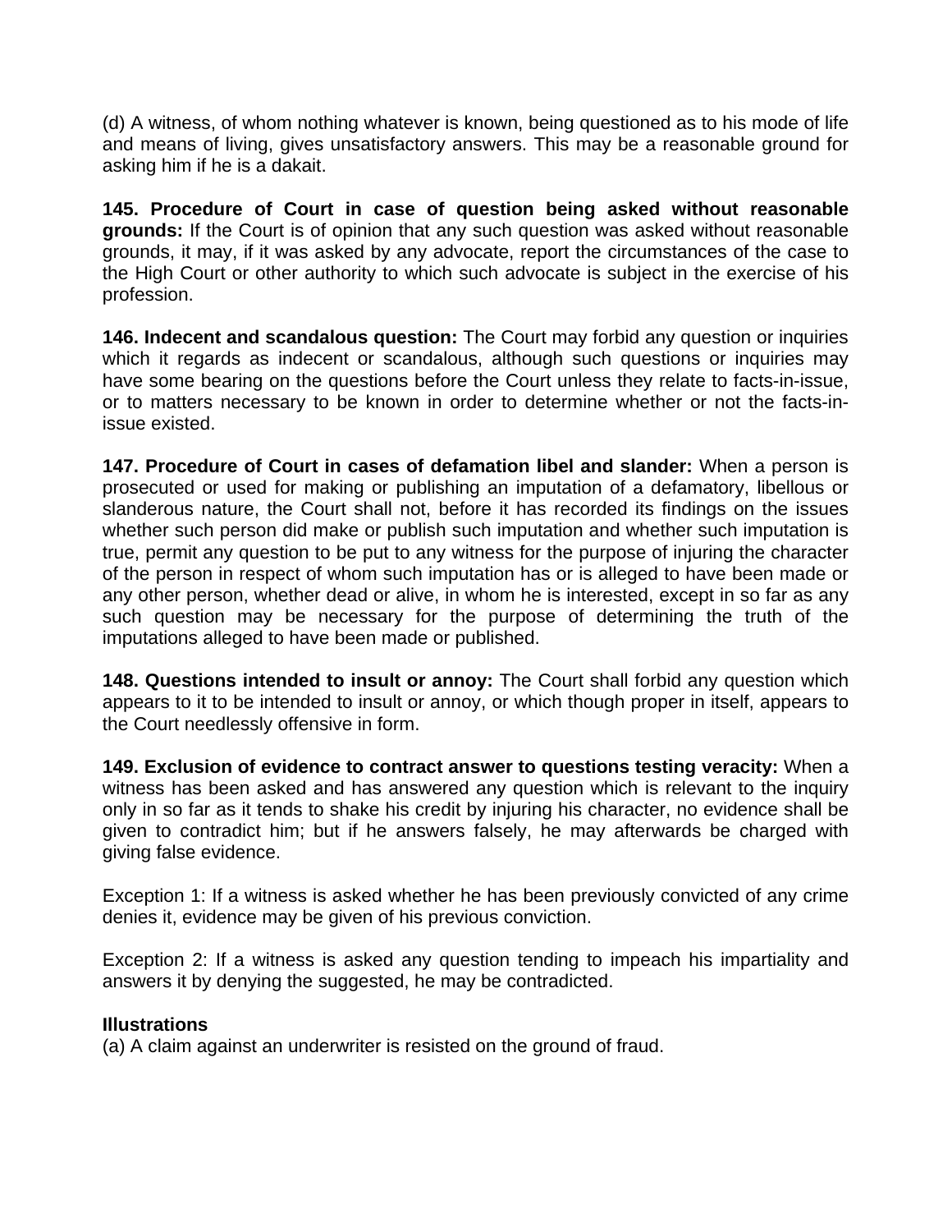(d) A witness, of whom nothing whatever is known, being questioned as to his mode of life and means of living, gives unsatisfactory answers. This may be a reasonable ground for asking him if he is a dakait.

**145. Procedure of Court in case of question being asked without reasonable grounds:** If the Court is of opinion that any such question was asked without reasonable grounds, it may, if it was asked by any advocate, report the circumstances of the case to the High Court or other authority to which such advocate is subject in the exercise of his profession.

**146. Indecent and scandalous question:** The Court may forbid any question or inquiries which it regards as indecent or scandalous, although such questions or inquiries may have some bearing on the questions before the Court unless they relate to facts-in-issue, or to matters necessary to be known in order to determine whether or not the facts-in-issue existed.

**147. Procedure of Court in cases of defamation libel and slander:** When a person is prosecuted or used for making or publishing an imputation of a defamatory, libellous or slanderous nature, the Court shall not, before it has recorded its findings on the issues whether such person did make or publish such imputation and whether such imputation is true, permit any question to be put to any witness for the purpose of injuring the character of the person in respect of whom such imputation has or is alleged to have been made or any other person, whether dead or alive, in whom he is interested, except in so far as any such question may be necessary for the purpose of determining the truth of the imputations alleged to have been made or published.

**148. Questions intended to insult or annoy:** The Court shall forbid any question which appears to it to be intended to insult or annoy, or which though proper in itself, appears to the Court needlessly offensive in form.

**149. Exclusion of evidence to contract answer to questions testing veracity:** When a witness has been asked and has answered any question which is relevant to the inquiry only in so far as it tends to shake his credit by injuring his character, no evidence shall be given to contradict him; but if he answers falsely, he may afterwards be charged with giving false evidence.

Exception 1: If a witness is asked whether he has been previously convicted of any crime denies it, evidence may be given of his previous conviction.

Exception 2: If a witness is asked any question tending to impeach his impartiality and answers it by denying the suggested, he may be contradicted.

**Illustrations**
(a) A claim against an underwriter is resisted on the ground of fraud.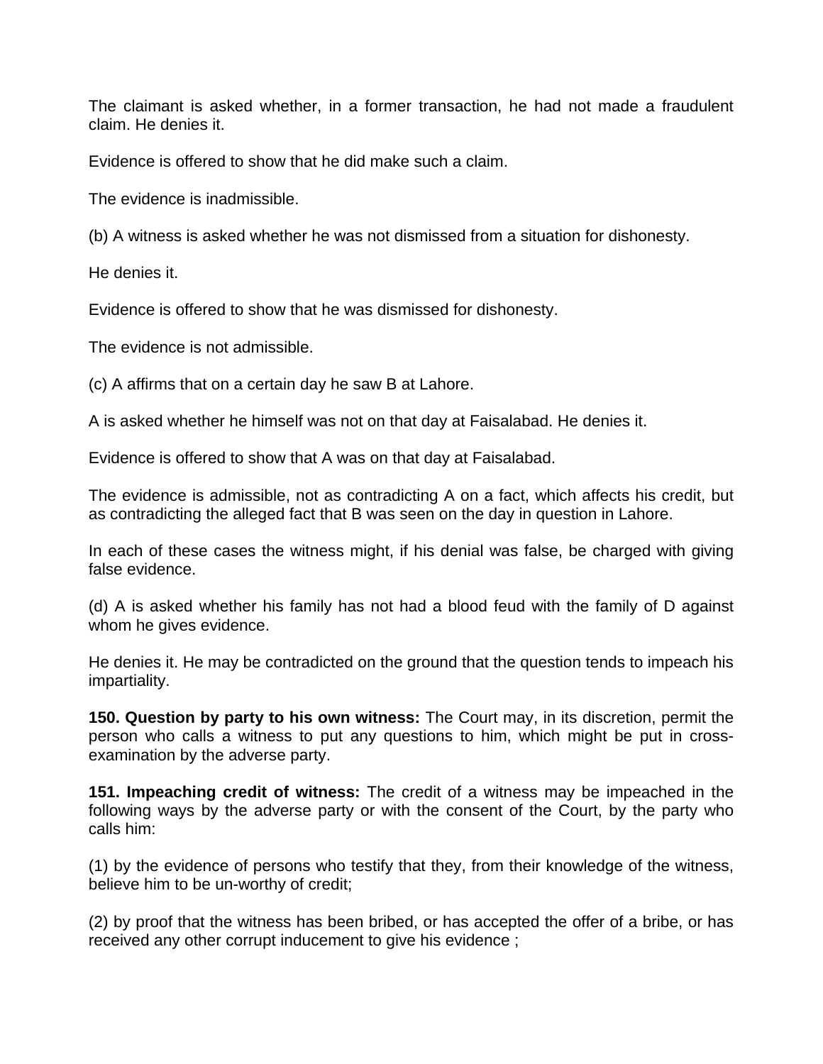The claimant is asked whether, in a former transaction, he had not made a fraudulent claim. He denies it.

Evidence is offered to show that he did make such a claim.

The evidence is inadmissible.

(b) A witness is asked whether he was not dismissed from a situation for dishonesty.

He denies it.

Evidence is offered to show that he was dismissed for dishonesty.

The evidence is not admissible.

(c) A affirms that on a certain day he saw B at Lahore.

A is asked whether he himself was not on that day at Faisalabad. He denies it.

Evidence is offered to show that A was on that day at Faisalabad.

The evidence is admissible, not as contradicting A on a fact, which affects his credit, but as contradicting the alleged fact that B was seen on the day in question in Lahore.

In each of these cases the witness might, if his denial was false, be charged with giving false evidence.

(d) A is asked whether his family has not had a blood feud with the family of D against whom he gives evidence.

He denies it. He may be contradicted on the ground that the question tends to impeach his impartiality.

**150. Question by party to his own witness:** The Court may, in its discretion, permit the person who calls a witness to put any questions to him, which might be put in cross-examination by the adverse party.

**151. Impeaching credit of witness:** The credit of a witness may be impeached in the following ways by the adverse party or with the consent of the Court, by the party who calls him:

(1) by the evidence of persons who testify that they, from their knowledge of the witness, believe him to be un-worthy of credit;

(2) by proof that the witness has been bribed, or has accepted the offer of a bribe, or has received any other corrupt inducement to give his evidence ;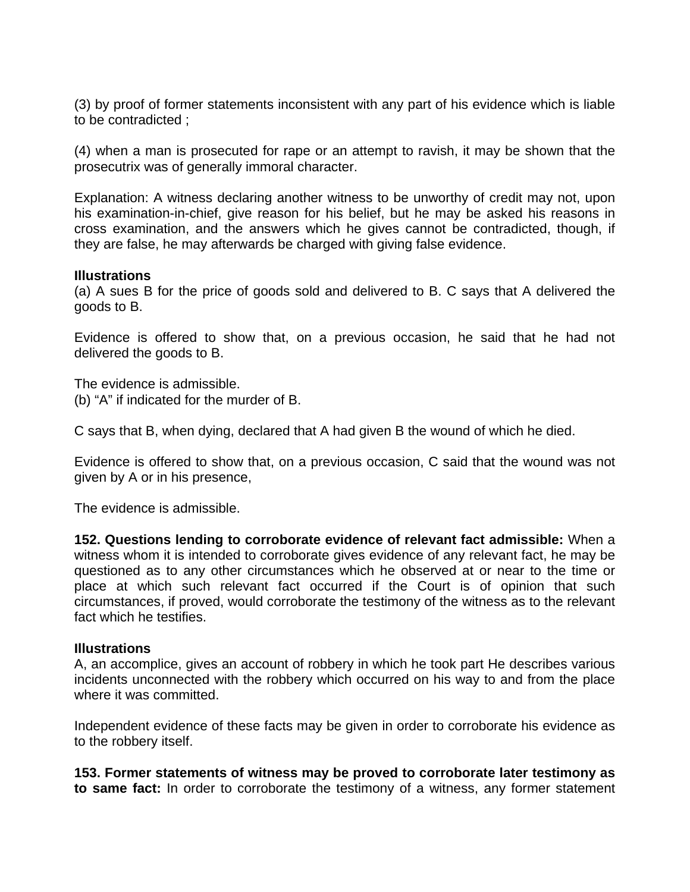(3) by proof of former statements inconsistent with any part of his evidence which is liable to be contradicted ;

(4) when a man is prosecuted for rape or an attempt to ravish, it may be shown that the prosecutrix was of generally immoral character.

Explanation: A witness declaring another witness to be unworthy of credit may not, upon his examination-in-chief, give reason for his belief, but he may be asked his reasons in cross examination, and the answers which he gives cannot be contradicted, though, if they are false, he may afterwards be charged with giving false evidence.

**Illustrations**

(a) A sues B for the price of goods sold and delivered to B. C says that A delivered the goods to B.

Evidence is offered to show that, on a previous occasion, he said that he had not delivered the goods to B.

The evidence is admissible.

(b) "A" if indicated for the murder of B.

C says that B, when dying, declared that A had given B the wound of which he died.

Evidence is offered to show that, on a previous occasion, C said that the wound was not given by A or in his presence,

The evidence is admissible.

**152. Questions lending to corroborate evidence of relevant fact admissible:** When a witness whom it is intended to corroborate gives evidence of any relevant fact, he may be questioned as to any other circumstances which he observed at or near to the time or place at which such relevant fact occurred if the Court is of opinion that such circumstances, if proved, would corroborate the testimony of the witness as to the relevant fact which he testifies.

**Illustrations**

A, an accomplice, gives an account of robbery in which he took part He describes various incidents unconnected with the robbery which occurred on his way to and from the place where it was committed.

Independent evidence of these facts may be given in order to corroborate his evidence as to the robbery itself.

**153. Former statements of witness may be proved to corroborate later testimony as to same fact:** In order to corroborate the testimony of a witness, any former statement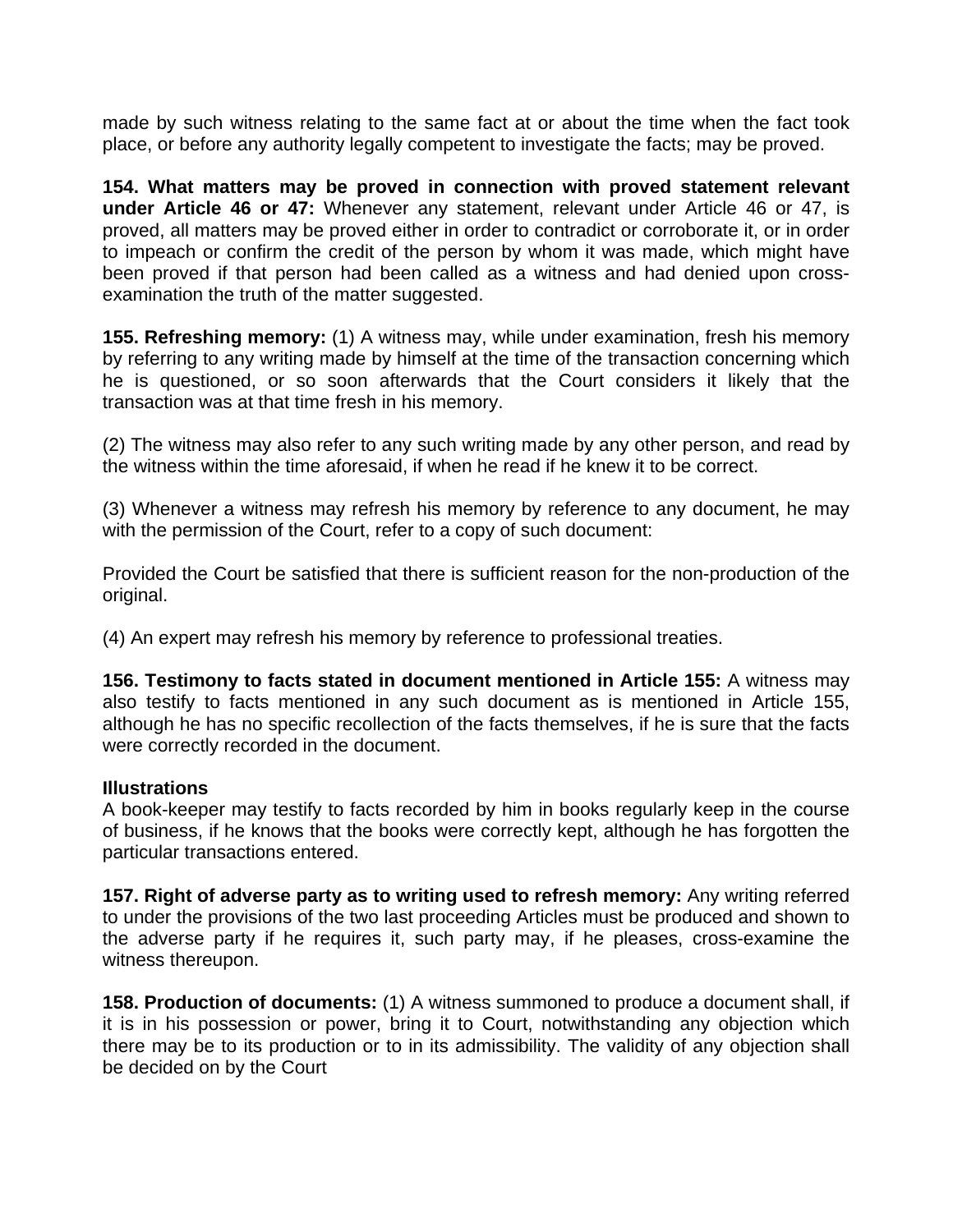made by such witness relating to the same fact at or about the time when the fact took place, or before any authority legally competent to investigate the facts; may be proved.

**154. What matters may be proved in connection with proved statement relevant under Article 46 or 47:** Whenever any statement, relevant under Article 46 or 47, is proved, all matters may be proved either in order to contradict or corroborate it, or in order to impeach or confirm the credit of the person by whom it was made, which might have been proved if that person had been called as a witness and had denied upon cross-examination the truth of the matter suggested.

**155. Refreshing memory:** (1) A witness may, while under examination, fresh his memory by referring to any writing made by himself at the time of the transaction concerning which he is questioned, or so soon afterwards that the Court considers it likely that the transaction was at that time fresh in his memory.

(2) The witness may also refer to any such writing made by any other person, and read by the witness within the time aforesaid, if when he read if he knew it to be correct.

(3) Whenever a witness may refresh his memory by reference to any document, he may with the permission of the Court, refer to a copy of such document:

Provided the Court be satisfied that there is sufficient reason for the non-production of the original.

(4) An expert may refresh his memory by reference to professional treaties.

**156. Testimony to facts stated in document mentioned in Article 155:** A witness may also testify to facts mentioned in any such document as is mentioned in Article 155, although he has no specific recollection of the facts themselves, if he is sure that the facts were correctly recorded in the document.

**Illustrations**

A book-keeper may testify to facts recorded by him in books regularly keep in the course of business, if he knows that the books were correctly kept, although he has forgotten the particular transactions entered.

**157. Right of adverse party as to writing used to refresh memory:** Any writing referred to under the provisions of the two last proceeding Articles must be produced and shown to the adverse party if he requires it, such party may, if he pleases, cross-examine the witness thereupon.

**158. Production of documents:** (1) A witness summoned to produce a document shall, if it is in his possession or power, bring it to Court, notwithstanding any objection which there may be to its production or to in its admissibility. The validity of any objection shall be decided on by the Court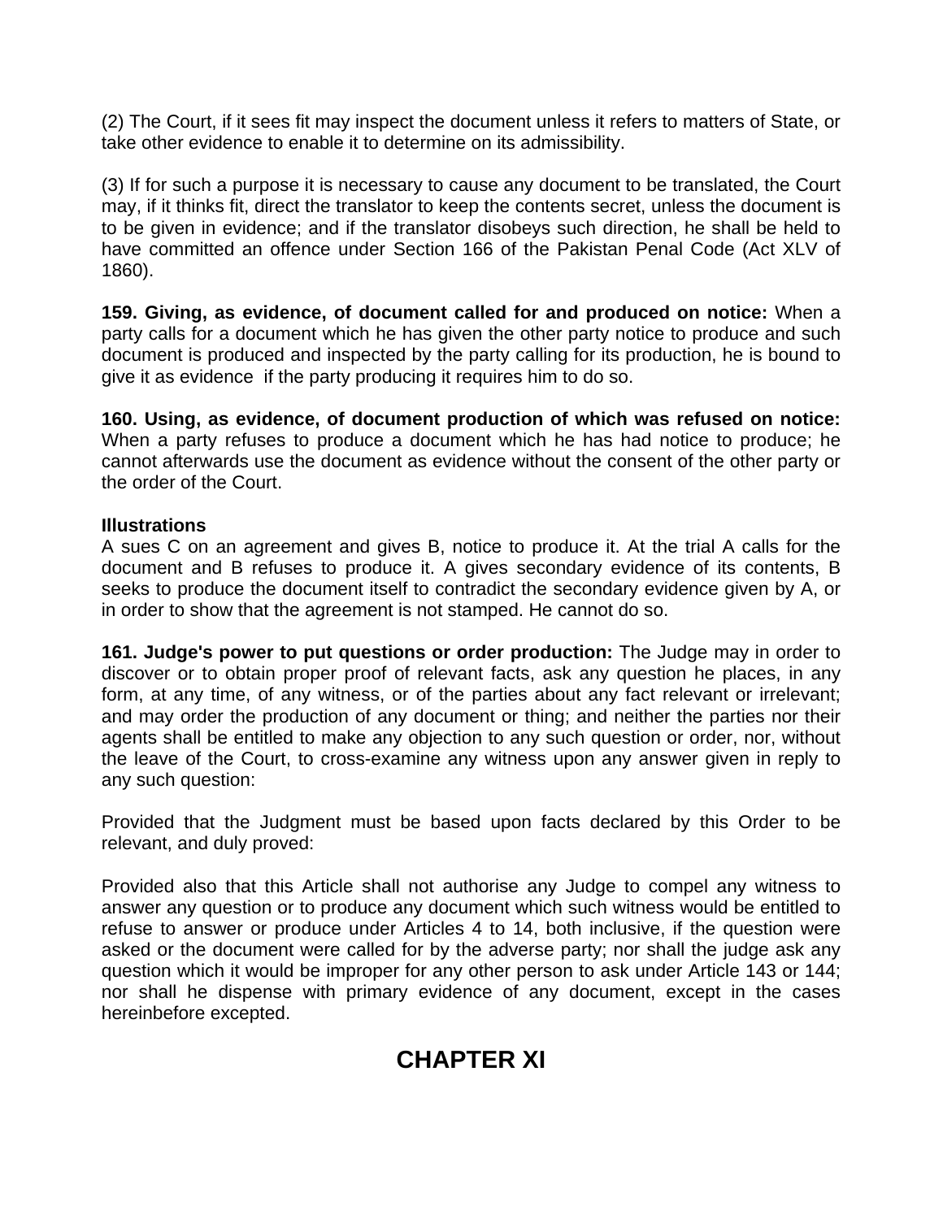(2) The Court, if it sees fit may inspect the document unless it refers to matters of State, or take other evidence to enable it to determine on its admissibility.

(3) If for such a purpose it is necessary to cause any document to be translated, the Court may, if it thinks fit, direct the translator to keep the contents secret, unless the document is to be given in evidence; and if the translator disobeys such direction, he shall be held to have committed an offence under Section 166 of the Pakistan Penal Code (Act XLV of 1860).

**159. Giving, as evidence, of document called for and produced on notice:** When a party calls for a document which he has given the other party notice to produce and such document is produced and inspected by the party calling for its production, he is bound to give it as evidence if the party producing it requires him to do so.

**160. Using, as evidence, of document production of which was refused on notice:** When a party refuses to produce a document which he has had notice to produce; he cannot afterwards use the document as evidence without the consent of the other party or the order of the Court.

**Illustrations**

A sues C on an agreement and gives B, notice to produce it. At the trial A calls for the document and B refuses to produce it. A gives secondary evidence of its contents, B seeks to produce the document itself to contradict the secondary evidence given by A, or in order to show that the agreement is not stamped. He cannot do so.

**161. Judge's power to put questions or order production:** The Judge may in order to discover or to obtain proper proof of relevant facts, ask any question he places, in any form, at any time, of any witness, or of the parties about any fact relevant or irrelevant; and may order the production of any document or thing; and neither the parties nor their agents shall be entitled to make any objection to any such question or order, nor, without the leave of the Court, to cross-examine any witness upon any answer given in reply to any such question:

Provided that the Judgment must be based upon facts declared by this Order to be relevant, and duly proved:

Provided also that this Article shall not authorise any Judge to compel any witness to answer any question or to produce any document which such witness would be entitled to refuse to answer or produce under Articles 4 to 14, both inclusive, if the question were asked or the document were called for by the adverse party; nor shall the judge ask any question which it would be improper for any other person to ask under Article 143 or 144; nor shall he dispense with primary evidence of any document, except in the cases hereinbefore excepted.

# CHAPTER XI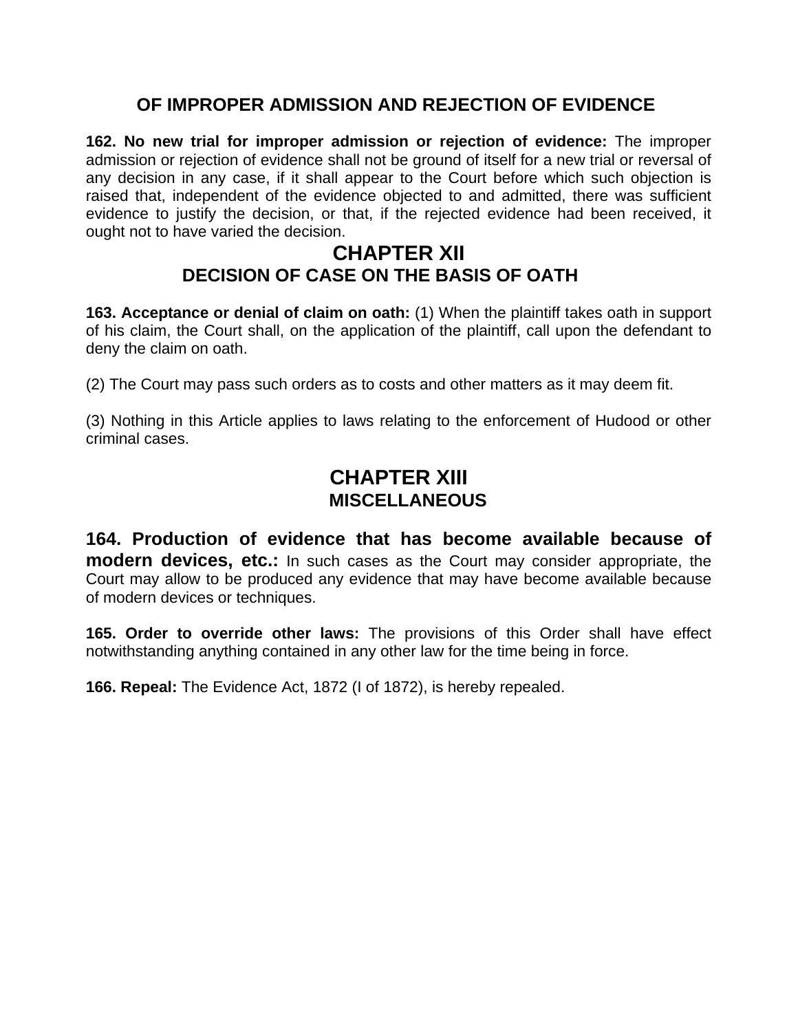### OF IMPROPER ADMISSION AND REJECTION OF EVIDENCE

**162. No new trial for improper admission or rejection of evidence:** The improper admission or rejection of evidence shall not be ground of itself for a new trial or reversal of any decision in any case, if it shall appear to the Court before which such objection is raised that, independent of the evidence objected to and admitted, there was sufficient evidence to justify the decision, or that, if the rejected evidence had been received, it ought not to have varied the decision.

## CHAPTER XII

### DECISION OF CASE ON THE BASIS OF OATH

**163. Acceptance or denial of claim on oath:** (1) When the plaintiff takes oath in support of his claim, the Court shall, on the application of the plaintiff, call upon the defendant to deny the claim on oath.

(2) The Court may pass such orders as to costs and other matters as it may deem fit.

(3) Nothing in this Article applies to laws relating to the enforcement of Hudood or other criminal cases.

## CHAPTER XIII

### MISCELLANEOUS

**164. Production of evidence that has become available because of modern devices, etc.:** In such cases as the Court may consider appropriate, the Court may allow to be produced any evidence that may have become available because of modern devices or techniques.

**165. Order to override other laws:** The provisions of this Order shall have effect notwithstanding anything contained in any other law for the time being in force.

**166. Repeal:** The Evidence Act, 1872 (I of 1872), is hereby repealed.